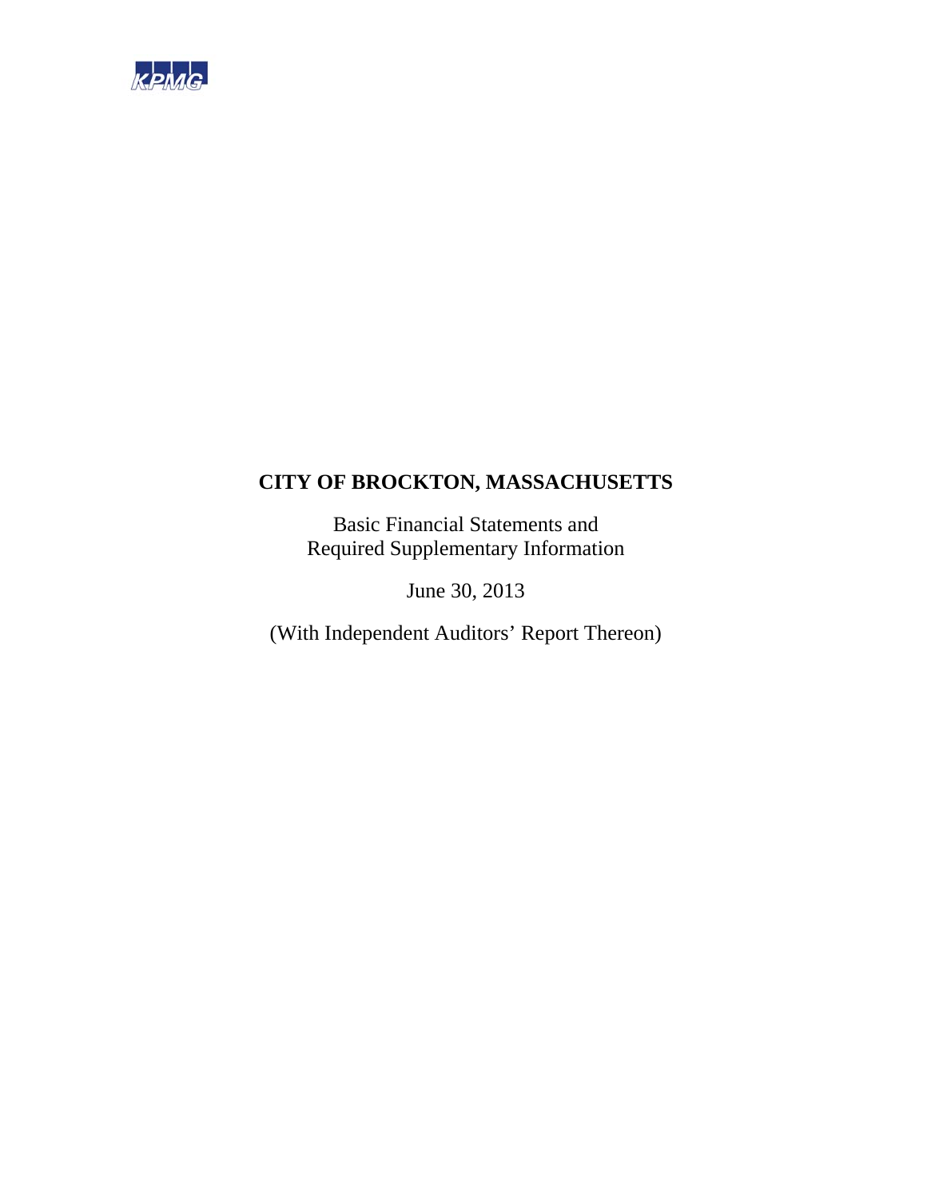KPMG

# CITY OF BROCKTON, MASSACHUSETTS

Basic Financial Statements and
Required Supplementary Information

June 30, 2013

(With Independent Auditors' Report Thereon)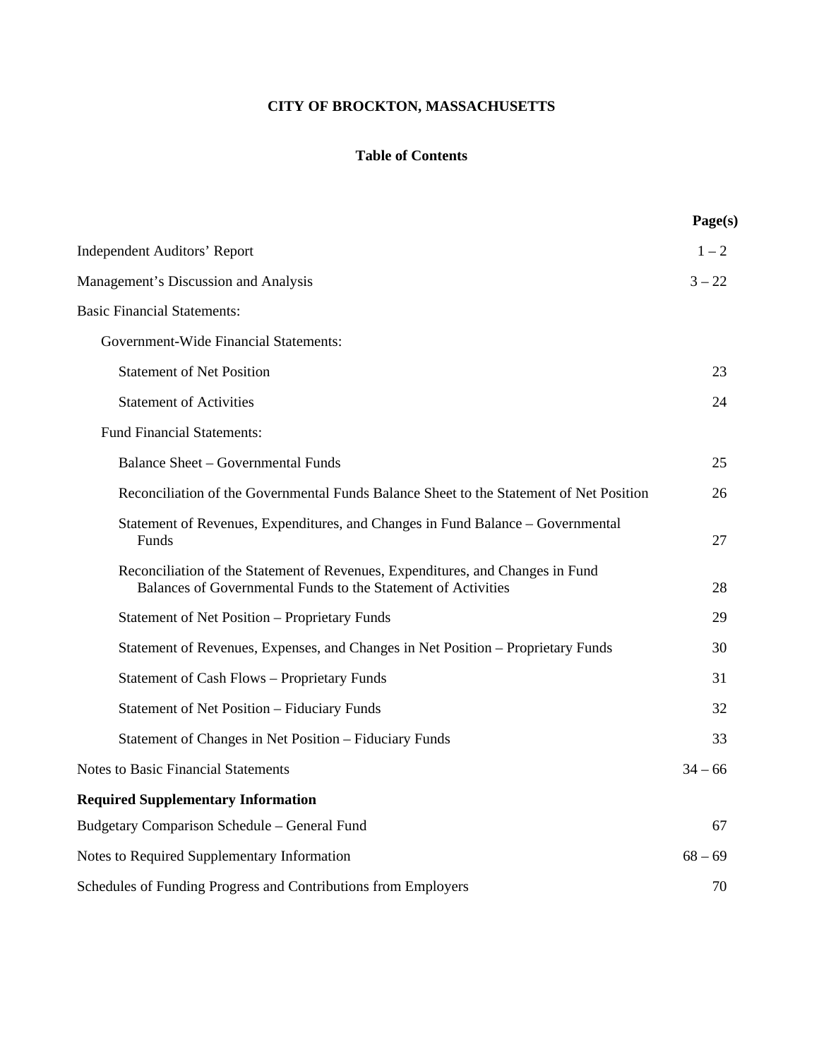# CITY OF BROCKTON, MASSACHUSETTS

## Table of Contents

| | Page(s) |
|---|---|
| Independent Auditors' Report | 1 – 2 |
| Management's Discussion and Analysis | 3 – 22 |
| Basic Financial Statements: | |
| Government-Wide Financial Statements: | |
| Statement of Net Position | 23 |
| Statement of Activities | 24 |
| Fund Financial Statements: | |
| Balance Sheet – Governmental Funds | 25 |
| Reconciliation of the Governmental Funds Balance Sheet to the Statement of Net Position | 26 |
| Statement of Revenues, Expenditures, and Changes in Fund Balance – Governmental Funds | 27 |
| Reconciliation of the Statement of Revenues, Expenditures, and Changes in Fund Balances of Governmental Funds to the Statement of Activities | 28 |
| Statement of Net Position – Proprietary Funds | 29 |
| Statement of Revenues, Expenses, and Changes in Net Position – Proprietary Funds | 30 |
| Statement of Cash Flows – Proprietary Funds | 31 |
| Statement of Net Position – Fiduciary Funds | 32 |
| Statement of Changes in Net Position – Fiduciary Funds | 33 |
| Notes to Basic Financial Statements | 34 – 66 |
| **Required Supplementary Information** | |
| Budgetary Comparison Schedule – General Fund | 67 |
| Notes to Required Supplementary Information | 68 – 69 |
| Schedules of Funding Progress and Contributions from Employers | 70 |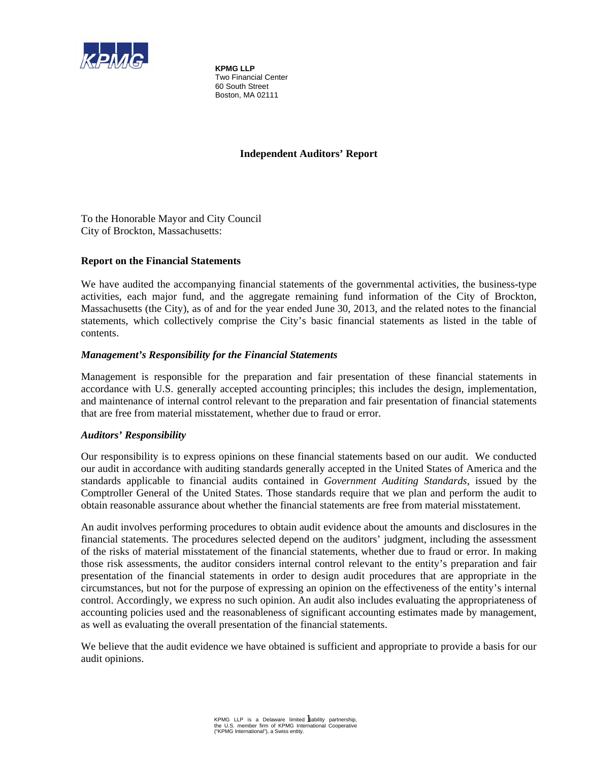**KPMG LLP**
Two Financial Center
60 South Street
Boston, MA 02111

# Independent Auditors' Report

To the Honorable Mayor and City Council
City of Brockton, Massachusetts:

## Report on the Financial Statements

We have audited the accompanying financial statements of the governmental activities, the business-type activities, each major fund, and the aggregate remaining fund information of the City of Brockton, Massachusetts (the City), as of and for the year ended June 30, 2013, and the related notes to the financial statements, which collectively comprise the City's basic financial statements as listed in the table of contents.

### *Management's Responsibility for the Financial Statements*

Management is responsible for the preparation and fair presentation of these financial statements in accordance with U.S. generally accepted accounting principles; this includes the design, implementation, and maintenance of internal control relevant to the preparation and fair presentation of financial statements that are free from material misstatement, whether due to fraud or error.

### *Auditors' Responsibility*

Our responsibility is to express opinions on these financial statements based on our audit. We conducted our audit in accordance with auditing standards generally accepted in the United States of America and the standards applicable to financial audits contained in *Government Auditing Standards*, issued by the Comptroller General of the United States. Those standards require that we plan and perform the audit to obtain reasonable assurance about whether the financial statements are free from material misstatement.

An audit involves performing procedures to obtain audit evidence about the amounts and disclosures in the financial statements. The procedures selected depend on the auditors' judgment, including the assessment of the risks of material misstatement of the financial statements, whether due to fraud or error. In making those risk assessments, the auditor considers internal control relevant to the entity's preparation and fair presentation of the financial statements in order to design audit procedures that are appropriate in the circumstances, but not for the purpose of expressing an opinion on the effectiveness of the entity's internal control. Accordingly, we express no such opinion. An audit also includes evaluating the appropriateness of accounting policies used and the reasonableness of significant accounting estimates made by management, as well as evaluating the overall presentation of the financial statements.

We believe that the audit evidence we have obtained is sufficient and appropriate to provide a basis for our audit opinions.

KPMG LLP is a Delaware limited liability partnership, the U.S. member firm of KPMG International Cooperative ("KPMG International"), a Swiss entity.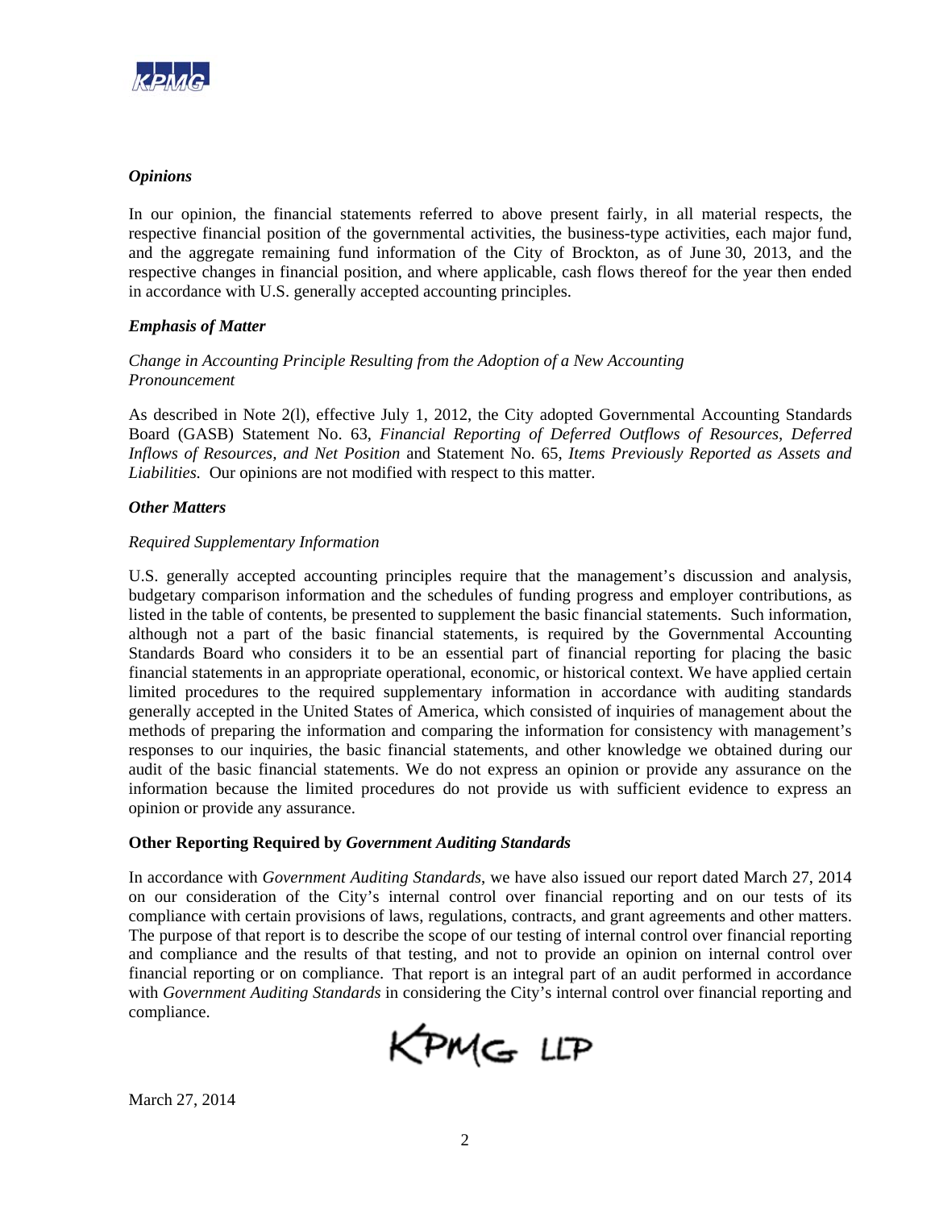### *Opinions*

In our opinion, the financial statements referred to above present fairly, in all material respects, the respective financial position of the governmental activities, the business-type activities, each major fund, and the aggregate remaining fund information of the City of Brockton, as of June 30, 2013, and the respective changes in financial position, and where applicable, cash flows thereof for the year then ended in accordance with U.S. generally accepted accounting principles.

### *Emphasis of Matter*

*Change in Accounting Principle Resulting from the Adoption of a New Accounting Pronouncement*

As described in Note 2(l), effective July 1, 2012, the City adopted Governmental Accounting Standards Board (GASB) Statement No. 63, *Financial Reporting of Deferred Outflows of Resources, Deferred Inflows of Resources, and Net Position* and Statement No. 65, *Items Previously Reported as Assets and Liabilities.* Our opinions are not modified with respect to this matter.

### *Other Matters*

*Required Supplementary Information*

U.S. generally accepted accounting principles require that the management's discussion and analysis, budgetary comparison information and the schedules of funding progress and employer contributions, as listed in the table of contents, be presented to supplement the basic financial statements. Such information, although not a part of the basic financial statements, is required by the Governmental Accounting Standards Board who considers it to be an essential part of financial reporting for placing the basic financial statements in an appropriate operational, economic, or historical context. We have applied certain limited procedures to the required supplementary information in accordance with auditing standards generally accepted in the United States of America, which consisted of inquiries of management about the methods of preparing the information and comparing the information for consistency with management's responses to our inquiries, the basic financial statements, and other knowledge we obtained during our audit of the basic financial statements. We do not express an opinion or provide any assurance on the information because the limited procedures do not provide us with sufficient evidence to express an opinion or provide any assurance.

### Other Reporting Required by *Government Auditing Standards*

In accordance with *Government Auditing Standards*, we have also issued our report dated March 27, 2014 on our consideration of the City's internal control over financial reporting and on our tests of its compliance with certain provisions of laws, regulations, contracts, and grant agreements and other matters. The purpose of that report is to describe the scope of our testing of internal control over financial reporting and compliance and the results of that testing, and not to provide an opinion on internal control over financial reporting or on compliance. That report is an integral part of an audit performed in accordance with *Government Auditing Standards* in considering the City's internal control over financial reporting and compliance.

KPMG LLP

March 27, 2014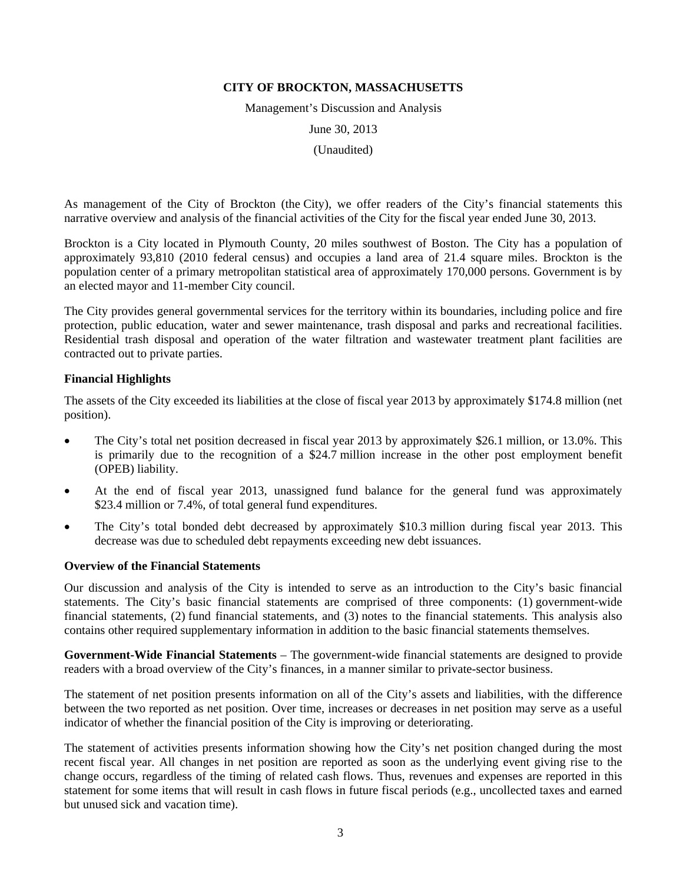**CITY OF BROCKTON, MASSACHUSETTS**

Management's Discussion and Analysis

June 30, 2013

(Unaudited)

As management of the City of Brockton (the City), we offer readers of the City's financial statements this narrative overview and analysis of the financial activities of the City for the fiscal year ended June 30, 2013.

Brockton is a City located in Plymouth County, 20 miles southwest of Boston. The City has a population of approximately 93,810 (2010 federal census) and occupies a land area of 21.4 square miles. Brockton is the population center of a primary metropolitan statistical area of approximately 170,000 persons. Government is by an elected mayor and 11-member City council.

The City provides general governmental services for the territory within its boundaries, including police and fire protection, public education, water and sewer maintenance, trash disposal and parks and recreational facilities. Residential trash disposal and operation of the water filtration and wastewater treatment plant facilities are contracted out to private parties.

**Financial Highlights**

The assets of the City exceeded its liabilities at the close of fiscal year 2013 by approximately $174.8 million (net position).

- The City's total net position decreased in fiscal year 2013 by approximately $26.1 million, or 13.0%. This is primarily due to the recognition of a $24.7 million increase in the other post employment benefit (OPEB) liability.
- At the end of fiscal year 2013, unassigned fund balance for the general fund was approximately $23.4 million or 7.4%, of total general fund expenditures.
- The City's total bonded debt decreased by approximately $10.3 million during fiscal year 2013. This decrease was due to scheduled debt repayments exceeding new debt issuances.

**Overview of the Financial Statements**

Our discussion and analysis of the City is intended to serve as an introduction to the City's basic financial statements. The City's basic financial statements are comprised of three components: (1) government-wide financial statements, (2) fund financial statements, and (3) notes to the financial statements. This analysis also contains other required supplementary information in addition to the basic financial statements themselves.

**Government-Wide Financial Statements** – The government-wide financial statements are designed to provide readers with a broad overview of the City's finances, in a manner similar to private-sector business.

The statement of net position presents information on all of the City's assets and liabilities, with the difference between the two reported as net position. Over time, increases or decreases in net position may serve as a useful indicator of whether the financial position of the City is improving or deteriorating.

The statement of activities presents information showing how the City's net position changed during the most recent fiscal year. All changes in net position are reported as soon as the underlying event giving rise to the change occurs, regardless of the timing of related cash flows. Thus, revenues and expenses are reported in this statement for some items that will result in cash flows in future fiscal periods (e.g., uncollected taxes and earned but unused sick and vacation time).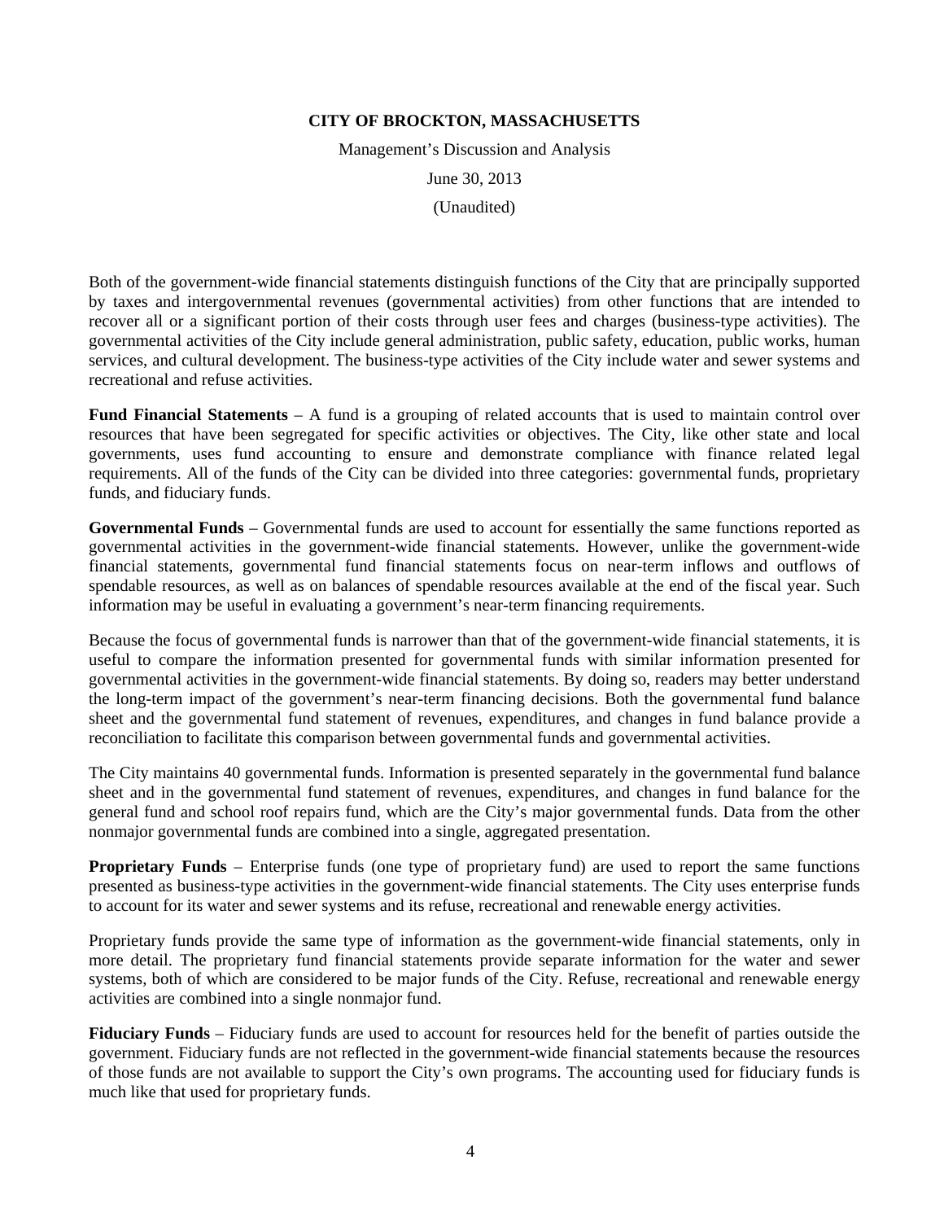Both of the government-wide financial statements distinguish functions of the City that are principally supported by taxes and intergovernmental revenues (governmental activities) from other functions that are intended to recover all or a significant portion of their costs through user fees and charges (business-type activities). The governmental activities of the City include general administration, public safety, education, public works, human services, and cultural development. The business-type activities of the City include water and sewer systems and recreational and refuse activities.

**Fund Financial Statements** – A fund is a grouping of related accounts that is used to maintain control over resources that have been segregated for specific activities or objectives. The City, like other state and local governments, uses fund accounting to ensure and demonstrate compliance with finance related legal requirements. All of the funds of the City can be divided into three categories: governmental funds, proprietary funds, and fiduciary funds.

**Governmental Funds** – Governmental funds are used to account for essentially the same functions reported as governmental activities in the government-wide financial statements. However, unlike the government-wide financial statements, governmental fund financial statements focus on near-term inflows and outflows of spendable resources, as well as on balances of spendable resources available at the end of the fiscal year. Such information may be useful in evaluating a government's near-term financing requirements.

Because the focus of governmental funds is narrower than that of the government-wide financial statements, it is useful to compare the information presented for governmental funds with similar information presented for governmental activities in the government-wide financial statements. By doing so, readers may better understand the long-term impact of the government's near-term financing decisions. Both the governmental fund balance sheet and the governmental fund statement of revenues, expenditures, and changes in fund balance provide a reconciliation to facilitate this comparison between governmental funds and governmental activities.

The City maintains 40 governmental funds. Information is presented separately in the governmental fund balance sheet and in the governmental fund statement of revenues, expenditures, and changes in fund balance for the general fund and school roof repairs fund, which are the City's major governmental funds. Data from the other nonmajor governmental funds are combined into a single, aggregated presentation.

**Proprietary Funds** – Enterprise funds (one type of proprietary fund) are used to report the same functions presented as business-type activities in the government-wide financial statements. The City uses enterprise funds to account for its water and sewer systems and its refuse, recreational and renewable energy activities.

Proprietary funds provide the same type of information as the government-wide financial statements, only in more detail. The proprietary fund financial statements provide separate information for the water and sewer systems, both of which are considered to be major funds of the City. Refuse, recreational and renewable energy activities are combined into a single nonmajor fund.

**Fiduciary Funds** – Fiduciary funds are used to account for resources held for the benefit of parties outside the government. Fiduciary funds are not reflected in the government-wide financial statements because the resources of those funds are not available to support the City's own programs. The accounting used for fiduciary funds is much like that used for proprietary funds.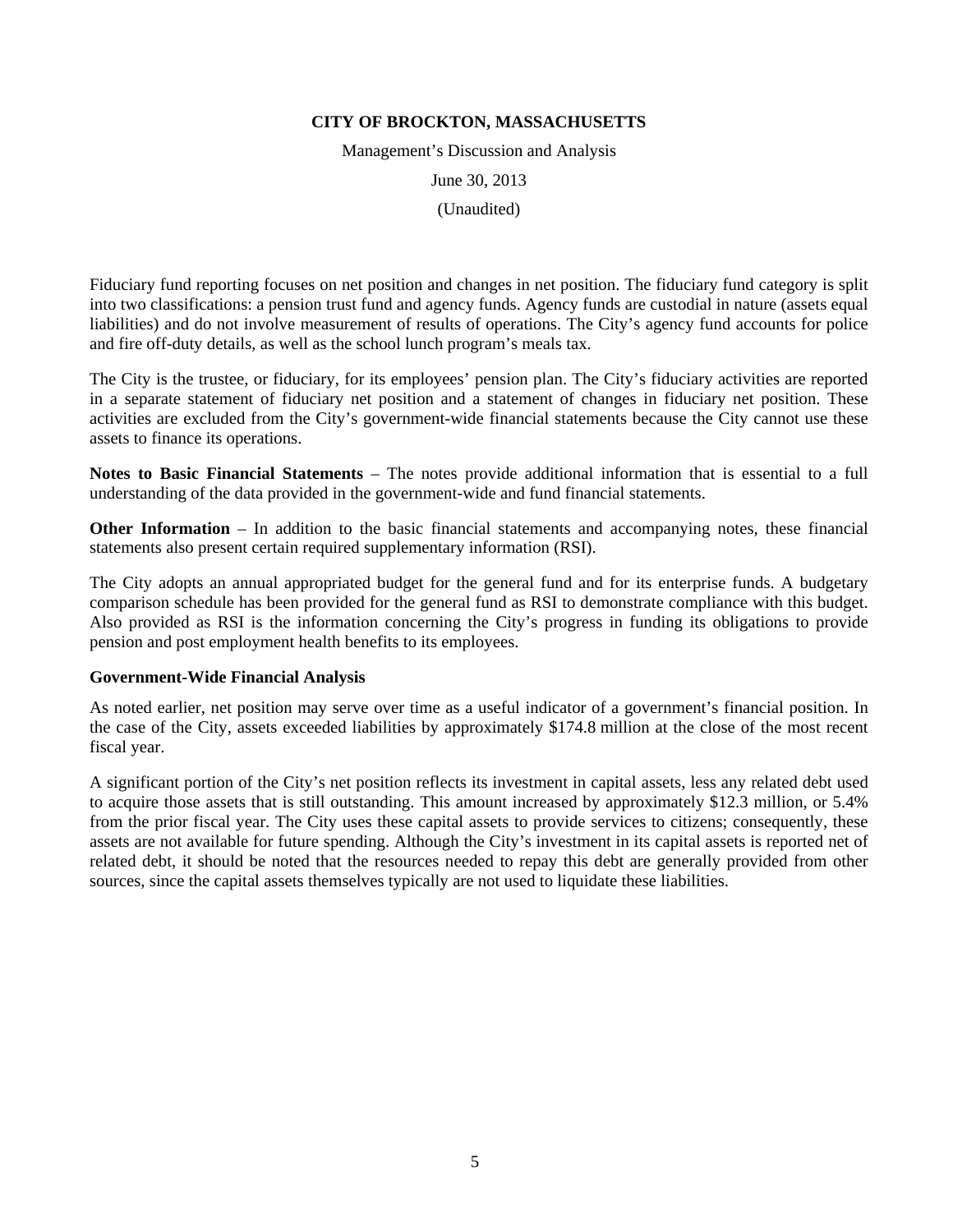Fiduciary fund reporting focuses on net position and changes in net position. The fiduciary fund category is split into two classifications: a pension trust fund and agency funds. Agency funds are custodial in nature (assets equal liabilities) and do not involve measurement of results of operations. The City's agency fund accounts for police and fire off-duty details, as well as the school lunch program's meals tax.

The City is the trustee, or fiduciary, for its employees' pension plan. The City's fiduciary activities are reported in a separate statement of fiduciary net position and a statement of changes in fiduciary net position. These activities are excluded from the City's government-wide financial statements because the City cannot use these assets to finance its operations.

**Notes to Basic Financial Statements** – The notes provide additional information that is essential to a full understanding of the data provided in the government-wide and fund financial statements.

**Other Information** – In addition to the basic financial statements and accompanying notes, these financial statements also present certain required supplementary information (RSI).

The City adopts an annual appropriated budget for the general fund and for its enterprise funds. A budgetary comparison schedule has been provided for the general fund as RSI to demonstrate compliance with this budget. Also provided as RSI is the information concerning the City's progress in funding its obligations to provide pension and post employment health benefits to its employees.

**Government-Wide Financial Analysis**

As noted earlier, net position may serve over time as a useful indicator of a government's financial position. In the case of the City, assets exceeded liabilities by approximately $174.8 million at the close of the most recent fiscal year.

A significant portion of the City's net position reflects its investment in capital assets, less any related debt used to acquire those assets that is still outstanding. This amount increased by approximately $12.3 million, or 5.4% from the prior fiscal year. The City uses these capital assets to provide services to citizens; consequently, these assets are not available for future spending. Although the City's investment in its capital assets is reported net of related debt, it should be noted that the resources needed to repay this debt are generally provided from other sources, since the capital assets themselves typically are not used to liquidate these liabilities.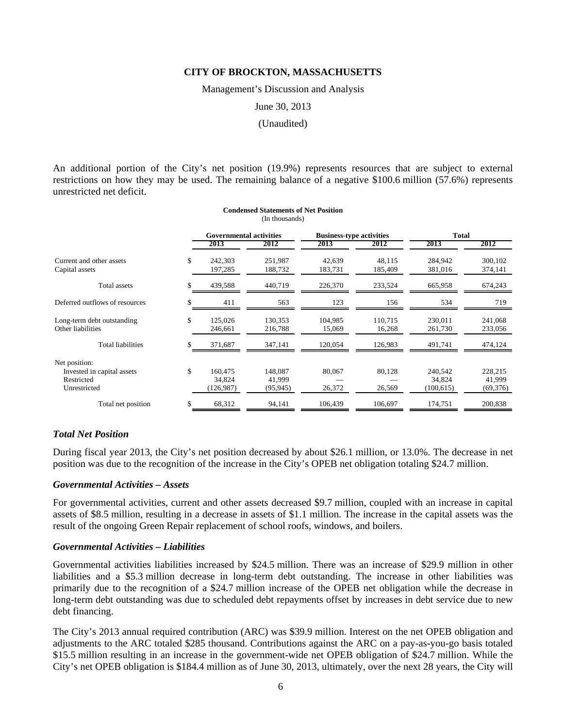**CITY OF BROCKTON, MASSACHUSETTS**

Management's Discussion and Analysis

June 30, 2013

(Unaudited)

An additional portion of the City's net position (19.9%) represents resources that are subject to external restrictions on how they may be used. The remaining balance of a negative \$100.6 million (57.6%) represents unrestricted net deficit.

**Condensed Statements of Net Position**
(In thousands)

| | Governmental activities | | Business-type activities | | Total | |
|---|---|---|---|---|---|---|
| | 2013 | 2012 | 2013 | 2012 | 2013 | 2012 |
| Current and other assets | $ 242,303 | 251,987 | 42,639 | 48,115 | 284,942 | 300,102 |
| Capital assets | 197,285 | 188,732 | 183,731 | 185,409 | 381,016 | 374,141 |
| Total assets | $ 439,588 | 440,719 | 226,370 | 233,524 | 665,958 | 674,243 |
| Deferred outflows of resources | $ 411 | 563 | 123 | 156 | 534 | 719 |
| Long-term debt outstanding | $ 125,026 | 130,353 | 104,985 | 110,715 | 230,011 | 241,068 |
| Other liabilities | 246,661 | 216,788 | 15,069 | 16,268 | 261,730 | 233,056 |
| Total liabilities | $ 371,687 | 347,141 | 120,054 | 126,983 | 491,741 | 474,124 |
| Net position: | | | | | | |
| Invested in capital assets | $ 160,475 | 148,087 | 80,067 | 80,128 | 240,542 | 228,215 |
| Restricted | 34,824 | 41,999 | — | — | 34,824 | 41,999 |
| Unrestricted | (126,987) | (95,945) | 26,372 | 26,569 | (100,615) | (69,376) |
| Total net position | $ 68,312 | 94,141 | 106,439 | 106,697 | 174,751 | 200,838 |

### *Total Net Position*

During fiscal year 2013, the City's net position decreased by about \$26.1 million, or 13.0%. The decrease in net position was due to the recognition of the increase in the City's OPEB net obligation totaling \$24.7 million.

### *Governmental Activities – Assets*

For governmental activities, current and other assets decreased \$9.7 million, coupled with an increase in capital assets of \$8.5 million, resulting in a decrease in assets of \$1.1 million. The increase in the capital assets was the result of the ongoing Green Repair replacement of school roofs, windows, and boilers.

### *Governmental Activities – Liabilities*

Governmental activities liabilities increased by \$24.5 million. There was an increase of \$29.9 million in other liabilities and a \$5.3 million decrease in long-term debt outstanding. The increase in other liabilities was primarily due to the recognition of a \$24.7 million increase of the OPEB net obligation while the decrease in long-term debt outstanding was due to scheduled debt repayments offset by increases in debt service due to new debt financing.

The City's 2013 annual required contribution (ARC) was \$39.9 million. Interest on the net OPEB obligation and adjustments to the ARC totaled \$285 thousand. Contributions against the ARC on a pay-as-you-go basis totaled \$15.5 million resulting in an increase in the government-wide net OPEB obligation of \$24.7 million. While the City's net OPEB obligation is \$184.4 million as of June 30, 2013, ultimately, over the next 28 years, the City will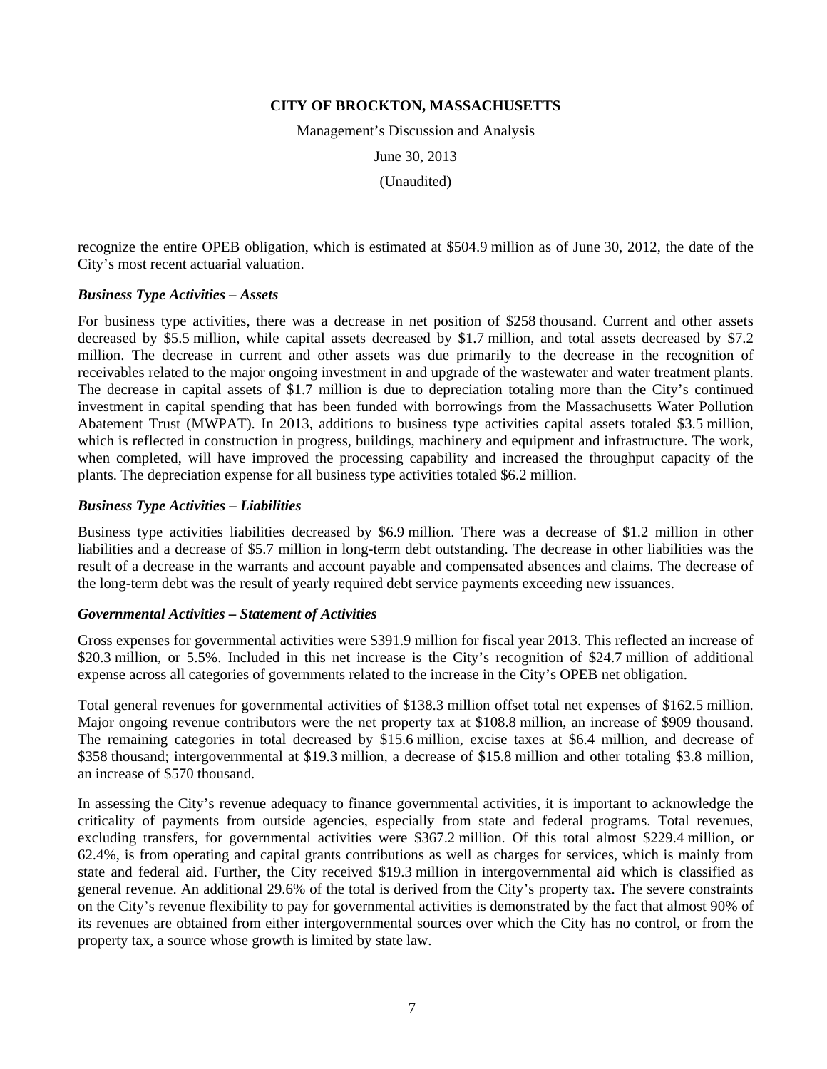recognize the entire OPEB obligation, which is estimated at $504.9 million as of June 30, 2012, the date of the City's most recent actuarial valuation.

***Business Type Activities – Assets***

For business type activities, there was a decrease in net position of $258 thousand. Current and other assets decreased by $5.5 million, while capital assets decreased by $1.7 million, and total assets decreased by $7.2 million. The decrease in current and other assets was due primarily to the decrease in the recognition of receivables related to the major ongoing investment in and upgrade of the wastewater and water treatment plants. The decrease in capital assets of $1.7 million is due to depreciation totaling more than the City's continued investment in capital spending that has been funded with borrowings from the Massachusetts Water Pollution Abatement Trust (MWPAT). In 2013, additions to business type activities capital assets totaled $3.5 million, which is reflected in construction in progress, buildings, machinery and equipment and infrastructure. The work, when completed, will have improved the processing capability and increased the throughput capacity of the plants. The depreciation expense for all business type activities totaled $6.2 million.

***Business Type Activities – Liabilities***

Business type activities liabilities decreased by $6.9 million. There was a decrease of $1.2 million in other liabilities and a decrease of $5.7 million in long-term debt outstanding. The decrease in other liabilities was the result of a decrease in the warrants and account payable and compensated absences and claims. The decrease of the long-term debt was the result of yearly required debt service payments exceeding new issuances.

***Governmental Activities – Statement of Activities***

Gross expenses for governmental activities were $391.9 million for fiscal year 2013. This reflected an increase of $20.3 million, or 5.5%. Included in this net increase is the City's recognition of $24.7 million of additional expense across all categories of governments related to the increase in the City's OPEB net obligation.

Total general revenues for governmental activities of $138.3 million offset total net expenses of $162.5 million. Major ongoing revenue contributors were the net property tax at $108.8 million, an increase of $909 thousand. The remaining categories in total decreased by $15.6 million, excise taxes at $6.4 million, and decrease of $358 thousand; intergovernmental at $19.3 million, a decrease of $15.8 million and other totaling $3.8 million, an increase of $570 thousand.

In assessing the City's revenue adequacy to finance governmental activities, it is important to acknowledge the criticality of payments from outside agencies, especially from state and federal programs. Total revenues, excluding transfers, for governmental activities were $367.2 million. Of this total almost $229.4 million, or 62.4%, is from operating and capital grants contributions as well as charges for services, which is mainly from state and federal aid. Further, the City received $19.3 million in intergovernmental aid which is classified as general revenue. An additional 29.6% of the total is derived from the City's property tax. The severe constraints on the City's revenue flexibility to pay for governmental activities is demonstrated by the fact that almost 90% of its revenues are obtained from either intergovernmental sources over which the City has no control, or from the property tax, a source whose growth is limited by state law.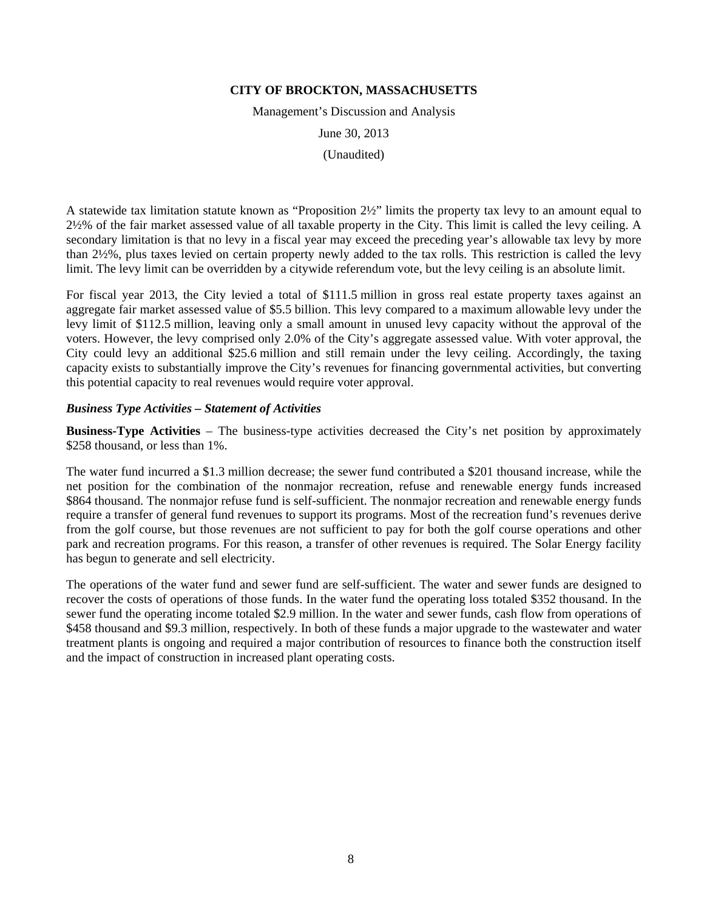A statewide tax limitation statute known as "Proposition 2½" limits the property tax levy to an amount equal to 2½% of the fair market assessed value of all taxable property in the City. This limit is called the levy ceiling. A secondary limitation is that no levy in a fiscal year may exceed the preceding year's allowable tax levy by more than 2½%, plus taxes levied on certain property newly added to the tax rolls. This restriction is called the levy limit. The levy limit can be overridden by a citywide referendum vote, but the levy ceiling is an absolute limit.

For fiscal year 2013, the City levied a total of $111.5 million in gross real estate property taxes against an aggregate fair market assessed value of $5.5 billion. This levy compared to a maximum allowable levy under the levy limit of $112.5 million, leaving only a small amount in unused levy capacity without the approval of the voters. However, the levy comprised only 2.0% of the City's aggregate assessed value. With voter approval, the City could levy an additional $25.6 million and still remain under the levy ceiling. Accordingly, the taxing capacity exists to substantially improve the City's revenues for financing governmental activities, but converting this potential capacity to real revenues would require voter approval.

### *Business Type Activities – Statement of Activities*

**Business-Type Activities** – The business-type activities decreased the City's net position by approximately $258 thousand, or less than 1%.

The water fund incurred a $1.3 million decrease; the sewer fund contributed a $201 thousand increase, while the net position for the combination of the nonmajor recreation, refuse and renewable energy funds increased $864 thousand. The nonmajor refuse fund is self-sufficient. The nonmajor recreation and renewable energy funds require a transfer of general fund revenues to support its programs. Most of the recreation fund's revenues derive from the golf course, but those revenues are not sufficient to pay for both the golf course operations and other park and recreation programs. For this reason, a transfer of other revenues is required. The Solar Energy facility has begun to generate and sell electricity.

The operations of the water fund and sewer fund are self-sufficient. The water and sewer funds are designed to recover the costs of operations of those funds. In the water fund the operating loss totaled $352 thousand. In the sewer fund the operating income totaled $2.9 million. In the water and sewer funds, cash flow from operations of $458 thousand and $9.3 million, respectively. In both of these funds a major upgrade to the wastewater and water treatment plants is ongoing and required a major contribution of resources to finance both the construction itself and the impact of construction in increased plant operating costs.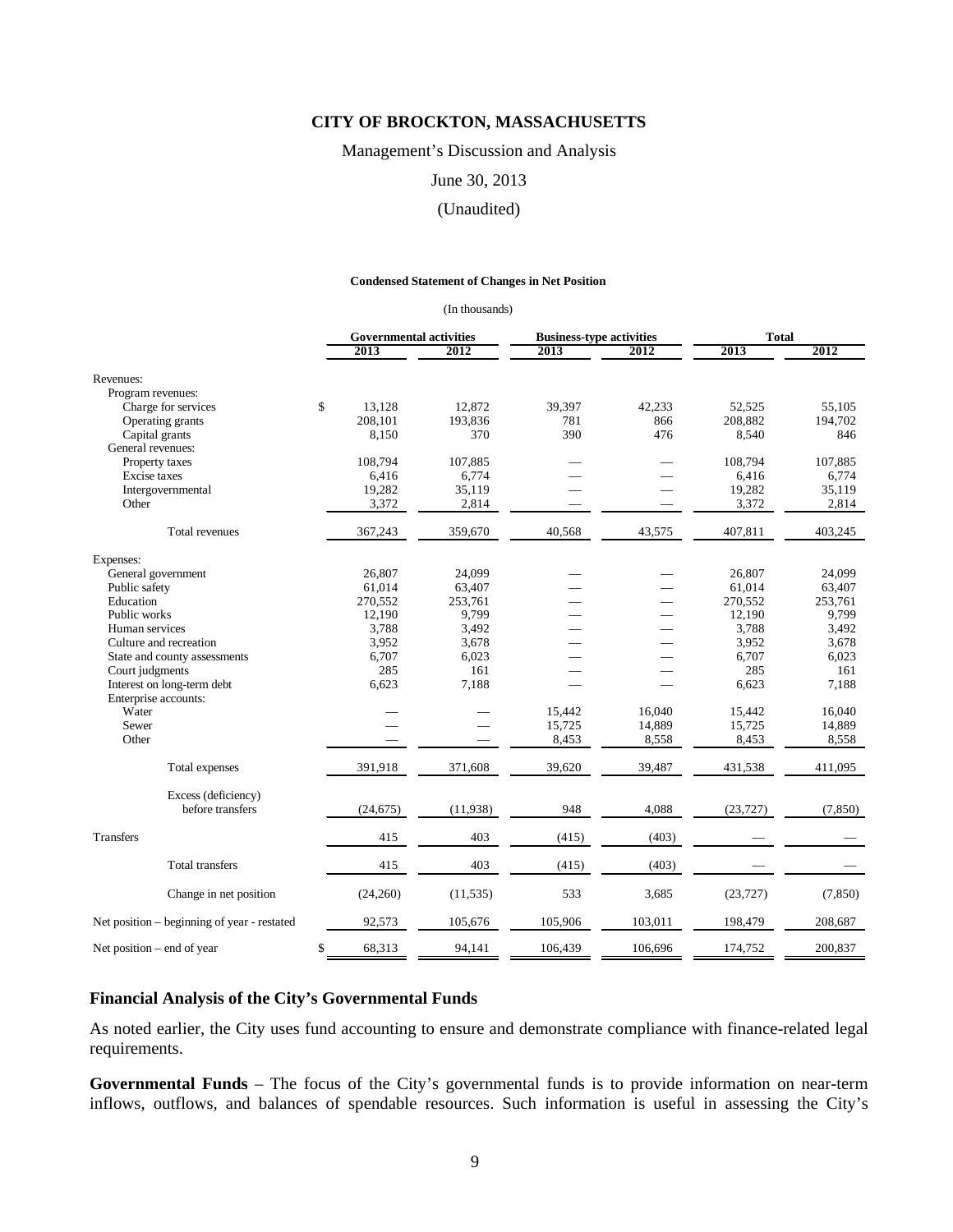**CITY OF BROCKTON, MASSACHUSETTS**

Management's Discussion and Analysis

June 30, 2013

(Unaudited)

**Condensed Statement of Changes in Net Position**

(In thousands)

| | Governmental activities | | Business-type activities | | Total | |
|---|---|---|---|---|---|---|
| | 2013 | 2012 | 2013 | 2012 | 2013 | 2012 |
| Revenues: | | | | | | |
| Program revenues: | | | | | | |
| Charge for services | $ 13,128 | 12,872 | 39,397 | 42,233 | 52,525 | 55,105 |
| Operating grants | 208,101 | 193,836 | 781 | 866 | 208,882 | 194,702 |
| Capital grants | 8,150 | 370 | 390 | 476 | 8,540 | 846 |
| General revenues: | | | | | | |
| Property taxes | 108,794 | 107,885 | — | — | 108,794 | 107,885 |
| Excise taxes | 6,416 | 6,774 | — | — | 6,416 | 6,774 |
| Intergovernmental | 19,282 | 35,119 | — | — | 19,282 | 35,119 |
| Other | 3,372 | 2,814 | — | — | 3,372 | 2,814 |
| Total revenues | 367,243 | 359,670 | 40,568 | 43,575 | 407,811 | 403,245 |
| Expenses: | | | | | | |
| General government | 26,807 | 24,099 | — | — | 26,807 | 24,099 |
| Public safety | 61,014 | 63,407 | — | — | 61,014 | 63,407 |
| Education | 270,552 | 253,761 | — | — | 270,552 | 253,761 |
| Public works | 12,190 | 9,799 | — | — | 12,190 | 9,799 |
| Human services | 3,788 | 3,492 | — | — | 3,788 | 3,492 |
| Culture and recreation | 3,952 | 3,678 | — | — | 3,952 | 3,678 |
| State and county assessments | 6,707 | 6,023 | — | — | 6,707 | 6,023 |
| Court judgments | 285 | 161 | — | — | 285 | 161 |
| Interest on long-term debt | 6,623 | 7,188 | — | — | 6,623 | 7,188 |
| Enterprise accounts: | | | | | | |
| Water | — | — | 15,442 | 16,040 | 15,442 | 16,040 |
| Sewer | — | — | 15,725 | 14,889 | 15,725 | 14,889 |
| Other | — | — | 8,453 | 8,558 | 8,453 | 8,558 |
| Total expenses | 391,918 | 371,608 | 39,620 | 39,487 | 431,538 | 411,095 |
| Excess (deficiency) before transfers | (24,675) | (11,938) | 948 | 4,088 | (23,727) | (7,850) |
| Transfers | 415 | 403 | (415) | (403) | — | — |
| Total transfers | 415 | 403 | (415) | (403) | — | — |
| Change in net position | (24,260) | (11,535) | 533 | 3,685 | (23,727) | (7,850) |
| Net position – beginning of year - restated | 92,573 | 105,676 | 105,906 | 103,011 | 198,479 | 208,687 |
| Net position – end of year | $ 68,313 | 94,141 | 106,439 | 106,696 | 174,752 | 200,837 |

## Financial Analysis of the City's Governmental Funds

As noted earlier, the City uses fund accounting to ensure and demonstrate compliance with finance-related legal requirements.

**Governmental Funds** – The focus of the City's governmental funds is to provide information on near-term inflows, outflows, and balances of spendable resources. Such information is useful in assessing the City's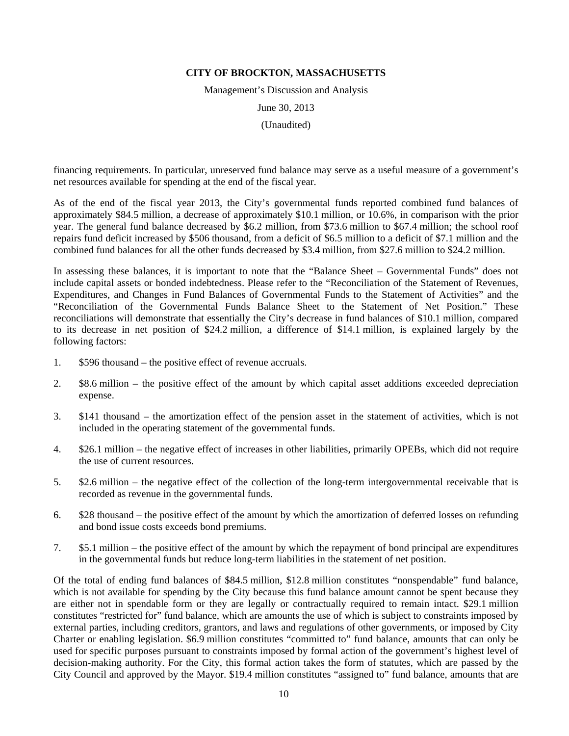financing requirements. In particular, unreserved fund balance may serve as a useful measure of a government's net resources available for spending at the end of the fiscal year.

As of the end of the fiscal year 2013, the City's governmental funds reported combined fund balances of approximately $84.5 million, a decrease of approximately $10.1 million, or 10.6%, in comparison with the prior year. The general fund balance decreased by $6.2 million, from $73.6 million to $67.4 million; the school roof repairs fund deficit increased by $506 thousand, from a deficit of $6.5 million to a deficit of $7.1 million and the combined fund balances for all the other funds decreased by $3.4 million, from $27.6 million to $24.2 million.

In assessing these balances, it is important to note that the "Balance Sheet – Governmental Funds" does not include capital assets or bonded indebtedness. Please refer to the "Reconciliation of the Statement of Revenues, Expenditures, and Changes in Fund Balances of Governmental Funds to the Statement of Activities" and the "Reconciliation of the Governmental Funds Balance Sheet to the Statement of Net Position." These reconciliations will demonstrate that essentially the City's decrease in fund balances of $10.1 million, compared to its decrease in net position of $24.2 million, a difference of $14.1 million, is explained largely by the following factors:

1. $596 thousand – the positive effect of revenue accruals.
2. $8.6 million – the positive effect of the amount by which capital asset additions exceeded depreciation expense.
3. $141 thousand – the amortization effect of the pension asset in the statement of activities, which is not included in the operating statement of the governmental funds.
4. $26.1 million – the negative effect of increases in other liabilities, primarily OPEBs, which did not require the use of current resources.
5. $2.6 million – the negative effect of the collection of the long-term intergovernmental receivable that is recorded as revenue in the governmental funds.
6. $28 thousand – the positive effect of the amount by which the amortization of deferred losses on refunding and bond issue costs exceeds bond premiums.
7. $5.1 million – the positive effect of the amount by which the repayment of bond principal are expenditures in the governmental funds but reduce long-term liabilities in the statement of net position.

Of the total of ending fund balances of $84.5 million, $12.8 million constitutes "nonspendable" fund balance, which is not available for spending by the City because this fund balance amount cannot be spent because they are either not in spendable form or they are legally or contractually required to remain intact. $29.1 million constitutes "restricted for" fund balance, which are amounts the use of which is subject to constraints imposed by external parties, including creditors, grantors, and laws and regulations of other governments, or imposed by City Charter or enabling legislation. $6.9 million constitutes "committed to" fund balance, amounts that can only be used for specific purposes pursuant to constraints imposed by formal action of the government's highest level of decision-making authority. For the City, this formal action takes the form of statutes, which are passed by the City Council and approved by the Mayor. $19.4 million constitutes "assigned to" fund balance, amounts that are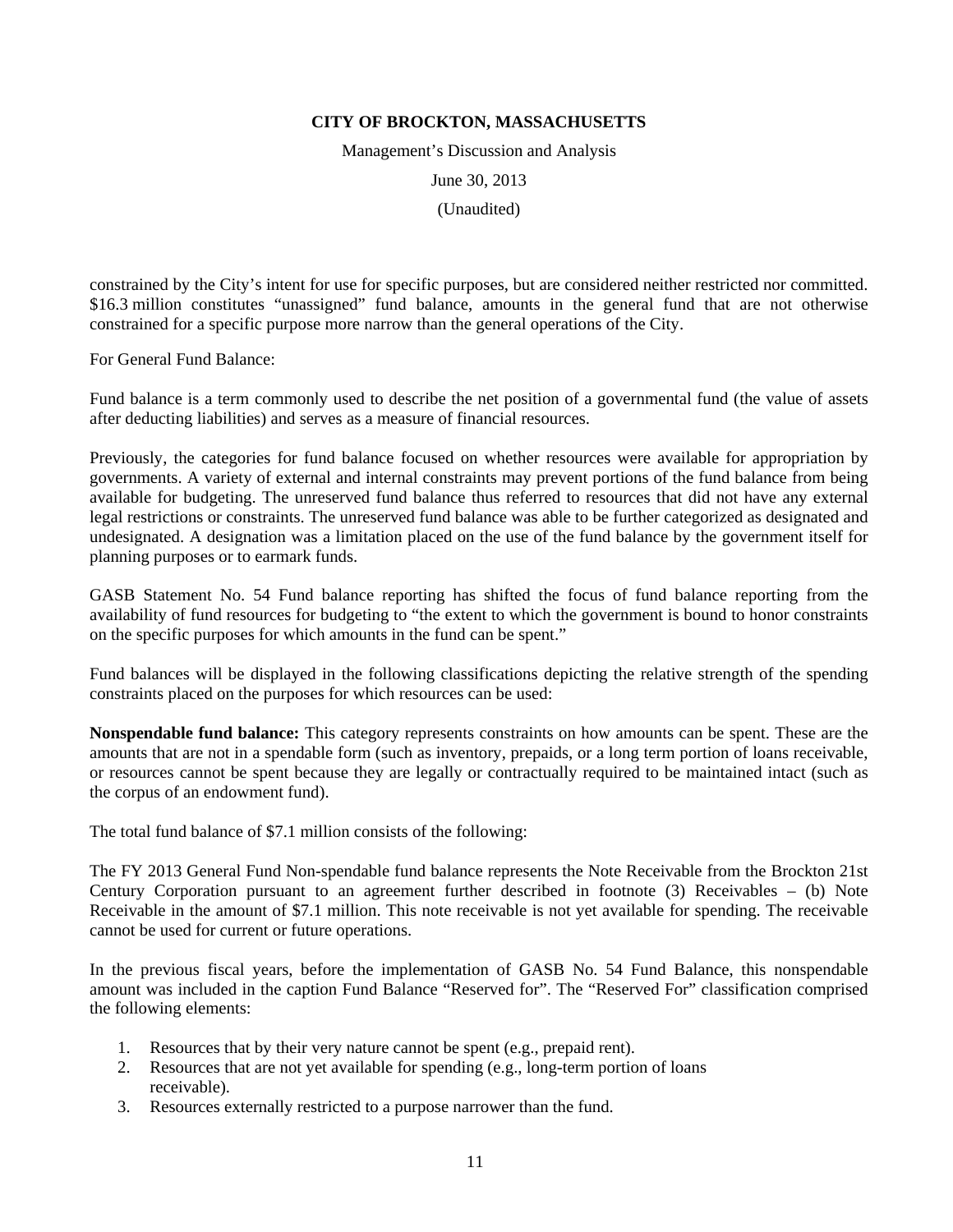constrained by the City's intent for use for specific purposes, but are considered neither restricted nor committed. \$16.3 million constitutes "unassigned" fund balance, amounts in the general fund that are not otherwise constrained for a specific purpose more narrow than the general operations of the City.

For General Fund Balance:

Fund balance is a term commonly used to describe the net position of a governmental fund (the value of assets after deducting liabilities) and serves as a measure of financial resources.

Previously, the categories for fund balance focused on whether resources were available for appropriation by governments. A variety of external and internal constraints may prevent portions of the fund balance from being available for budgeting. The unreserved fund balance thus referred to resources that did not have any external legal restrictions or constraints. The unreserved fund balance was able to be further categorized as designated and undesignated. A designation was a limitation placed on the use of the fund balance by the government itself for planning purposes or to earmark funds.

GASB Statement No. 54 Fund balance reporting has shifted the focus of fund balance reporting from the availability of fund resources for budgeting to "the extent to which the government is bound to honor constraints on the specific purposes for which amounts in the fund can be spent."

Fund balances will be displayed in the following classifications depicting the relative strength of the spending constraints placed on the purposes for which resources can be used:

**Nonspendable fund balance:** This category represents constraints on how amounts can be spent. These are the amounts that are not in a spendable form (such as inventory, prepaids, or a long term portion of loans receivable, or resources cannot be spent because they are legally or contractually required to be maintained intact (such as the corpus of an endowment fund).

The total fund balance of $7.1 million consists of the following:

The FY 2013 General Fund Non-spendable fund balance represents the Note Receivable from the Brockton 21st Century Corporation pursuant to an agreement further described in footnote (3) Receivables – (b) Note Receivable in the amount of $7.1 million. This note receivable is not yet available for spending. The receivable cannot be used for current or future operations.

In the previous fiscal years, before the implementation of GASB No. 54 Fund Balance, this nonspendable amount was included in the caption Fund Balance "Reserved for". The "Reserved For" classification comprised the following elements:

1. Resources that by their very nature cannot be spent (e.g., prepaid rent).
2. Resources that are not yet available for spending (e.g., long-term portion of loans receivable).
3. Resources externally restricted to a purpose narrower than the fund.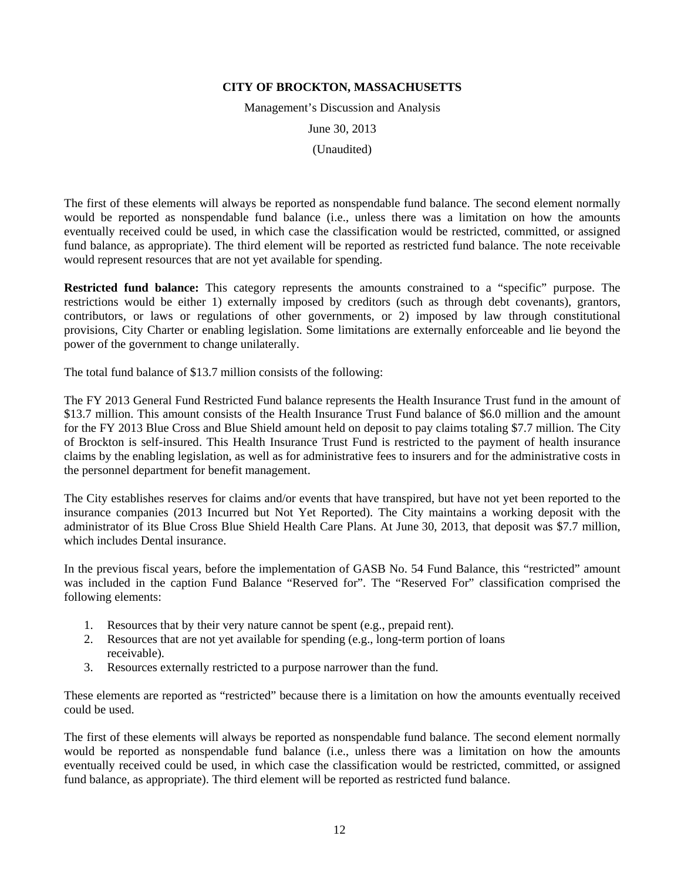The first of these elements will always be reported as nonspendable fund balance. The second element normally would be reported as nonspendable fund balance (i.e., unless there was a limitation on how the amounts eventually received could be used, in which case the classification would be restricted, committed, or assigned fund balance, as appropriate). The third element will be reported as restricted fund balance. The note receivable would represent resources that are not yet available for spending.

**Restricted fund balance:** This category represents the amounts constrained to a "specific" purpose. The restrictions would be either 1) externally imposed by creditors (such as through debt covenants), grantors, contributors, or laws or regulations of other governments, or 2) imposed by law through constitutional provisions, City Charter or enabling legislation. Some limitations are externally enforceable and lie beyond the power of the government to change unilaterally.

The total fund balance of $13.7 million consists of the following:

The FY 2013 General Fund Restricted Fund balance represents the Health Insurance Trust fund in the amount of $13.7 million. This amount consists of the Health Insurance Trust Fund balance of $6.0 million and the amount for the FY 2013 Blue Cross and Blue Shield amount held on deposit to pay claims totaling $7.7 million. The City of Brockton is self-insured. This Health Insurance Trust Fund is restricted to the payment of health insurance claims by the enabling legislation, as well as for administrative fees to insurers and for the administrative costs in the personnel department for benefit management.

The City establishes reserves for claims and/or events that have transpired, but have not yet been reported to the insurance companies (2013 Incurred but Not Yet Reported). The City maintains a working deposit with the administrator of its Blue Cross Blue Shield Health Care Plans. At June 30, 2013, that deposit was $7.7 million, which includes Dental insurance.

In the previous fiscal years, before the implementation of GASB No. 54 Fund Balance, this "restricted" amount was included in the caption Fund Balance "Reserved for". The "Reserved For" classification comprised the following elements:

1. Resources that by their very nature cannot be spent (e.g., prepaid rent).
2. Resources that are not yet available for spending (e.g., long-term portion of loans receivable).
3. Resources externally restricted to a purpose narrower than the fund.

These elements are reported as "restricted" because there is a limitation on how the amounts eventually received could be used.

The first of these elements will always be reported as nonspendable fund balance. The second element normally would be reported as nonspendable fund balance (i.e., unless there was a limitation on how the amounts eventually received could be used, in which case the classification would be restricted, committed, or assigned fund balance, as appropriate). The third element will be reported as restricted fund balance.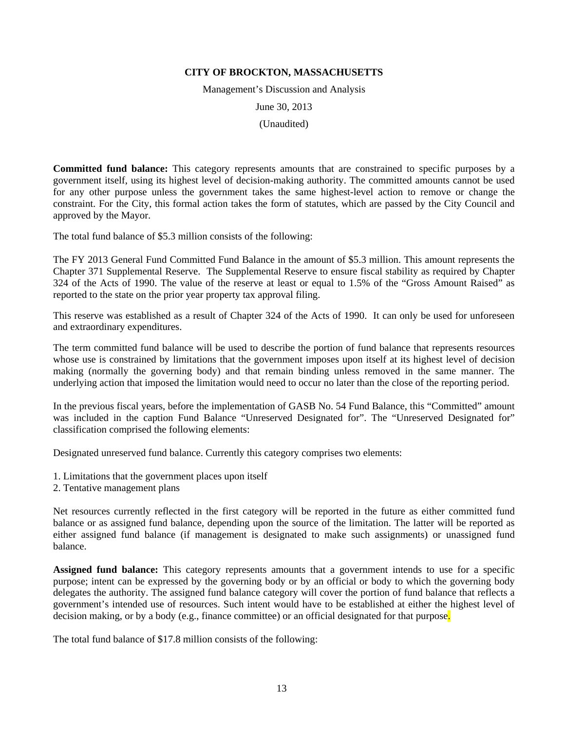**Committed fund balance:** This category represents amounts that are constrained to specific purposes by a government itself, using its highest level of decision-making authority. The committed amounts cannot be used for any other purpose unless the government takes the same highest-level action to remove or change the constraint. For the City, this formal action takes the form of statutes, which are passed by the City Council and approved by the Mayor.

The total fund balance of $5.3 million consists of the following:

The FY 2013 General Fund Committed Fund Balance in the amount of $5.3 million. This amount represents the Chapter 371 Supplemental Reserve. The Supplemental Reserve to ensure fiscal stability as required by Chapter 324 of the Acts of 1990. The value of the reserve at least or equal to 1.5% of the "Gross Amount Raised" as reported to the state on the prior year property tax approval filing.

This reserve was established as a result of Chapter 324 of the Acts of 1990. It can only be used for unforeseen and extraordinary expenditures.

The term committed fund balance will be used to describe the portion of fund balance that represents resources whose use is constrained by limitations that the government imposes upon itself at its highest level of decision making (normally the governing body) and that remain binding unless removed in the same manner. The underlying action that imposed the limitation would need to occur no later than the close of the reporting period.

In the previous fiscal years, before the implementation of GASB No. 54 Fund Balance, this "Committed" amount was included in the caption Fund Balance "Unreserved Designated for". The "Unreserved Designated for" classification comprised the following elements:

Designated unreserved fund balance. Currently this category comprises two elements:

1. Limitations that the government places upon itself
2. Tentative management plans

Net resources currently reflected in the first category will be reported in the future as either committed fund balance or as assigned fund balance, depending upon the source of the limitation. The latter will be reported as either assigned fund balance (if management is designated to make such assignments) or unassigned fund balance.

**Assigned fund balance:** This category represents amounts that a government intends to use for a specific purpose; intent can be expressed by the governing body or by an official or body to which the governing body delegates the authority. The assigned fund balance category will cover the portion of fund balance that reflects a government's intended use of resources. Such intent would have to be established at either the highest level of decision making, or by a body (e.g., finance committee) or an official designated for that purpose.

The total fund balance of $17.8 million consists of the following: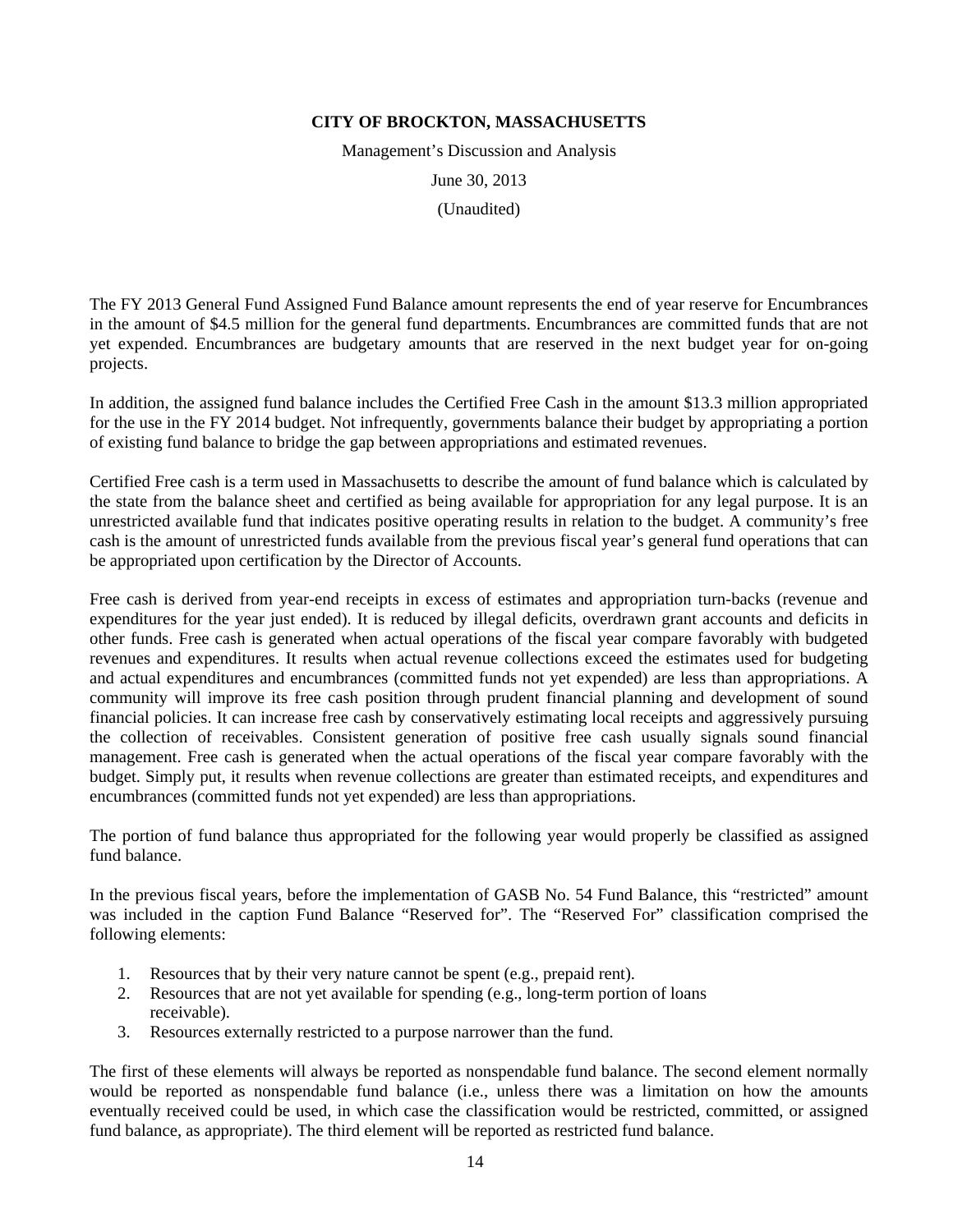**CITY OF BROCKTON, MASSACHUSETTS**

Management's Discussion and Analysis

June 30, 2013

(Unaudited)

The FY 2013 General Fund Assigned Fund Balance amount represents the end of year reserve for Encumbrances in the amount of $4.5 million for the general fund departments. Encumbrances are committed funds that are not yet expended. Encumbrances are budgetary amounts that are reserved in the next budget year for on-going projects.

In addition, the assigned fund balance includes the Certified Free Cash in the amount $13.3 million appropriated for the use in the FY 2014 budget. Not infrequently, governments balance their budget by appropriating a portion of existing fund balance to bridge the gap between appropriations and estimated revenues.

Certified Free cash is a term used in Massachusetts to describe the amount of fund balance which is calculated by the state from the balance sheet and certified as being available for appropriation for any legal purpose. It is an unrestricted available fund that indicates positive operating results in relation to the budget. A community's free cash is the amount of unrestricted funds available from the previous fiscal year's general fund operations that can be appropriated upon certification by the Director of Accounts.

Free cash is derived from year-end receipts in excess of estimates and appropriation turn-backs (revenue and expenditures for the year just ended). It is reduced by illegal deficits, overdrawn grant accounts and deficits in other funds. Free cash is generated when actual operations of the fiscal year compare favorably with budgeted revenues and expenditures. It results when actual revenue collections exceed the estimates used for budgeting and actual expenditures and encumbrances (committed funds not yet expended) are less than appropriations. A community will improve its free cash position through prudent financial planning and development of sound financial policies. It can increase free cash by conservatively estimating local receipts and aggressively pursuing the collection of receivables. Consistent generation of positive free cash usually signals sound financial management. Free cash is generated when the actual operations of the fiscal year compare favorably with the budget. Simply put, it results when revenue collections are greater than estimated receipts, and expenditures and encumbrances (committed funds not yet expended) are less than appropriations.

The portion of fund balance thus appropriated for the following year would properly be classified as assigned fund balance.

In the previous fiscal years, before the implementation of GASB No. 54 Fund Balance, this "restricted" amount was included in the caption Fund Balance "Reserved for". The "Reserved For" classification comprised the following elements:

1. Resources that by their very nature cannot be spent (e.g., prepaid rent).
2. Resources that are not yet available for spending (e.g., long-term portion of loans receivable).
3. Resources externally restricted to a purpose narrower than the fund.

The first of these elements will always be reported as nonspendable fund balance. The second element normally would be reported as nonspendable fund balance (i.e., unless there was a limitation on how the amounts eventually received could be used, in which case the classification would be restricted, committed, or assigned fund balance, as appropriate). The third element will be reported as restricted fund balance.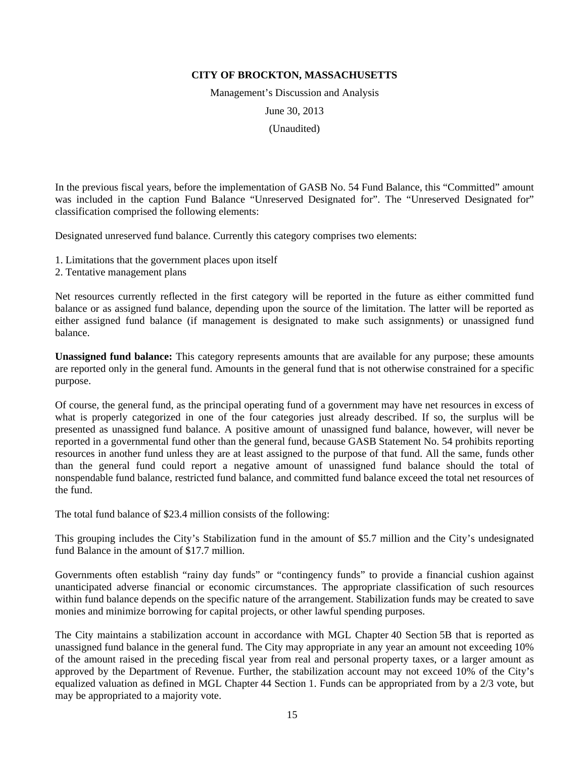In the previous fiscal years, before the implementation of GASB No. 54 Fund Balance, this "Committed" amount was included in the caption Fund Balance "Unreserved Designated for". The "Unreserved Designated for" classification comprised the following elements:

Designated unreserved fund balance. Currently this category comprises two elements:

1. Limitations that the government places upon itself
2. Tentative management plans

Net resources currently reflected in the first category will be reported in the future as either committed fund balance or as assigned fund balance, depending upon the source of the limitation. The latter will be reported as either assigned fund balance (if management is designated to make such assignments) or unassigned fund balance.

**Unassigned fund balance:** This category represents amounts that are available for any purpose; these amounts are reported only in the general fund. Amounts in the general fund that is not otherwise constrained for a specific purpose.

Of course, the general fund, as the principal operating fund of a government may have net resources in excess of what is properly categorized in one of the four categories just already described. If so, the surplus will be presented as unassigned fund balance. A positive amount of unassigned fund balance, however, will never be reported in a governmental fund other than the general fund, because GASB Statement No. 54 prohibits reporting resources in another fund unless they are at least assigned to the purpose of that fund. All the same, funds other than the general fund could report a negative amount of unassigned fund balance should the total of nonspendable fund balance, restricted fund balance, and committed fund balance exceed the total net resources of the fund.

The total fund balance of $23.4 million consists of the following:

This grouping includes the City's Stabilization fund in the amount of $5.7 million and the City's undesignated fund Balance in the amount of $17.7 million.

Governments often establish "rainy day funds" or "contingency funds" to provide a financial cushion against unanticipated adverse financial or economic circumstances. The appropriate classification of such resources within fund balance depends on the specific nature of the arrangement. Stabilization funds may be created to save monies and minimize borrowing for capital projects, or other lawful spending purposes.

The City maintains a stabilization account in accordance with MGL Chapter 40 Section 5B that is reported as unassigned fund balance in the general fund. The City may appropriate in any year an amount not exceeding 10% of the amount raised in the preceding fiscal year from real and personal property taxes, or a larger amount as approved by the Department of Revenue. Further, the stabilization account may not exceed 10% of the City's equalized valuation as defined in MGL Chapter 44 Section 1. Funds can be appropriated from by a 2/3 vote, but may be appropriated to a majority vote.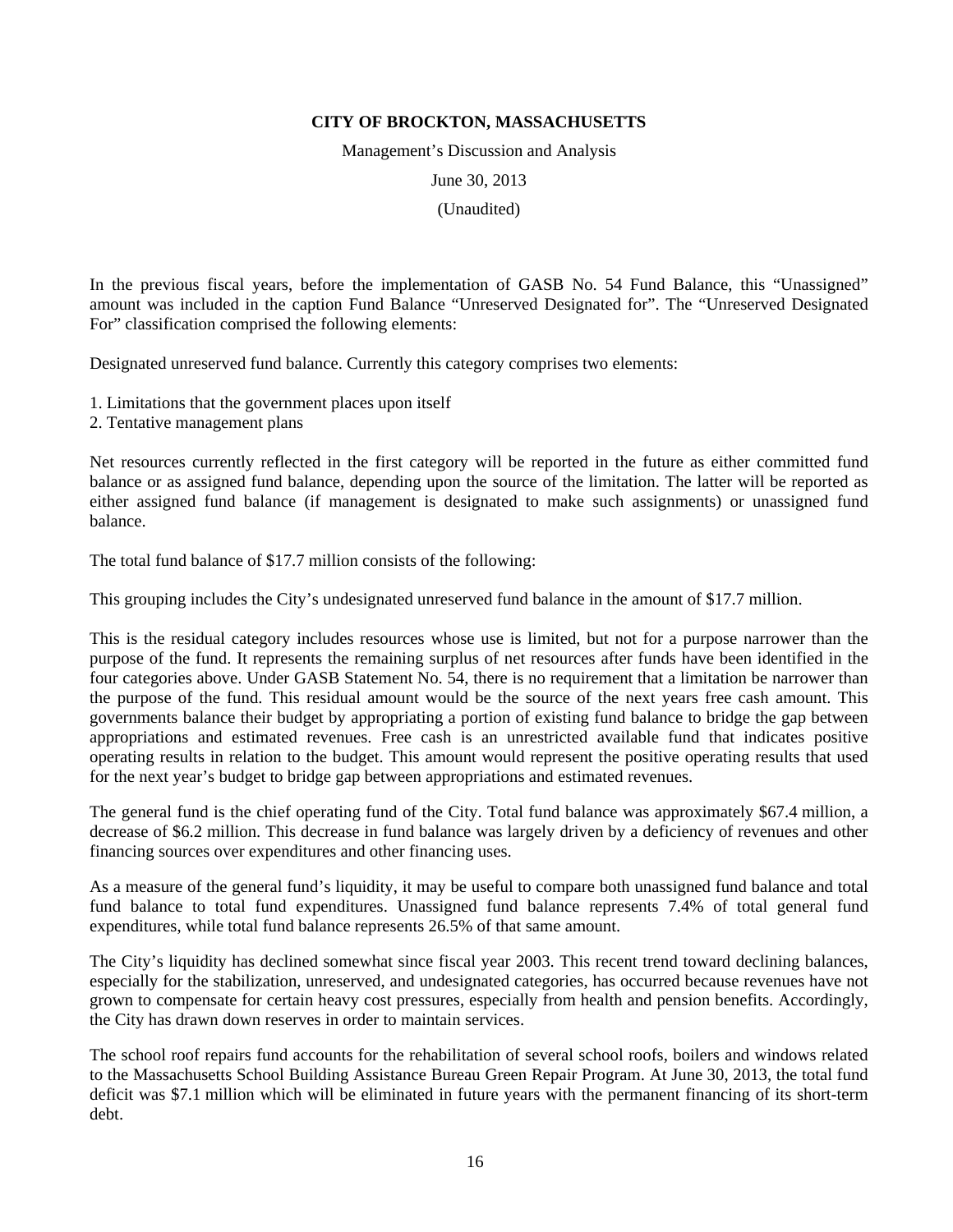In the previous fiscal years, before the implementation of GASB No. 54 Fund Balance, this "Unassigned" amount was included in the caption Fund Balance "Unreserved Designated for". The "Unreserved Designated For" classification comprised the following elements:

Designated unreserved fund balance. Currently this category comprises two elements:

1. Limitations that the government places upon itself
2. Tentative management plans

Net resources currently reflected in the first category will be reported in the future as either committed fund balance or as assigned fund balance, depending upon the source of the limitation. The latter will be reported as either assigned fund balance (if management is designated to make such assignments) or unassigned fund balance.

The total fund balance of $17.7 million consists of the following:

This grouping includes the City's undesignated unreserved fund balance in the amount of $17.7 million.

This is the residual category includes resources whose use is limited, but not for a purpose narrower than the purpose of the fund. It represents the remaining surplus of net resources after funds have been identified in the four categories above. Under GASB Statement No. 54, there is no requirement that a limitation be narrower than the purpose of the fund. This residual amount would be the source of the next years free cash amount. This governments balance their budget by appropriating a portion of existing fund balance to bridge the gap between appropriations and estimated revenues. Free cash is an unrestricted available fund that indicates positive operating results in relation to the budget. This amount would represent the positive operating results that used for the next year's budget to bridge gap between appropriations and estimated revenues.

The general fund is the chief operating fund of the City. Total fund balance was approximately $67.4 million, a decrease of $6.2 million. This decrease in fund balance was largely driven by a deficiency of revenues and other financing sources over expenditures and other financing uses.

As a measure of the general fund's liquidity, it may be useful to compare both unassigned fund balance and total fund balance to total fund expenditures. Unassigned fund balance represents 7.4% of total general fund expenditures, while total fund balance represents 26.5% of that same amount.

The City's liquidity has declined somewhat since fiscal year 2003. This recent trend toward declining balances, especially for the stabilization, unreserved, and undesignated categories, has occurred because revenues have not grown to compensate for certain heavy cost pressures, especially from health and pension benefits. Accordingly, the City has drawn down reserves in order to maintain services.

The school roof repairs fund accounts for the rehabilitation of several school roofs, boilers and windows related to the Massachusetts School Building Assistance Bureau Green Repair Program. At June 30, 2013, the total fund deficit was $7.1 million which will be eliminated in future years with the permanent financing of its short-term debt.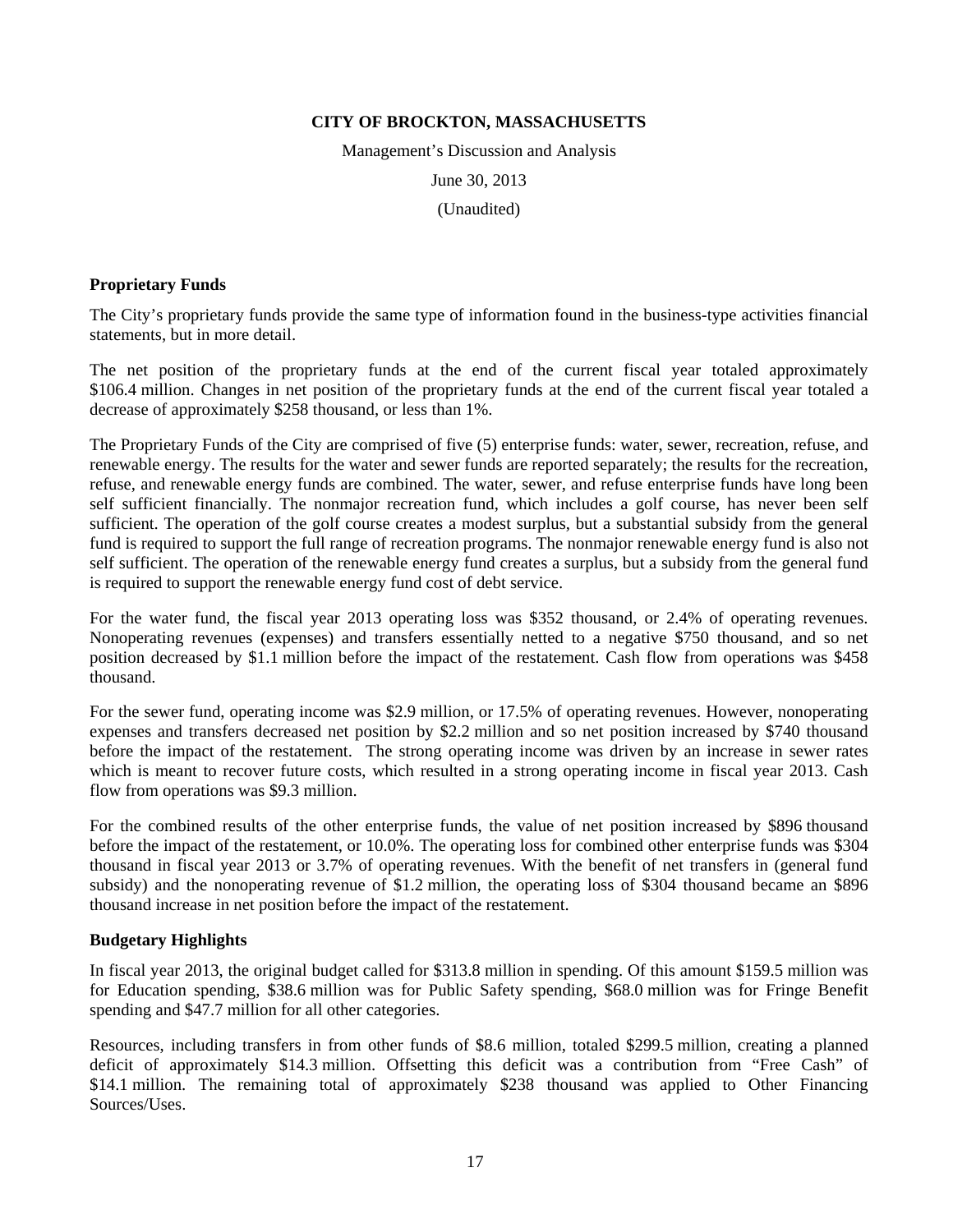**CITY OF BROCKTON, MASSACHUSETTS**

Management's Discussion and Analysis

June 30, 2013

(Unaudited)

**Proprietary Funds**

The City's proprietary funds provide the same type of information found in the business-type activities financial statements, but in more detail.

The net position of the proprietary funds at the end of the current fiscal year totaled approximately \$106.4 million. Changes in net position of the proprietary funds at the end of the current fiscal year totaled a decrease of approximately \$258 thousand, or less than 1%.

The Proprietary Funds of the City are comprised of five (5) enterprise funds: water, sewer, recreation, refuse, and renewable energy. The results for the water and sewer funds are reported separately; the results for the recreation, refuse, and renewable energy funds are combined. The water, sewer, and refuse enterprise funds have long been self sufficient financially. The nonmajor recreation fund, which includes a golf course, has never been self sufficient. The operation of the golf course creates a modest surplus, but a substantial subsidy from the general fund is required to support the full range of recreation programs. The nonmajor renewable energy fund is also not self sufficient. The operation of the renewable energy fund creates a surplus, but a subsidy from the general fund is required to support the renewable energy fund cost of debt service.

For the water fund, the fiscal year 2013 operating loss was \$352 thousand, or 2.4% of operating revenues. Nonoperating revenues (expenses) and transfers essentially netted to a negative \$750 thousand, and so net position decreased by \$1.1 million before the impact of the restatement. Cash flow from operations was \$458 thousand.

For the sewer fund, operating income was \$2.9 million, or 17.5% of operating revenues. However, nonoperating expenses and transfers decreased net position by \$2.2 million and so net position increased by \$740 thousand before the impact of the restatement. The strong operating income was driven by an increase in sewer rates which is meant to recover future costs, which resulted in a strong operating income in fiscal year 2013. Cash flow from operations was \$9.3 million.

For the combined results of the other enterprise funds, the value of net position increased by \$896 thousand before the impact of the restatement, or 10.0%. The operating loss for combined other enterprise funds was \$304 thousand in fiscal year 2013 or 3.7% of operating revenues. With the benefit of net transfers in (general fund subsidy) and the nonoperating revenue of \$1.2 million, the operating loss of \$304 thousand became an \$896 thousand increase in net position before the impact of the restatement.

**Budgetary Highlights**

In fiscal year 2013, the original budget called for \$313.8 million in spending. Of this amount \$159.5 million was for Education spending, \$38.6 million was for Public Safety spending, \$68.0 million was for Fringe Benefit spending and \$47.7 million for all other categories.

Resources, including transfers in from other funds of \$8.6 million, totaled \$299.5 million, creating a planned deficit of approximately \$14.3 million. Offsetting this deficit was a contribution from "Free Cash" of \$14.1 million. The remaining total of approximately \$238 thousand was applied to Other Financing Sources/Uses.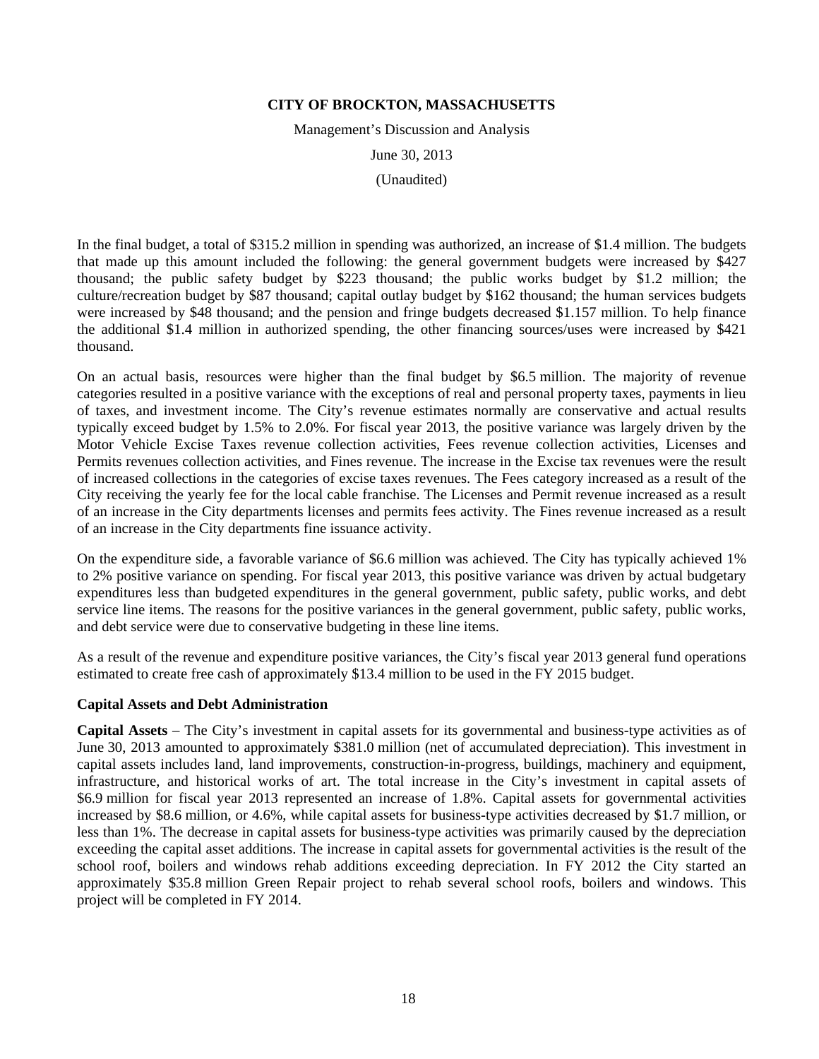In the final budget, a total of $315.2 million in spending was authorized, an increase of $1.4 million. The budgets that made up this amount included the following: the general government budgets were increased by $427 thousand; the public safety budget by $223 thousand; the public works budget by $1.2 million; the culture/recreation budget by $87 thousand; capital outlay budget by $162 thousand; the human services budgets were increased by $48 thousand; and the pension and fringe budgets decreased $1.157 million. To help finance the additional $1.4 million in authorized spending, the other financing sources/uses were increased by $421 thousand.

On an actual basis, resources were higher than the final budget by $6.5 million. The majority of revenue categories resulted in a positive variance with the exceptions of real and personal property taxes, payments in lieu of taxes, and investment income. The City's revenue estimates normally are conservative and actual results typically exceed budget by 1.5% to 2.0%. For fiscal year 2013, the positive variance was largely driven by the Motor Vehicle Excise Taxes revenue collection activities, Fees revenue collection activities, Licenses and Permits revenues collection activities, and Fines revenue. The increase in the Excise tax revenues were the result of increased collections in the categories of excise taxes revenues. The Fees category increased as a result of the City receiving the yearly fee for the local cable franchise. The Licenses and Permit revenue increased as a result of an increase in the City departments licenses and permits fees activity. The Fines revenue increased as a result of an increase in the City departments fine issuance activity.

On the expenditure side, a favorable variance of $6.6 million was achieved. The City has typically achieved 1% to 2% positive variance on spending. For fiscal year 2013, this positive variance was driven by actual budgetary expenditures less than budgeted expenditures in the general government, public safety, public works, and debt service line items. The reasons for the positive variances in the general government, public safety, public works, and debt service were due to conservative budgeting in these line items.

As a result of the revenue and expenditure positive variances, the City's fiscal year 2013 general fund operations estimated to create free cash of approximately $13.4 million to be used in the FY 2015 budget.

**Capital Assets and Debt Administration**

**Capital Assets** – The City's investment in capital assets for its governmental and business-type activities as of June 30, 2013 amounted to approximately $381.0 million (net of accumulated depreciation). This investment in capital assets includes land, land improvements, construction-in-progress, buildings, machinery and equipment, infrastructure, and historical works of art. The total increase in the City's investment in capital assets of $6.9 million for fiscal year 2013 represented an increase of 1.8%. Capital assets for governmental activities increased by $8.6 million, or 4.6%, while capital assets for business-type activities decreased by $1.7 million, or less than 1%. The decrease in capital assets for business-type activities was primarily caused by the depreciation exceeding the capital asset additions. The increase in capital assets for governmental activities is the result of the school roof, boilers and windows rehab additions exceeding depreciation. In FY 2012 the City started an approximately $35.8 million Green Repair project to rehab several school roofs, boilers and windows. This project will be completed in FY 2014.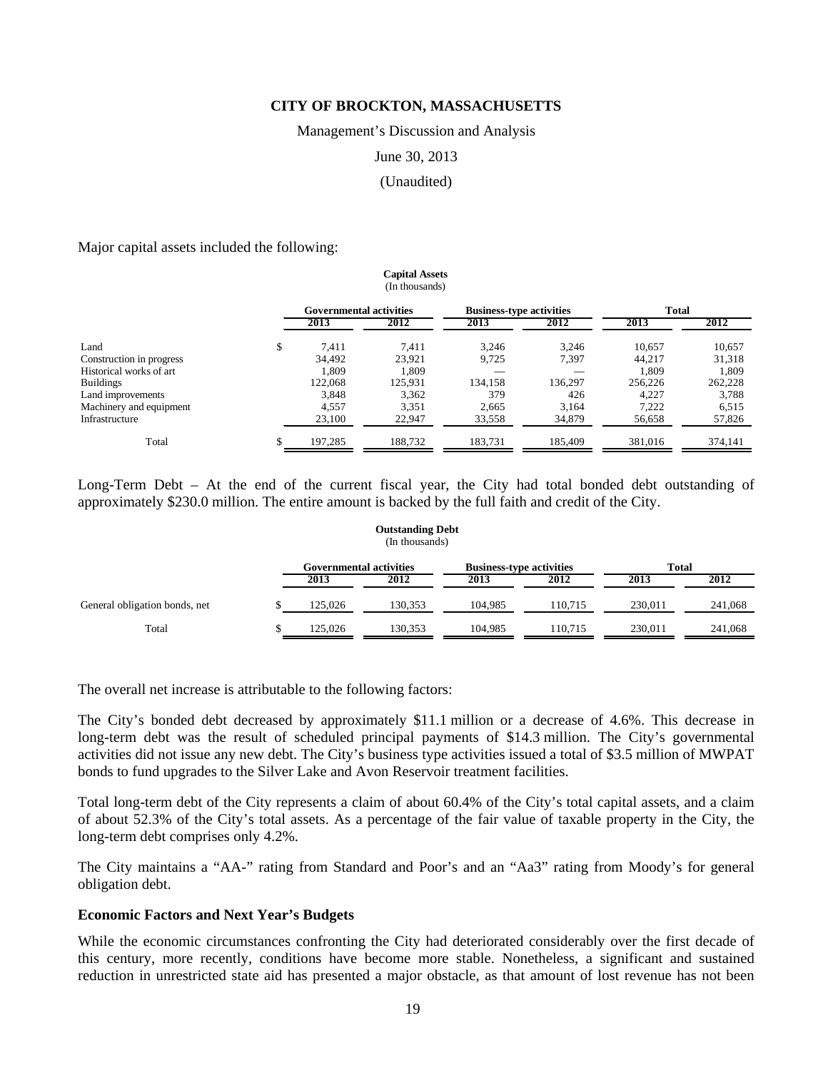Major capital assets included the following:

**Capital Assets**
(In thousands)

| | Governmental activities | | Business-type activities | | Total | |
|---|---|---|---|---|---|---|
| | 2013 | 2012 | 2013 | 2012 | 2013 | 2012 |
| Land | $ 7,411 | 7,411 | 3,246 | 3,246 | 10,657 | 10,657 |
| Construction in progress | 34,492 | 23,921 | 9,725 | 7,397 | 44,217 | 31,318 |
| Historical works of art | 1,809 | 1,809 | — | — | 1,809 | 1,809 |
| Buildings | 122,068 | 125,931 | 134,158 | 136,297 | 256,226 | 262,228 |
| Land improvements | 3,848 | 3,362 | 379 | 426 | 4,227 | 3,788 |
| Machinery and equipment | 4,557 | 3,351 | 2,665 | 3,164 | 7,222 | 6,515 |
| Infrastructure | 23,100 | 22,947 | 33,558 | 34,879 | 56,658 | 57,826 |
| Total | $ 197,285 | 188,732 | 183,731 | 185,409 | 381,016 | 374,141 |

Long-Term Debt – At the end of the current fiscal year, the City had total bonded debt outstanding of approximately $230.0 million. The entire amount is backed by the full faith and credit of the City.

**Outstanding Debt**
(In thousands)

| | Governmental activities | | Business-type activities | | Total | |
|---|---|---|---|---|---|---|
| | 2013 | 2012 | 2013 | 2012 | 2013 | 2012 |
| General obligation bonds, net | $ 125,026 | 130,353 | 104,985 | 110,715 | 230,011 | 241,068 |
| Total | $ 125,026 | 130,353 | 104,985 | 110,715 | 230,011 | 241,068 |

The overall net increase is attributable to the following factors:

The City's bonded debt decreased by approximately $11.1 million or a decrease of 4.6%. This decrease in long-term debt was the result of scheduled principal payments of $14.3 million. The City's governmental activities did not issue any new debt. The City's business type activities issued a total of $3.5 million of MWPAT bonds to fund upgrades to the Silver Lake and Avon Reservoir treatment facilities.

Total long-term debt of the City represents a claim of about 60.4% of the City's total capital assets, and a claim of about 52.3% of the City's total assets. As a percentage of the fair value of taxable property in the City, the long-term debt comprises only 4.2%.

The City maintains a "AA-" rating from Standard and Poor's and an "Aa3" rating from Moody's for general obligation debt.

**Economic Factors and Next Year's Budgets**

While the economic circumstances confronting the City had deteriorated considerably over the first decade of this century, more recently, conditions have become more stable. Nonetheless, a significant and sustained reduction in unrestricted state aid has presented a major obstacle, as that amount of lost revenue has not been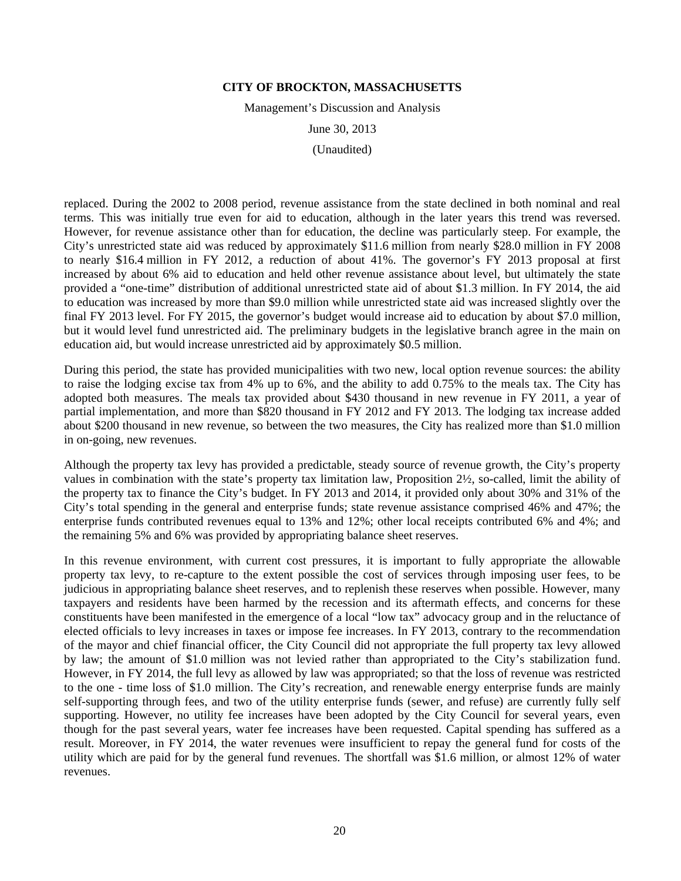replaced. During the 2002 to 2008 period, revenue assistance from the state declined in both nominal and real terms. This was initially true even for aid to education, although in the later years this trend was reversed. However, for revenue assistance other than for education, the decline was particularly steep. For example, the City's unrestricted state aid was reduced by approximately \$11.6 million from nearly \$28.0 million in FY 2008 to nearly \$16.4 million in FY 2012, a reduction of about 41%. The governor's FY 2013 proposal at first increased by about 6% aid to education and held other revenue assistance about level, but ultimately the state provided a "one-time" distribution of additional unrestricted state aid of about \$1.3 million. In FY 2014, the aid to education was increased by more than \$9.0 million while unrestricted state aid was increased slightly over the final FY 2013 level. For FY 2015, the governor's budget would increase aid to education by about \$7.0 million, but it would level fund unrestricted aid. The preliminary budgets in the legislative branch agree in the main on education aid, but would increase unrestricted aid by approximately \$0.5 million.

During this period, the state has provided municipalities with two new, local option revenue sources: the ability to raise the lodging excise tax from 4% up to 6%, and the ability to add 0.75% to the meals tax. The City has adopted both measures. The meals tax provided about \$430 thousand in new revenue in FY 2011, a year of partial implementation, and more than \$820 thousand in FY 2012 and FY 2013. The lodging tax increase added about \$200 thousand in new revenue, so between the two measures, the City has realized more than \$1.0 million in on-going, new revenues.

Although the property tax levy has provided a predictable, steady source of revenue growth, the City's property values in combination with the state's property tax limitation law, Proposition 2½, so-called, limit the ability of the property tax to finance the City's budget. In FY 2013 and 2014, it provided only about 30% and 31% of the City's total spending in the general and enterprise funds; state revenue assistance comprised 46% and 47%; the enterprise funds contributed revenues equal to 13% and 12%; other local receipts contributed 6% and 4%; and the remaining 5% and 6% was provided by appropriating balance sheet reserves.

In this revenue environment, with current cost pressures, it is important to fully appropriate the allowable property tax levy, to re-capture to the extent possible the cost of services through imposing user fees, to be judicious in appropriating balance sheet reserves, and to replenish these reserves when possible. However, many taxpayers and residents have been harmed by the recession and its aftermath effects, and concerns for these constituents have been manifested in the emergence of a local "low tax" advocacy group and in the reluctance of elected officials to levy increases in taxes or impose fee increases. In FY 2013, contrary to the recommendation of the mayor and chief financial officer, the City Council did not appropriate the full property tax levy allowed by law; the amount of \$1.0 million was not levied rather than appropriated to the City's stabilization fund. However, in FY 2014, the full levy as allowed by law was appropriated; so that the loss of revenue was restricted to the one - time loss of \$1.0 million. The City's recreation, and renewable energy enterprise funds are mainly self-supporting through fees, and two of the utility enterprise funds (sewer, and refuse) are currently fully self supporting. However, no utility fee increases have been adopted by the City Council for several years, even though for the past several years, water fee increases have been requested. Capital spending has suffered as a result. Moreover, in FY 2014, the water revenues were insufficient to repay the general fund for costs of the utility which are paid for by the general fund revenues. The shortfall was \$1.6 million, or almost 12% of water revenues.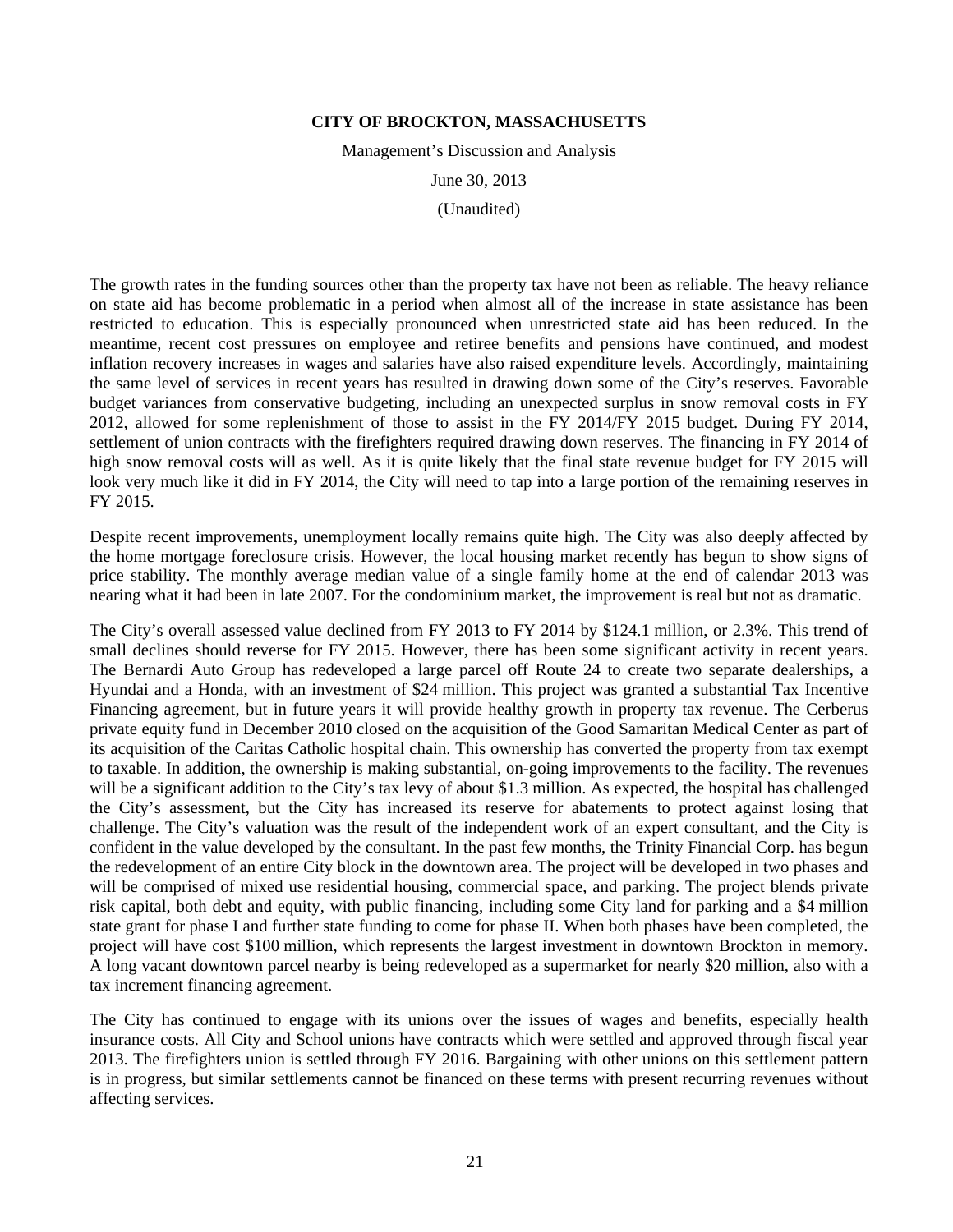The growth rates in the funding sources other than the property tax have not been as reliable. The heavy reliance on state aid has become problematic in a period when almost all of the increase in state assistance has been restricted to education. This is especially pronounced when unrestricted state aid has been reduced. In the meantime, recent cost pressures on employee and retiree benefits and pensions have continued, and modest inflation recovery increases in wages and salaries have also raised expenditure levels. Accordingly, maintaining the same level of services in recent years has resulted in drawing down some of the City's reserves. Favorable budget variances from conservative budgeting, including an unexpected surplus in snow removal costs in FY 2012, allowed for some replenishment of those to assist in the FY 2014/FY 2015 budget. During FY 2014, settlement of union contracts with the firefighters required drawing down reserves. The financing in FY 2014 of high snow removal costs will as well. As it is quite likely that the final state revenue budget for FY 2015 will look very much like it did in FY 2014, the City will need to tap into a large portion of the remaining reserves in FY 2015.

Despite recent improvements, unemployment locally remains quite high. The City was also deeply affected by the home mortgage foreclosure crisis. However, the local housing market recently has begun to show signs of price stability. The monthly average median value of a single family home at the end of calendar 2013 was nearing what it had been in late 2007. For the condominium market, the improvement is real but not as dramatic.

The City's overall assessed value declined from FY 2013 to FY 2014 by $124.1 million, or 2.3%. This trend of small declines should reverse for FY 2015. However, there has been some significant activity in recent years. The Bernardi Auto Group has redeveloped a large parcel off Route 24 to create two separate dealerships, a Hyundai and a Honda, with an investment of $24 million. This project was granted a substantial Tax Incentive Financing agreement, but in future years it will provide healthy growth in property tax revenue. The Cerberus private equity fund in December 2010 closed on the acquisition of the Good Samaritan Medical Center as part of its acquisition of the Caritas Catholic hospital chain. This ownership has converted the property from tax exempt to taxable. In addition, the ownership is making substantial, on-going improvements to the facility. The revenues will be a significant addition to the City's tax levy of about $1.3 million. As expected, the hospital has challenged the City's assessment, but the City has increased its reserve for abatements to protect against losing that challenge. The City's valuation was the result of the independent work of an expert consultant, and the City is confident in the value developed by the consultant. In the past few months, the Trinity Financial Corp. has begun the redevelopment of an entire City block in the downtown area. The project will be developed in two phases and will be comprised of mixed use residential housing, commercial space, and parking. The project blends private risk capital, both debt and equity, with public financing, including some City land for parking and a $4 million state grant for phase I and further state funding to come for phase II. When both phases have been completed, the project will have cost $100 million, which represents the largest investment in downtown Brockton in memory. A long vacant downtown parcel nearby is being redeveloped as a supermarket for nearly $20 million, also with a tax increment financing agreement.

The City has continued to engage with its unions over the issues of wages and benefits, especially health insurance costs. All City and School unions have contracts which were settled and approved through fiscal year 2013. The firefighters union is settled through FY 2016. Bargaining with other unions on this settlement pattern is in progress, but similar settlements cannot be financed on these terms with present recurring revenues without affecting services.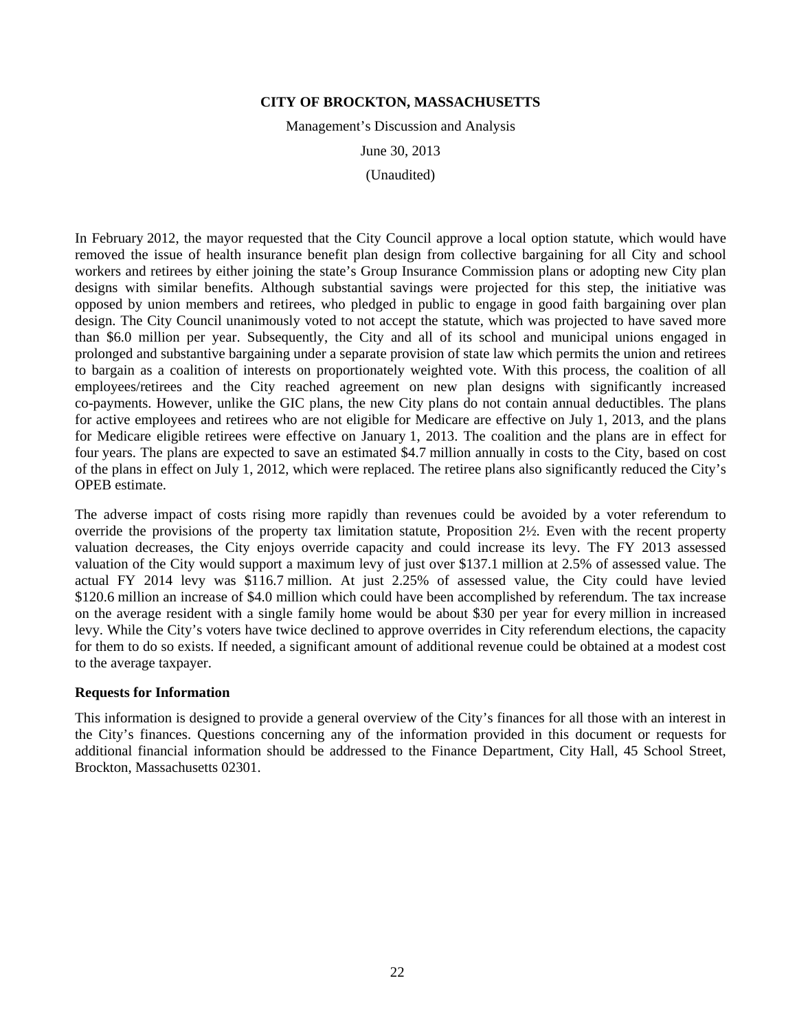In February 2012, the mayor requested that the City Council approve a local option statute, which would have removed the issue of health insurance benefit plan design from collective bargaining for all City and school workers and retirees by either joining the state's Group Insurance Commission plans or adopting new City plan designs with similar benefits. Although substantial savings were projected for this step, the initiative was opposed by union members and retirees, who pledged in public to engage in good faith bargaining over plan design. The City Council unanimously voted to not accept the statute, which was projected to have saved more than $6.0 million per year. Subsequently, the City and all of its school and municipal unions engaged in prolonged and substantive bargaining under a separate provision of state law which permits the union and retirees to bargain as a coalition of interests on proportionately weighted vote. With this process, the coalition of all employees/retirees and the City reached agreement on new plan designs with significantly increased co-payments. However, unlike the GIC plans, the new City plans do not contain annual deductibles. The plans for active employees and retirees who are not eligible for Medicare are effective on July 1, 2013, and the plans for Medicare eligible retirees were effective on January 1, 2013. The coalition and the plans are in effect for four years. The plans are expected to save an estimated $4.7 million annually in costs to the City, based on cost of the plans in effect on July 1, 2012, which were replaced. The retiree plans also significantly reduced the City's OPEB estimate.

The adverse impact of costs rising more rapidly than revenues could be avoided by a voter referendum to override the provisions of the property tax limitation statute, Proposition 2½. Even with the recent property valuation decreases, the City enjoys override capacity and could increase its levy. The FY 2013 assessed valuation of the City would support a maximum levy of just over $137.1 million at 2.5% of assessed value. The actual FY 2014 levy was $116.7 million. At just 2.25% of assessed value, the City could have levied $120.6 million an increase of $4.0 million which could have been accomplished by referendum. The tax increase on the average resident with a single family home would be about $30 per year for every million in increased levy. While the City's voters have twice declined to approve overrides in City referendum elections, the capacity for them to do so exists. If needed, a significant amount of additional revenue could be obtained at a modest cost to the average taxpayer.

**Requests for Information**

This information is designed to provide a general overview of the City's finances for all those with an interest in the City's finances. Questions concerning any of the information provided in this document or requests for additional financial information should be addressed to the Finance Department, City Hall, 45 School Street, Brockton, Massachusetts 02301.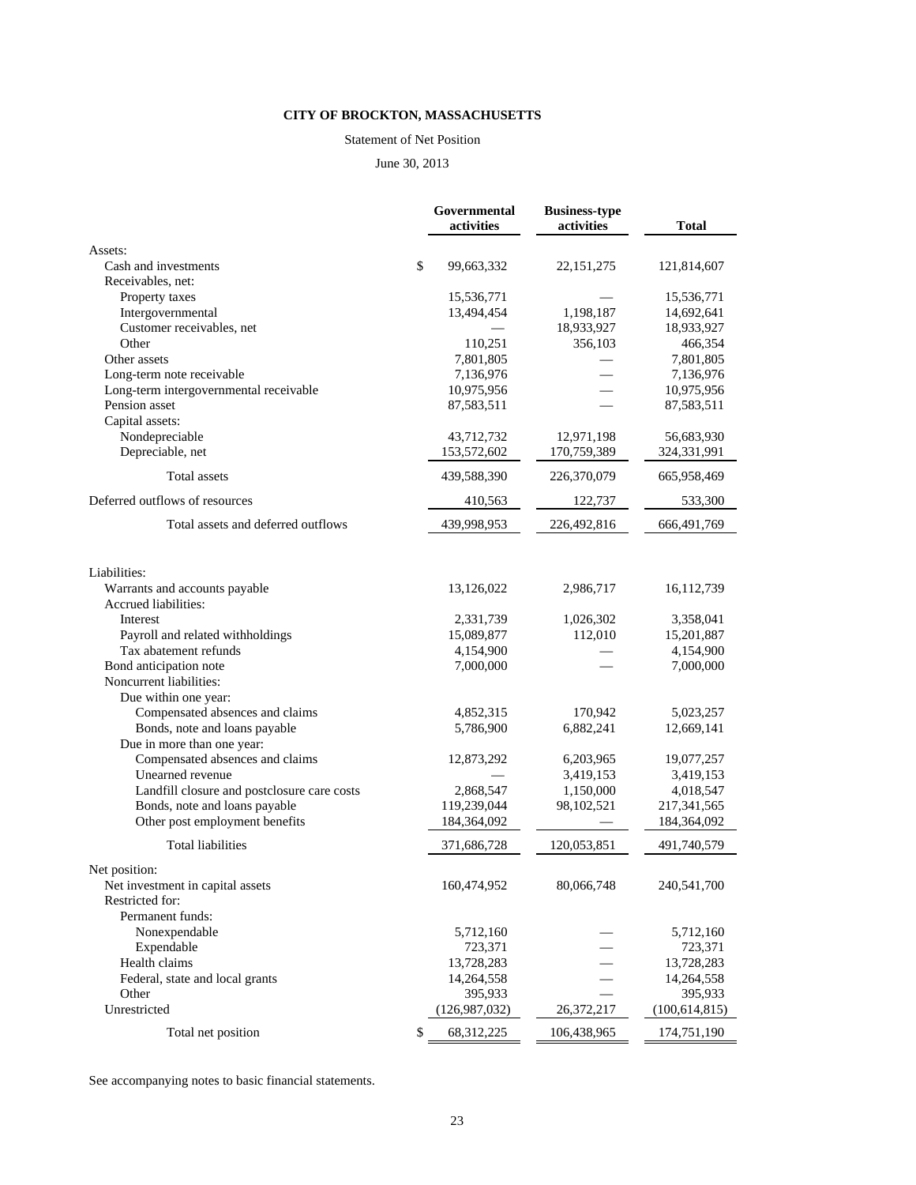# CITY OF BROCKTON, MASSACHUSETTS

Statement of Net Position

June 30, 2013

| | Governmental activities | Business-type activities | Total |
|---|---|---|---|
| Assets: | | | |
| Cash and investments | $ 99,663,332 | 22,151,275 | 121,814,607 |
| Receivables, net: | | | |
| Property taxes | 15,536,771 | — | 15,536,771 |
| Intergovernmental | 13,494,454 | 1,198,187 | 14,692,641 |
| Customer receivables, net | — | 18,933,927 | 18,933,927 |
| Other | 110,251 | 356,103 | 466,354 |
| Other assets | 7,801,805 | — | 7,801,805 |
| Long-term note receivable | 7,136,976 | — | 7,136,976 |
| Long-term intergovernmental receivable | 10,975,956 | — | 10,975,956 |
| Pension asset | 87,583,511 | — | 87,583,511 |
| Capital assets: | | | |
| Nondepreciable | 43,712,732 | 12,971,198 | 56,683,930 |
| Depreciable, net | 153,572,602 | 170,759,389 | 324,331,991 |
| Total assets | 439,588,390 | 226,370,079 | 665,958,469 |
| Deferred outflows of resources | 410,563 | 122,737 | 533,300 |
| Total assets and deferred outflows | 439,998,953 | 226,492,816 | 666,491,769 |
| Liabilities: | | | |
| Warrants and accounts payable | 13,126,022 | 2,986,717 | 16,112,739 |
| Accrued liabilities: | | | |
| Interest | 2,331,739 | 1,026,302 | 3,358,041 |
| Payroll and related withholdings | 15,089,877 | 112,010 | 15,201,887 |
| Tax abatement refunds | 4,154,900 | — | 4,154,900 |
| Bond anticipation note | 7,000,000 | — | 7,000,000 |
| Noncurrent liabilities: | | | |
| Due within one year: | | | |
| Compensated absences and claims | 4,852,315 | 170,942 | 5,023,257 |
| Bonds, note and loans payable | 5,786,900 | 6,882,241 | 12,669,141 |
| Due in more than one year: | | | |
| Compensated absences and claims | 12,873,292 | 6,203,965 | 19,077,257 |
| Unearned revenue | — | 3,419,153 | 3,419,153 |
| Landfill closure and postclosure care costs | 2,868,547 | 1,150,000 | 4,018,547 |
| Bonds, note and loans payable | 119,239,044 | 98,102,521 | 217,341,565 |
| Other post employment benefits | 184,364,092 | — | 184,364,092 |
| Total liabilities | 371,686,728 | 120,053,851 | 491,740,579 |
| Net position: | | | |
| Net investment in capital assets | 160,474,952 | 80,066,748 | 240,541,700 |
| Restricted for: | | | |
| Permanent funds: | | | |
| Nonexpendable | 5,712,160 | — | 5,712,160 |
| Expendable | 723,371 | — | 723,371 |
| Health claims | 13,728,283 | — | 13,728,283 |
| Federal, state and local grants | 14,264,558 | — | 14,264,558 |
| Other | 395,933 | — | 395,933 |
| Unrestricted | (126,987,032) | 26,372,217 | (100,614,815) |
| Total net position | $ 68,312,225 | 106,438,965 | 174,751,190 |

See accompanying notes to basic financial statements.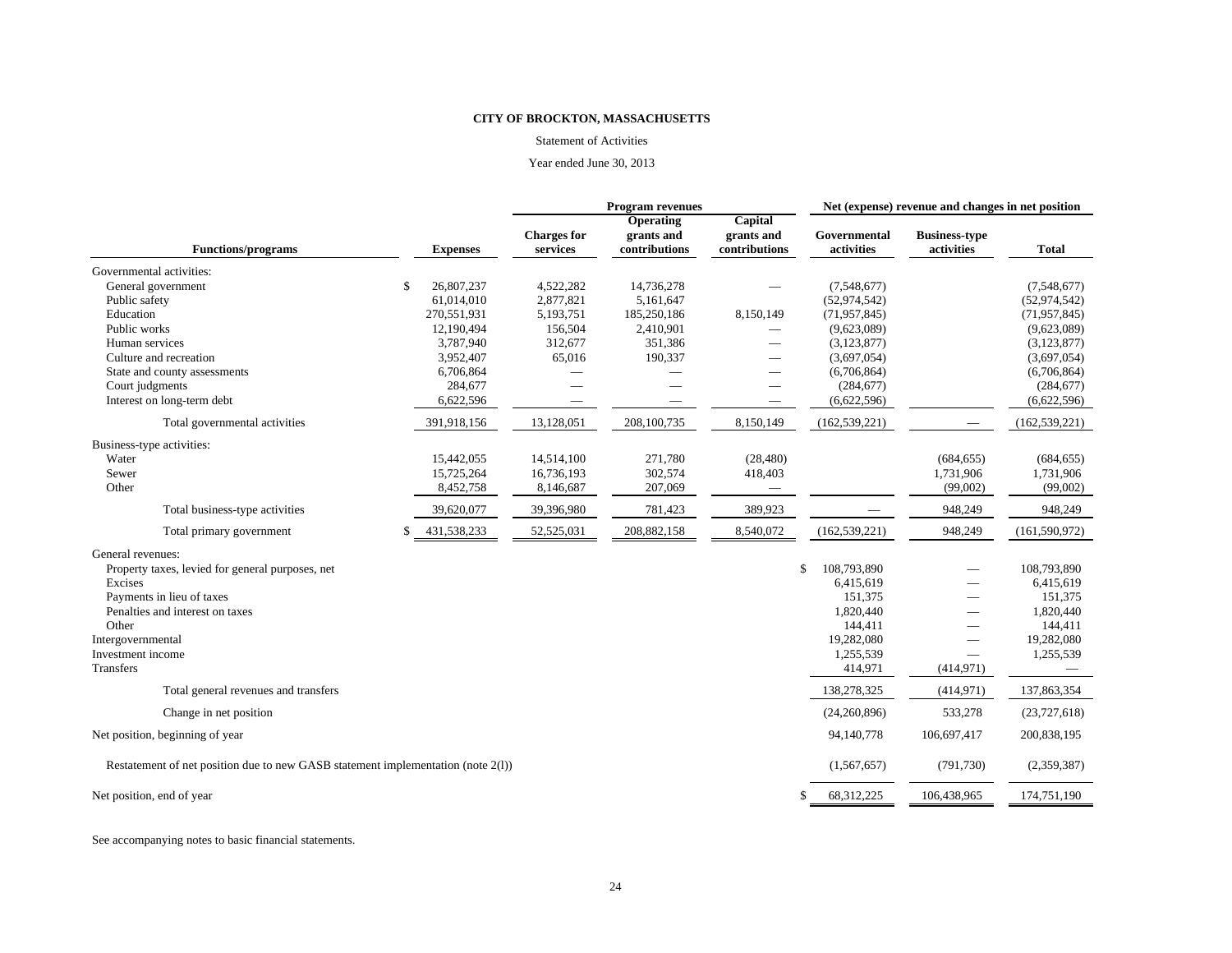**CITY OF BROCKTON, MASSACHUSETTS**

Statement of Activities

Year ended June 30, 2013

| | | Program revenues | | | Net (expense) revenue and changes in net position | | |
|---|---|---|---|---|---|---|---|
| **Functions/programs** | **Expenses** | **Charges for services** | **Operating grants and contributions** | **Capital grants and contributions** | **Governmental activities** | **Business-type activities** | **Total** |
| Governmental activities: | | | | | | | |
| General government | $ 26,807,237 | 4,522,282 | 14,736,278 | — | (7,548,677) | | (7,548,677) |
| Public safety | 61,014,010 | 2,877,821 | 5,161,647 | — | (52,974,542) | | (52,974,542) |
| Education | 270,551,931 | 5,193,751 | 185,250,186 | 8,150,149 | (71,957,845) | | (71,957,845) |
| Public works | 12,190,494 | 156,504 | 2,410,901 | — | (9,623,089) | | (9,623,089) |
| Human services | 3,787,940 | 312,677 | 351,386 | — | (3,123,877) | | (3,123,877) |
| Culture and recreation | 3,952,407 | 65,016 | 190,337 | — | (3,697,054) | | (3,697,054) |
| State and county assessments | 6,706,864 | — | — | — | (6,706,864) | | (6,706,864) |
| Court judgments | 284,677 | — | — | — | (284,677) | | (284,677) |
| Interest on long-term debt | 6,622,596 | — | — | — | (6,622,596) | | (6,622,596) |
| Total governmental activities | 391,918,156 | 13,128,051 | 208,100,735 | 8,150,149 | (162,539,221) | — | (162,539,221) |
| Business-type activities: | | | | | | | |
| Water | 15,442,055 | 14,514,100 | 271,780 | (28,480) | | (684,655) | (684,655) |
| Sewer | 15,725,264 | 16,736,193 | 302,574 | 418,403 | | 1,731,906 | 1,731,906 |
| Other | 8,452,758 | 8,146,687 | 207,069 | — | | (99,002) | (99,002) |
| Total business-type activities | 39,620,077 | 39,396,980 | 781,423 | 389,923 | — | 948,249 | 948,249 |
| Total primary government | $ 431,538,233 | 52,525,031 | 208,882,158 | 8,540,072 | (162,539,221) | 948,249 | (161,590,972) |
| General revenues: | | | | | | | |
| Property taxes, levied for general purposes, net | | | | | $ 108,793,890 | — | 108,793,890 |
| Excises | | | | | 6,415,619 | — | 6,415,619 |
| Payments in lieu of taxes | | | | | 151,375 | — | 151,375 |
| Penalties and interest on taxes | | | | | 1,820,440 | — | 1,820,440 |
| Other | | | | | 144,411 | — | 144,411 |
| Intergovernmental | | | | | 19,282,080 | — | 19,282,080 |
| Investment income | | | | | 1,255,539 | — | 1,255,539 |
| Transfers | | | | | 414,971 | (414,971) | — |
| Total general revenues and transfers | | | | | 138,278,325 | (414,971) | 137,863,354 |
| Change in net position | | | | | (24,260,896) | 533,278 | (23,727,618) |
| Net position, beginning of year | | | | | 94,140,778 | 106,697,417 | 200,838,195 |
| Restatement of net position due to new GASB statement implementation (note 2(l)) | | | | | (1,567,657) | (791,730) | (2,359,387) |
| Net position, end of year | | | | | $ 68,312,225 | 106,438,965 | 174,751,190 |

See accompanying notes to basic financial statements.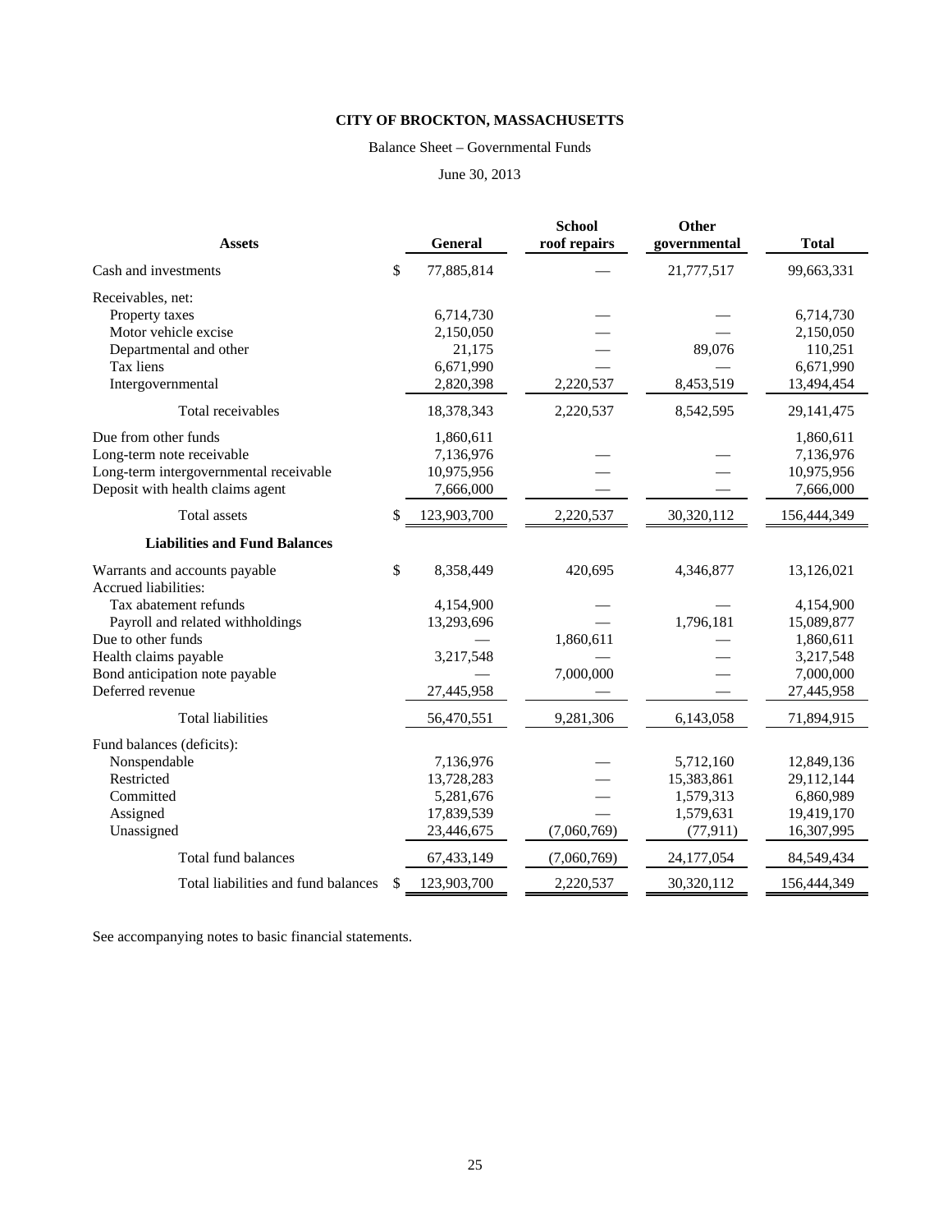**CITY OF BROCKTON, MASSACHUSETTS**

Balance Sheet – Governmental Funds

June 30, 2013

| **Assets** | | **General** | **School roof repairs** | **Other governmental** | **Total** |
|---|---|---|---|---|---|
| Cash and investments | $ | 77,885,814 | — | 21,777,517 | 99,663,331 |
| Receivables, net: | | | | | |
| Property taxes | | 6,714,730 | — | — | 6,714,730 |
| Motor vehicle excise | | 2,150,050 | — | — | 2,150,050 |
| Departmental and other | | 21,175 | — | 89,076 | 110,251 |
| Tax liens | | 6,671,990 | — | — | 6,671,990 |
| Intergovernmental | | 2,820,398 | 2,220,537 | 8,453,519 | 13,494,454 |
| Total receivables | | 18,378,343 | 2,220,537 | 8,542,595 | 29,141,475 |
| Due from other funds | | 1,860,611 | | | 1,860,611 |
| Long-term note receivable | | 7,136,976 | — | — | 7,136,976 |
| Long-term intergovernmental receivable | | 10,975,956 | — | — | 10,975,956 |
| Deposit with health claims agent | | 7,666,000 | — | — | 7,666,000 |
| Total assets | $ | 123,903,700 | 2,220,537 | 30,320,112 | 156,444,349 |
| **Liabilities and Fund Balances** | | | | | |
| Warrants and accounts payable | $ | 8,358,449 | 420,695 | 4,346,877 | 13,126,021 |
| Accrued liabilities: | | | | | |
| Tax abatement refunds | | 4,154,900 | — | — | 4,154,900 |
| Payroll and related withholdings | | 13,293,696 | — | 1,796,181 | 15,089,877 |
| Due to other funds | | — | 1,860,611 | — | 1,860,611 |
| Health claims payable | | 3,217,548 | — | — | 3,217,548 |
| Bond anticipation note payable | | — | 7,000,000 | — | 7,000,000 |
| Deferred revenue | | 27,445,958 | — | — | 27,445,958 |
| Total liabilities | | 56,470,551 | 9,281,306 | 6,143,058 | 71,894,915 |
| Fund balances (deficits): | | | | | |
| Nonspendable | | 7,136,976 | — | 5,712,160 | 12,849,136 |
| Restricted | | 13,728,283 | — | 15,383,861 | 29,112,144 |
| Committed | | 5,281,676 | — | 1,579,313 | 6,860,989 |
| Assigned | | 17,839,539 | — | 1,579,631 | 19,419,170 |
| Unassigned | | 23,446,675 | (7,060,769) | (77,911) | 16,307,995 |
| Total fund balances | | 67,433,149 | (7,060,769) | 24,177,054 | 84,549,434 |
| Total liabilities and fund balances | $ | 123,903,700 | 2,220,537 | 30,320,112 | 156,444,349 |

See accompanying notes to basic financial statements.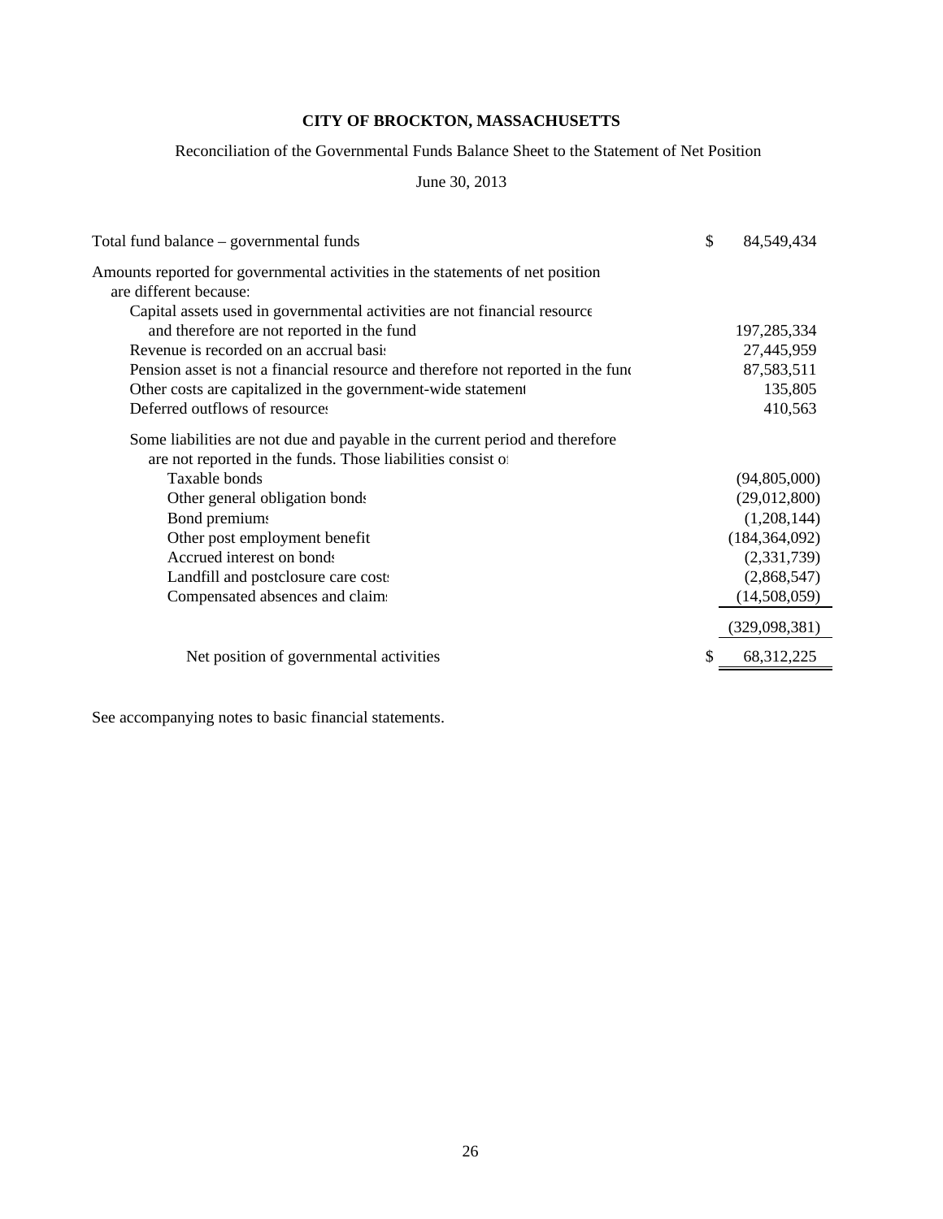# CITY OF BROCKTON, MASSACHUSETTS

Reconciliation of the Governmental Funds Balance Sheet to the Statement of Net Position

June 30, 2013

| | | |
|---|---|---|
| Total fund balance – governmental funds | $ | 84,549,434 |
| Amounts reported for governmental activities in the statements of net position are different because: | | |
| Capital assets used in governmental activities are not financial resources and therefore are not reported in the funds | | 197,285,334 |
| Revenue is recorded on an accrual basis | | 27,445,959 |
| Pension asset is not a financial resource and therefore not reported in the funds | | 87,583,511 |
| Other costs are capitalized in the government-wide statements | | 135,805 |
| Deferred outflows of resources | | 410,563 |
| Some liabilities are not due and payable in the current period and therefore are not reported in the funds. Those liabilities consist of: | | |
| Taxable bonds | | (94,805,000) |
| Other general obligation bonds | | (29,012,800) |
| Bond premiums | | (1,208,144) |
| Other post employment benefit | | (184,364,092) |
| Accrued interest on bonds | | (2,331,739) |
| Landfill and postclosure care costs | | (2,868,547) |
| Compensated absences and claims | | (14,508,059) |
| | | (329,098,381) |
| Net position of governmental activities | $ | 68,312,225 |

See accompanying notes to basic financial statements.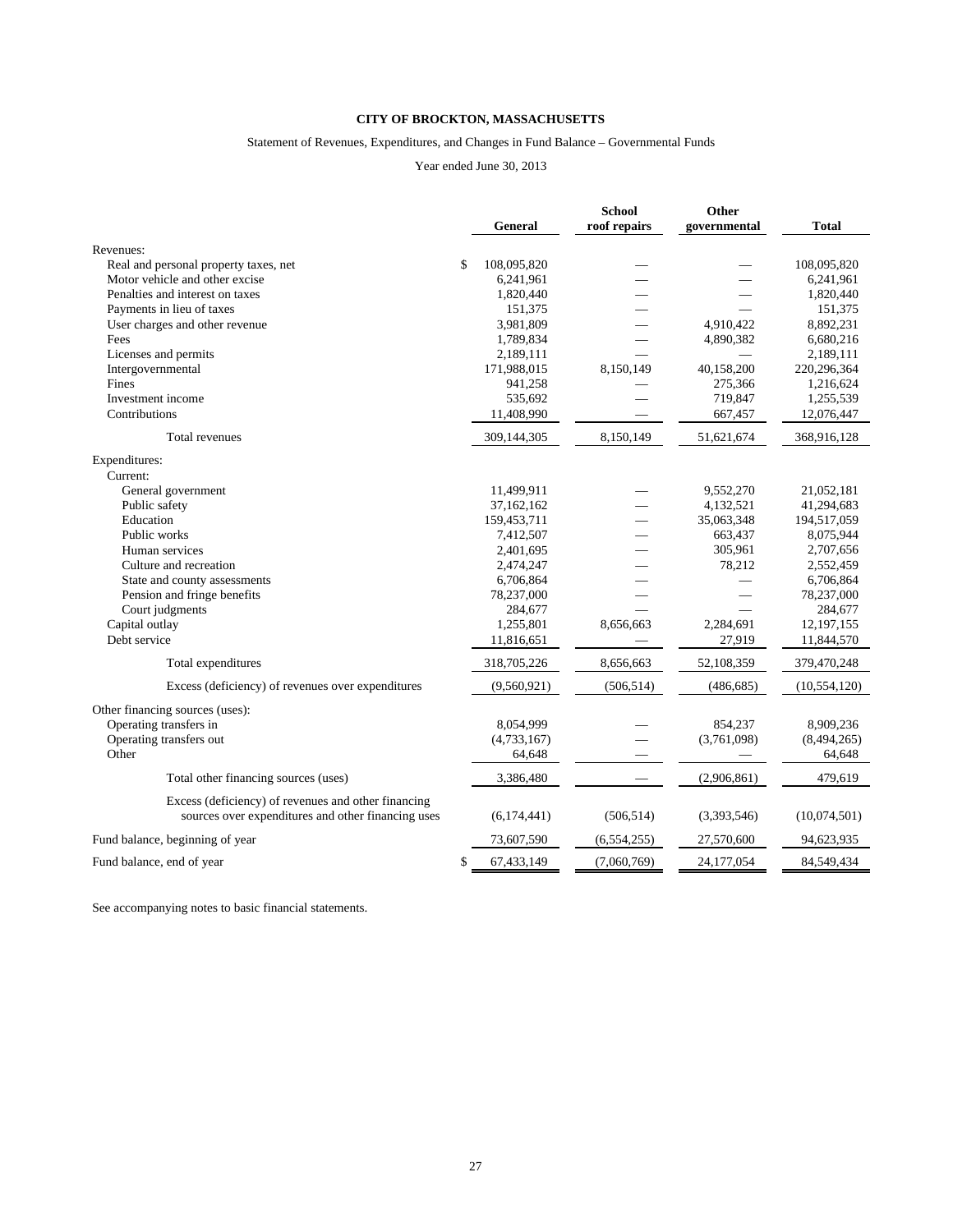# CITY OF BROCKTON, MASSACHUSETTS

Statement of Revenues, Expenditures, and Changes in Fund Balance – Governmental Funds

Year ended June 30, 2013

| | General | School roof repairs | Other governmental | Total |
|---|---|---|---|---|
| Revenues: | | | | |
| Real and personal property taxes, net | $ 108,095,820 | — | — | 108,095,820 |
| Motor vehicle and other excise | 6,241,961 | — | — | 6,241,961 |
| Penalties and interest on taxes | 1,820,440 | — | — | 1,820,440 |
| Payments in lieu of taxes | 151,375 | — | — | 151,375 |
| User charges and other revenue | 3,981,809 | — | 4,910,422 | 8,892,231 |
| Fees | 1,789,834 | — | 4,890,382 | 6,680,216 |
| Licenses and permits | 2,189,111 | — | — | 2,189,111 |
| Intergovernmental | 171,988,015 | 8,150,149 | 40,158,200 | 220,296,364 |
| Fines | 941,258 | — | 275,366 | 1,216,624 |
| Investment income | 535,692 | — | 719,847 | 1,255,539 |
| Contributions | 11,408,990 | — | 667,457 | 12,076,447 |
| Total revenues | 309,144,305 | 8,150,149 | 51,621,674 | 368,916,128 |
| Expenditures: | | | | |
| Current: | | | | |
| General government | 11,499,911 | — | 9,552,270 | 21,052,181 |
| Public safety | 37,162,162 | — | 4,132,521 | 41,294,683 |
| Education | 159,453,711 | — | 35,063,348 | 194,517,059 |
| Public works | 7,412,507 | — | 663,437 | 8,075,944 |
| Human services | 2,401,695 | — | 305,961 | 2,707,656 |
| Culture and recreation | 2,474,247 | — | 78,212 | 2,552,459 |
| State and county assessments | 6,706,864 | — | — | 6,706,864 |
| Pension and fringe benefits | 78,237,000 | — | — | 78,237,000 |
| Court judgments | 284,677 | — | — | 284,677 |
| Capital outlay | 1,255,801 | 8,656,663 | 2,284,691 | 12,197,155 |
| Debt service | 11,816,651 | — | 27,919 | 11,844,570 |
| Total expenditures | 318,705,226 | 8,656,663 | 52,108,359 | 379,470,248 |
| Excess (deficiency) of revenues over expenditures | (9,560,921) | (506,514) | (486,685) | (10,554,120) |
| Other financing sources (uses): | | | | |
| Operating transfers in | 8,054,999 | — | 854,237 | 8,909,236 |
| Operating transfers out | (4,733,167) | — | (3,761,098) | (8,494,265) |
| Other | 64,648 | — | — | 64,648 |
| Total other financing sources (uses) | 3,386,480 | — | (2,906,861) | 479,619 |
| Excess (deficiency) of revenues and other financing sources over expenditures and other financing uses | (6,174,441) | (506,514) | (3,393,546) | (10,074,501) |
| Fund balance, beginning of year | 73,607,590 | (6,554,255) | 27,570,600 | 94,623,935 |
| Fund balance, end of year | $ 67,433,149 | (7,060,769) | 24,177,054 | 84,549,434 |

See accompanying notes to basic financial statements.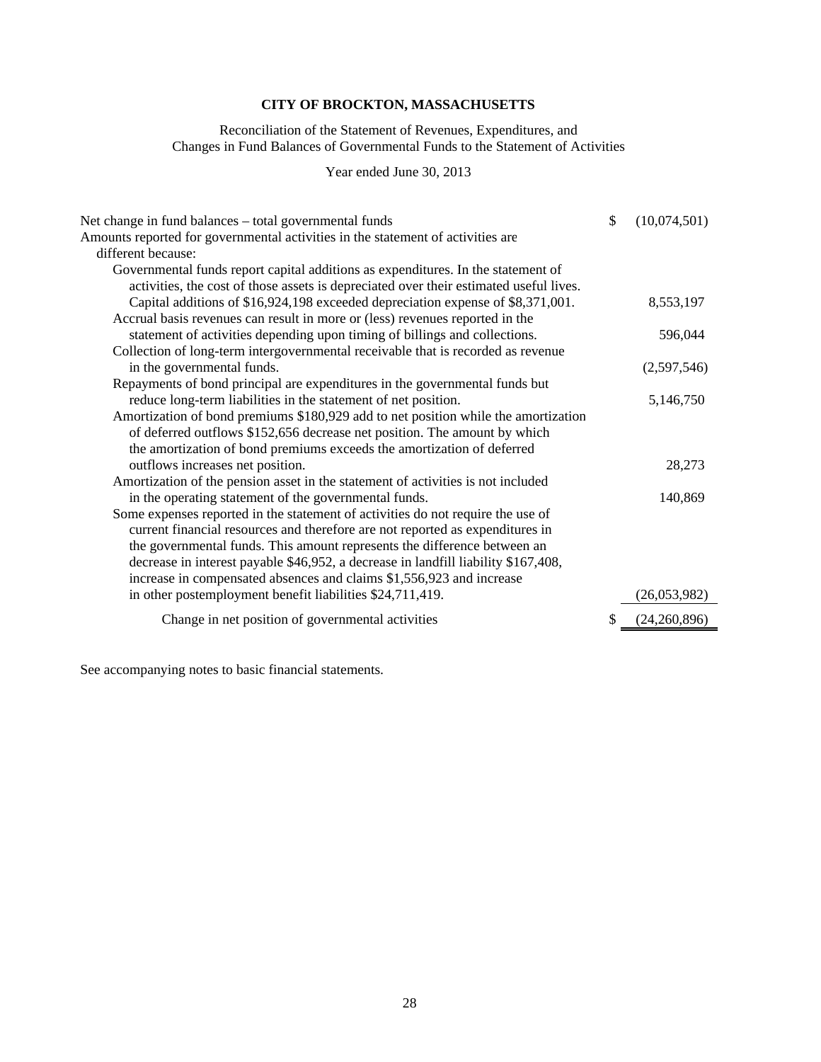# CITY OF BROCKTON, MASSACHUSETTS

Reconciliation of the Statement of Revenues, Expenditures, and
Changes in Fund Balances of Governmental Funds to the Statement of Activities

Year ended June 30, 2013

| | |
|---|---|
| Net change in fund balances – total governmental funds | $ (10,074,501) |
| Amounts reported for governmental activities in the statement of activities are different because: | |
| Governmental funds report capital additions as expenditures. In the statement of activities, the cost of those assets is depreciated over their estimated useful lives. Capital additions of $16,924,198 exceeded depreciation expense of $8,371,001. | 8,553,197 |
| Accrual basis revenues can result in more or (less) revenues reported in the statement of activities depending upon timing of billings and collections. | 596,044 |
| Collection of long-term intergovernmental receivable that is recorded as revenue in the governmental funds. | (2,597,546) |
| Repayments of bond principal are expenditures in the governmental funds but reduce long-term liabilities in the statement of net position. | 5,146,750 |
| Amortization of bond premiums $180,929 add to net position while the amortization of deferred outflows $152,656 decrease net position. The amount by which the amortization of bond premiums exceeds the amortization of deferred outflows increases net position. | 28,273 |
| Amortization of the pension asset in the statement of activities is not included in the operating statement of the governmental funds. | 140,869 |
| Some expenses reported in the statement of activities do not require the use of current financial resources and therefore are not reported as expenditures in the governmental funds. This amount represents the difference between an decrease in interest payable $46,952, a decrease in landfill liability $167,408, increase in compensated absences and claims $1,556,923 and increase in other postemployment benefit liabilities $24,711,419. | (26,053,982) |
| Change in net position of governmental activities | $ (24,260,896) |

See accompanying notes to basic financial statements.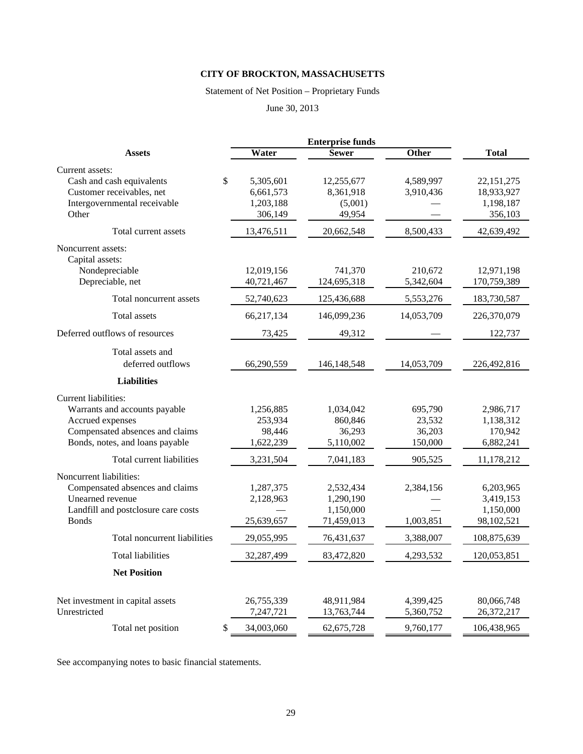**CITY OF BROCKTON, MASSACHUSETTS**

Statement of Net Position – Proprietary Funds

June 30, 2013

| Assets | | Enterprise funds | | |
|---|---|---|---|---|
| | Water | Sewer | Other | Total |
| Current assets: | | | | |
| Cash and cash equivalents | $ 5,305,601 | 12,255,677 | 4,589,997 | 22,151,275 |
| Customer receivables, net | 6,661,573 | 8,361,918 | 3,910,436 | 18,933,927 |
| Intergovernmental receivable | 1,203,188 | (5,001) | — | 1,198,187 |
| Other | 306,149 | 49,954 | — | 356,103 |
| Total current assets | 13,476,511 | 20,662,548 | 8,500,433 | 42,639,492 |
| Noncurrent assets: | | | | |
| Capital assets: | | | | |
| Nondepreciable | 12,019,156 | 741,370 | 210,672 | 12,971,198 |
| Depreciable, net | 40,721,467 | 124,695,318 | 5,342,604 | 170,759,389 |
| Total noncurrent assets | 52,740,623 | 125,436,688 | 5,553,276 | 183,730,587 |
| Total assets | 66,217,134 | 146,099,236 | 14,053,709 | 226,370,079 |
| Deferred outflows of resources | 73,425 | 49,312 | — | 122,737 |
| Total assets and deferred outflows | 66,290,559 | 146,148,548 | 14,053,709 | 226,492,816 |
| **Liabilities** | | | | |
| Current liabilities: | | | | |
| Warrants and accounts payable | 1,256,885 | 1,034,042 | 695,790 | 2,986,717 |
| Accrued expenses | 253,934 | 860,846 | 23,532 | 1,138,312 |
| Compensated absences and claims | 98,446 | 36,293 | 36,203 | 170,942 |
| Bonds, notes, and loans payable | 1,622,239 | 5,110,002 | 150,000 | 6,882,241 |
| Total current liabilities | 3,231,504 | 7,041,183 | 905,525 | 11,178,212 |
| Noncurrent liabilities: | | | | |
| Compensated absences and claims | 1,287,375 | 2,532,434 | 2,384,156 | 6,203,965 |
| Unearned revenue | 2,128,963 | 1,290,190 | — | 3,419,153 |
| Landfill and postclosure care costs | — | 1,150,000 | — | 1,150,000 |
| Bonds | 25,639,657 | 71,459,013 | 1,003,851 | 98,102,521 |
| Total noncurrent liabilities | 29,055,995 | 76,431,637 | 3,388,007 | 108,875,639 |
| Total liabilities | 32,287,499 | 83,472,820 | 4,293,532 | 120,053,851 |
| **Net Position** | | | | |
| Net investment in capital assets | 26,755,339 | 48,911,984 | 4,399,425 | 80,066,748 |
| Unrestricted | 7,247,721 | 13,763,744 | 5,360,752 | 26,372,217 |
| Total net position | $ 34,003,060 | 62,675,728 | 9,760,177 | 106,438,965 |

See accompanying notes to basic financial statements.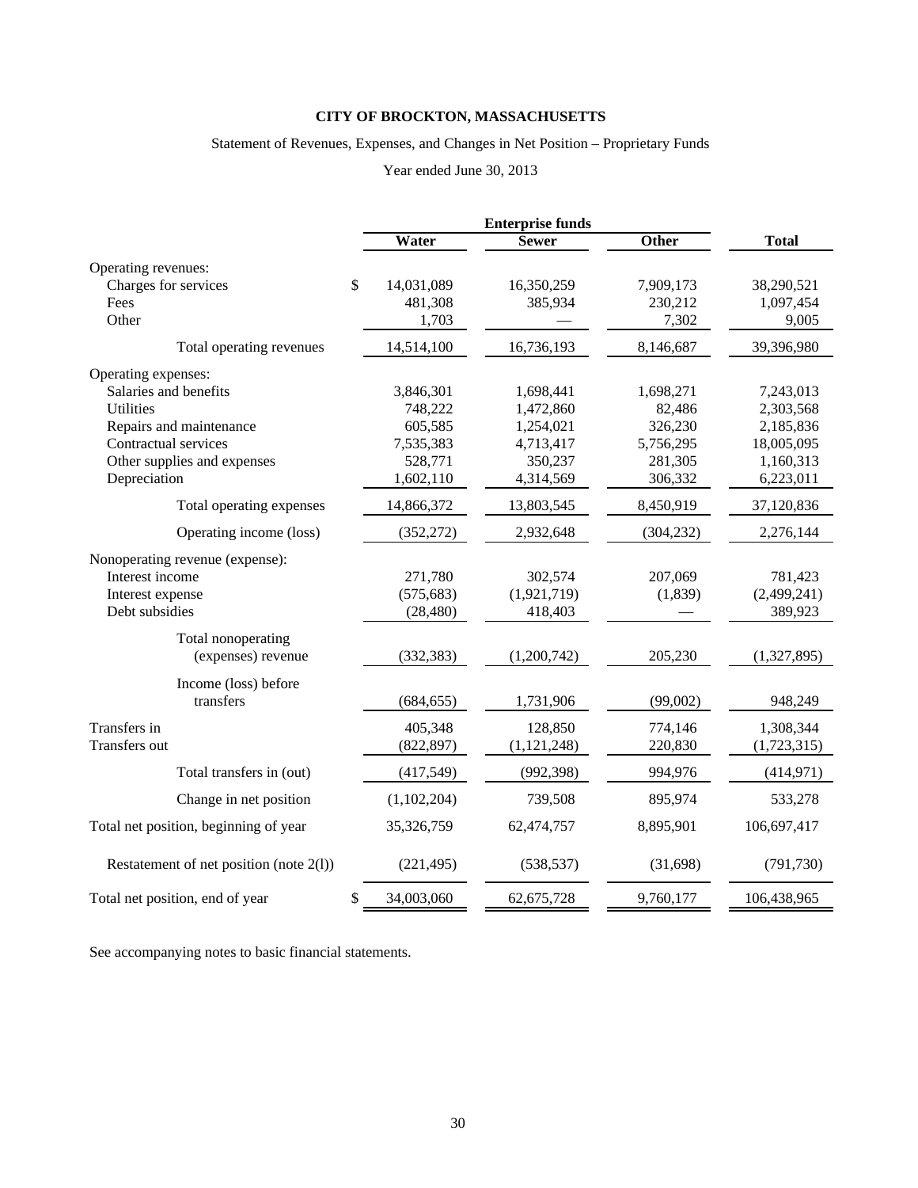# CITY OF BROCKTON, MASSACHUSETTS

Statement of Revenues, Expenses, and Changes in Net Position – Proprietary Funds

Year ended June 30, 2013

| | Enterprise funds | | | |
|---|---|---|---|---|
| | Water | Sewer | Other | Total |
| Operating revenues: | | | | |
| Charges for services | $ 14,031,089 | 16,350,259 | 7,909,173 | 38,290,521 |
| Fees | 481,308 | 385,934 | 230,212 | 1,097,454 |
| Other | 1,703 | — | 7,302 | 9,005 |
| Total operating revenues | 14,514,100 | 16,736,193 | 8,146,687 | 39,396,980 |
| Operating expenses: | | | | |
| Salaries and benefits | 3,846,301 | 1,698,441 | 1,698,271 | 7,243,013 |
| Utilities | 748,222 | 1,472,860 | 82,486 | 2,303,568 |
| Repairs and maintenance | 605,585 | 1,254,021 | 326,230 | 2,185,836 |
| Contractual services | 7,535,383 | 4,713,417 | 5,756,295 | 18,005,095 |
| Other supplies and expenses | 528,771 | 350,237 | 281,305 | 1,160,313 |
| Depreciation | 1,602,110 | 4,314,569 | 306,332 | 6,223,011 |
| Total operating expenses | 14,866,372 | 13,803,545 | 8,450,919 | 37,120,836 |
| Operating income (loss) | (352,272) | 2,932,648 | (304,232) | 2,276,144 |
| Nonoperating revenue (expense): | | | | |
| Interest income | 271,780 | 302,574 | 207,069 | 781,423 |
| Interest expense | (575,683) | (1,921,719) | (1,839) | (2,499,241) |
| Debt subsidies | (28,480) | 418,403 | — | 389,923 |
| Total nonoperating (expenses) revenue | (332,383) | (1,200,742) | 205,230 | (1,327,895) |
| Income (loss) before transfers | (684,655) | 1,731,906 | (99,002) | 948,249 |
| Transfers in | 405,348 | 128,850 | 774,146 | 1,308,344 |
| Transfers out | (822,897) | (1,121,248) | 220,830 | (1,723,315) |
| Total transfers in (out) | (417,549) | (992,398) | 994,976 | (414,971) |
| Change in net position | (1,102,204) | 739,508 | 895,974 | 533,278 |
| Total net position, beginning of year | 35,326,759 | 62,474,757 | 8,895,901 | 106,697,417 |
| Restatement of net position (note 2(l)) | (221,495) | (538,537) | (31,698) | (791,730) |
| Total net position, end of year | $ 34,003,060 | 62,675,728 | 9,760,177 | 106,438,965 |

See accompanying notes to basic financial statements.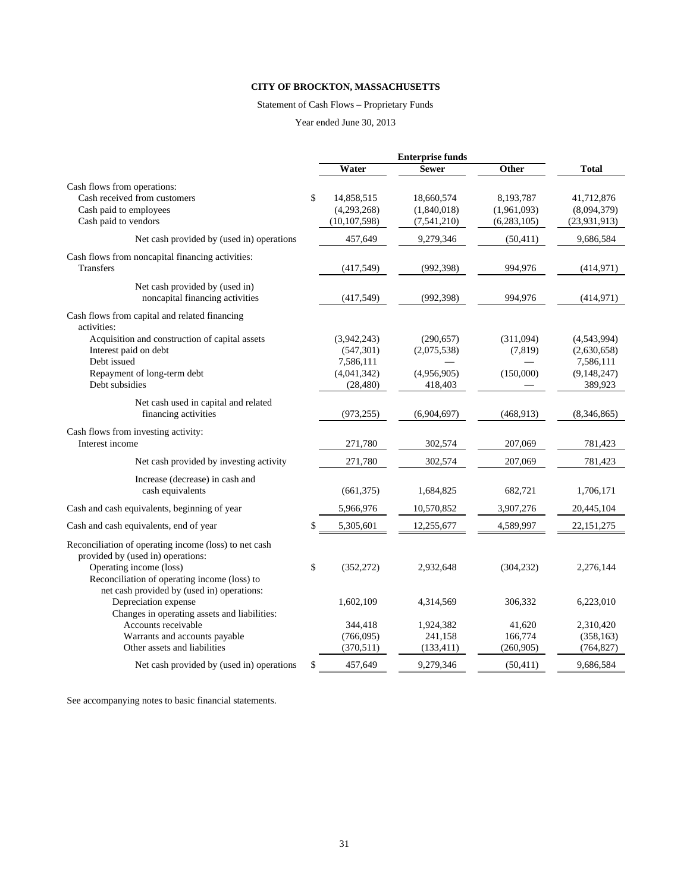# CITY OF BROCKTON, MASSACHUSETTS

Statement of Cash Flows – Proprietary Funds

Year ended June 30, 2013

| | Enterprise funds | | | |
|---|---|---|---|---|
| | Water | Sewer | Other | Total |
| Cash flows from operations: | | | | |
| Cash received from customers | $ 14,858,515 | 18,660,574 | 8,193,787 | 41,712,876 |
| Cash paid to employees | (4,293,268) | (1,840,018) | (1,961,093) | (8,094,379) |
| Cash paid to vendors | (10,107,598) | (7,541,210) | (6,283,105) | (23,931,913) |
| Net cash provided by (used in) operations | 457,649 | 9,279,346 | (50,411) | 9,686,584 |
| Cash flows from noncapital financing activities: | | | | |
| Transfers | (417,549) | (992,398) | 994,976 | (414,971) |
| Net cash provided by (used in) noncapital financing activities | (417,549) | (992,398) | 994,976 | (414,971) |
| Cash flows from capital and related financing activities: | | | | |
| Acquisition and construction of capital assets | (3,942,243) | (290,657) | (311,094) | (4,543,994) |
| Interest paid on debt | (547,301) | (2,075,538) | (7,819) | (2,630,658) |
| Debt issued | 7,586,111 | — | — | 7,586,111 |
| Repayment of long-term debt | (4,041,342) | (4,956,905) | (150,000) | (9,148,247) |
| Debt subsidies | (28,480) | 418,403 | — | 389,923 |
| Net cash used in capital and related financing activities | (973,255) | (6,904,697) | (468,913) | (8,346,865) |
| Cash flows from investing activity: | | | | |
| Interest income | 271,780 | 302,574 | 207,069 | 781,423 |
| Net cash provided by investing activity | 271,780 | 302,574 | 207,069 | 781,423 |
| Increase (decrease) in cash and cash equivalents | (661,375) | 1,684,825 | 682,721 | 1,706,171 |
| Cash and cash equivalents, beginning of year | 5,966,976 | 10,570,852 | 3,907,276 | 20,445,104 |
| Cash and cash equivalents, end of year | $ 5,305,601 | 12,255,677 | 4,589,997 | 22,151,275 |
| Reconciliation of operating income (loss) to net cash provided by (used in) operations: | | | | |
| Operating income (loss) | $ (352,272) | 2,932,648 | (304,232) | 2,276,144 |
| Reconciliation of operating income (loss) to net cash provided by (used in) operations: | | | | |
| Depreciation expense | 1,602,109 | 4,314,569 | 306,332 | 6,223,010 |
| Changes in operating assets and liabilities: | | | | |
| Accounts receivable | 344,418 | 1,924,382 | 41,620 | 2,310,420 |
| Warrants and accounts payable | (766,095) | 241,158 | 166,774 | (358,163) |
| Other assets and liabilities | (370,511) | (133,411) | (260,905) | (764,827) |
| Net cash provided by (used in) operations | $ 457,649 | 9,279,346 | (50,411) | 9,686,584 |

See accompanying notes to basic financial statements.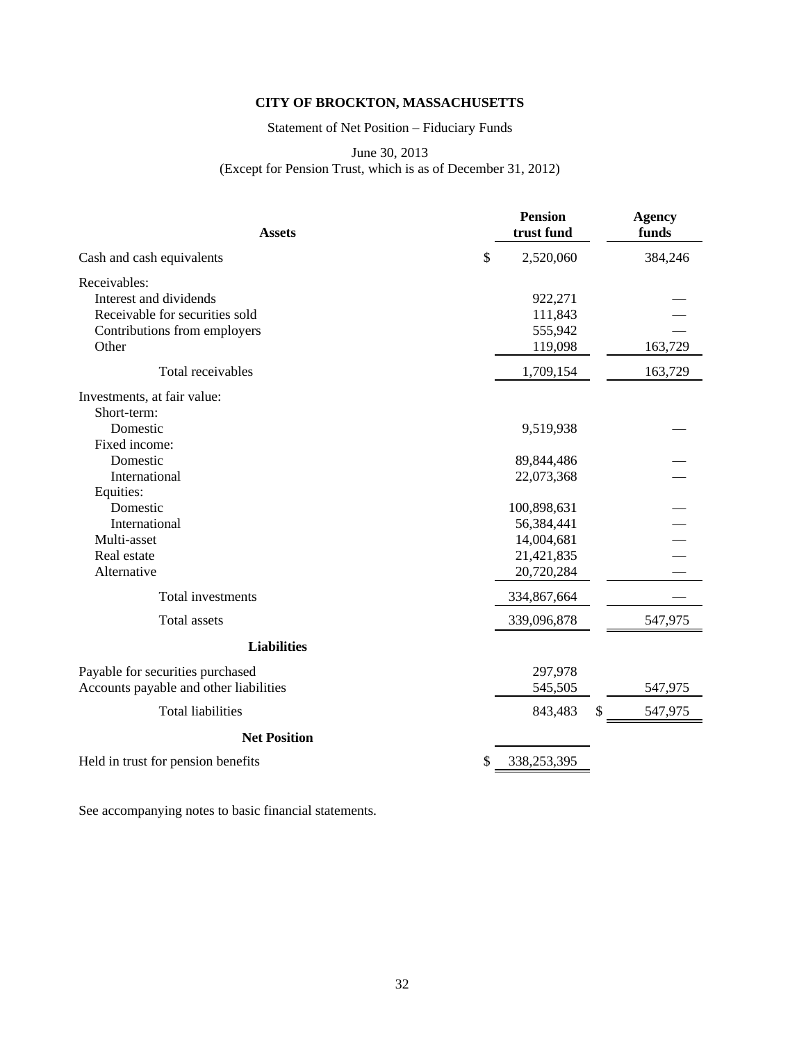# CITY OF BROCKTON, MASSACHUSETTS

Statement of Net Position – Fiduciary Funds

June 30, 2013
(Except for Pension Trust, which is as of December 31, 2012)

| **Assets** | **Pension trust fund** | **Agency funds** |
|---|---|---|
| Cash and cash equivalents | $ 2,520,060 | 384,246 |
| Receivables: | | |
| Interest and dividends | 922,271 | — |
| Receivable for securities sold | 111,843 | — |
| Contributions from employers | 555,942 | — |
| Other | 119,098 | 163,729 |
| Total receivables | 1,709,154 | 163,729 |
| Investments, at fair value: | | |
| Short-term: | | |
| Domestic | 9,519,938 | — |
| Fixed income: | | |
| Domestic | 89,844,486 | — |
| International | 22,073,368 | — |
| Equities: | | |
| Domestic | 100,898,631 | — |
| International | 56,384,441 | — |
| Multi-asset | 14,004,681 | — |
| Real estate | 21,421,835 | — |
| Alternative | 20,720,284 | — |
| Total investments | 334,867,664 | — |
| Total assets | 339,096,878 | 547,975 |
| **Liabilities** | | |
| Payable for securities purchased | 297,978 | |
| Accounts payable and other liabilities | 545,505 | 547,975 |
| Total liabilities | 843,483 | $ 547,975 |
| **Net Position** | | |
| Held in trust for pension benefits | $ 338,253,395 | |

See accompanying notes to basic financial statements.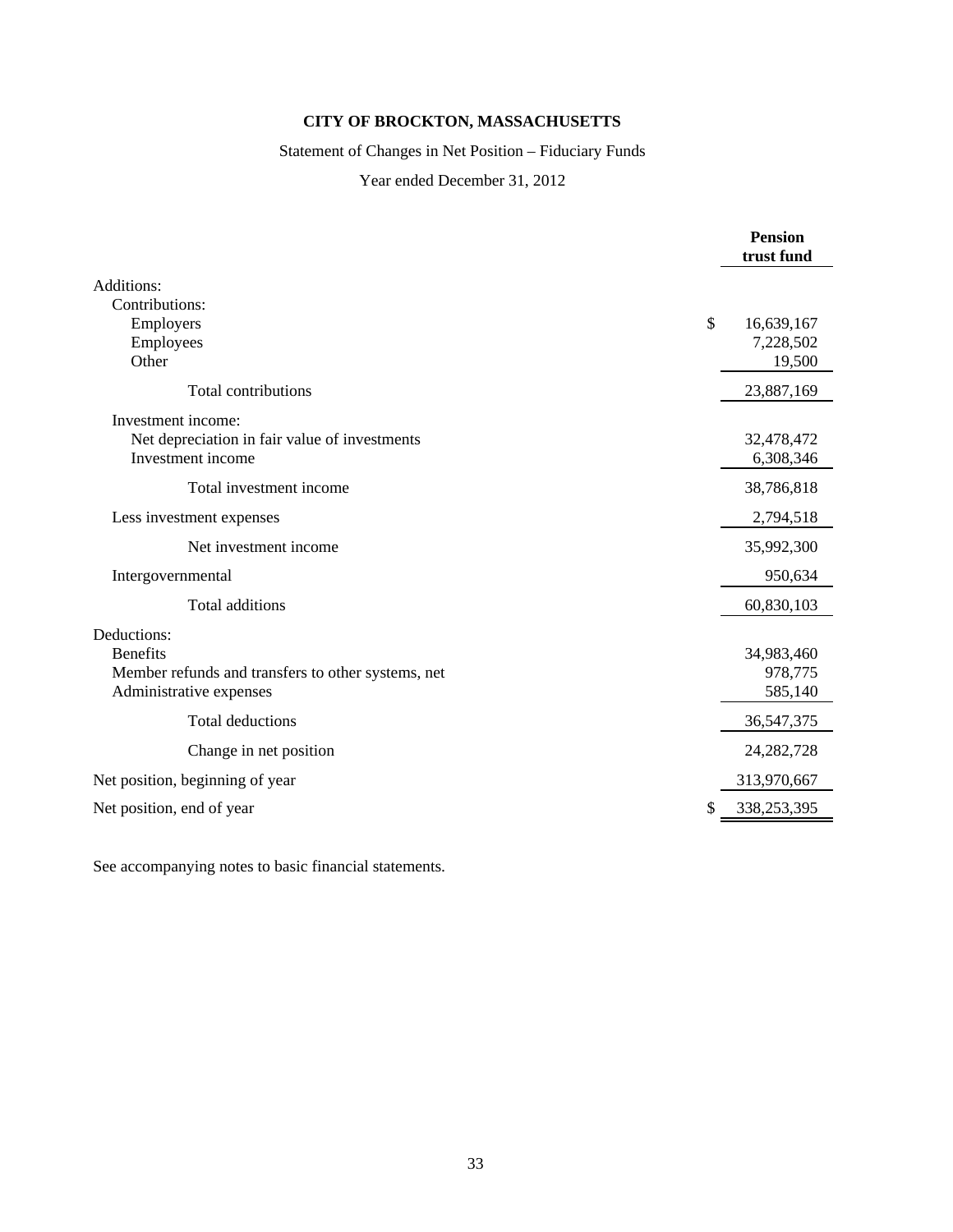# CITY OF BROCKTON, MASSACHUSETTS

Statement of Changes in Net Position – Fiduciary Funds

Year ended December 31, 2012

| | Pension trust fund |
|---|---|
| Additions: | |
| Contributions: | |
| Employers | $ 16,639,167 |
| Employees | 7,228,502 |
| Other | 19,500 |
| Total contributions | 23,887,169 |
| Investment income: | |
| Net depreciation in fair value of investments | 32,478,472 |
| Investment income | 6,308,346 |
| Total investment income | 38,786,818 |
| Less investment expenses | 2,794,518 |
| Net investment income | 35,992,300 |
| Intergovernmental | 950,634 |
| Total additions | 60,830,103 |
| Deductions: | |
| Benefits | 34,983,460 |
| Member refunds and transfers to other systems, net | 978,775 |
| Administrative expenses | 585,140 |
| Total deductions | 36,547,375 |
| Change in net position | 24,282,728 |
| Net position, beginning of year | 313,970,667 |
| Net position, end of year | $ 338,253,395 |

See accompanying notes to basic financial statements.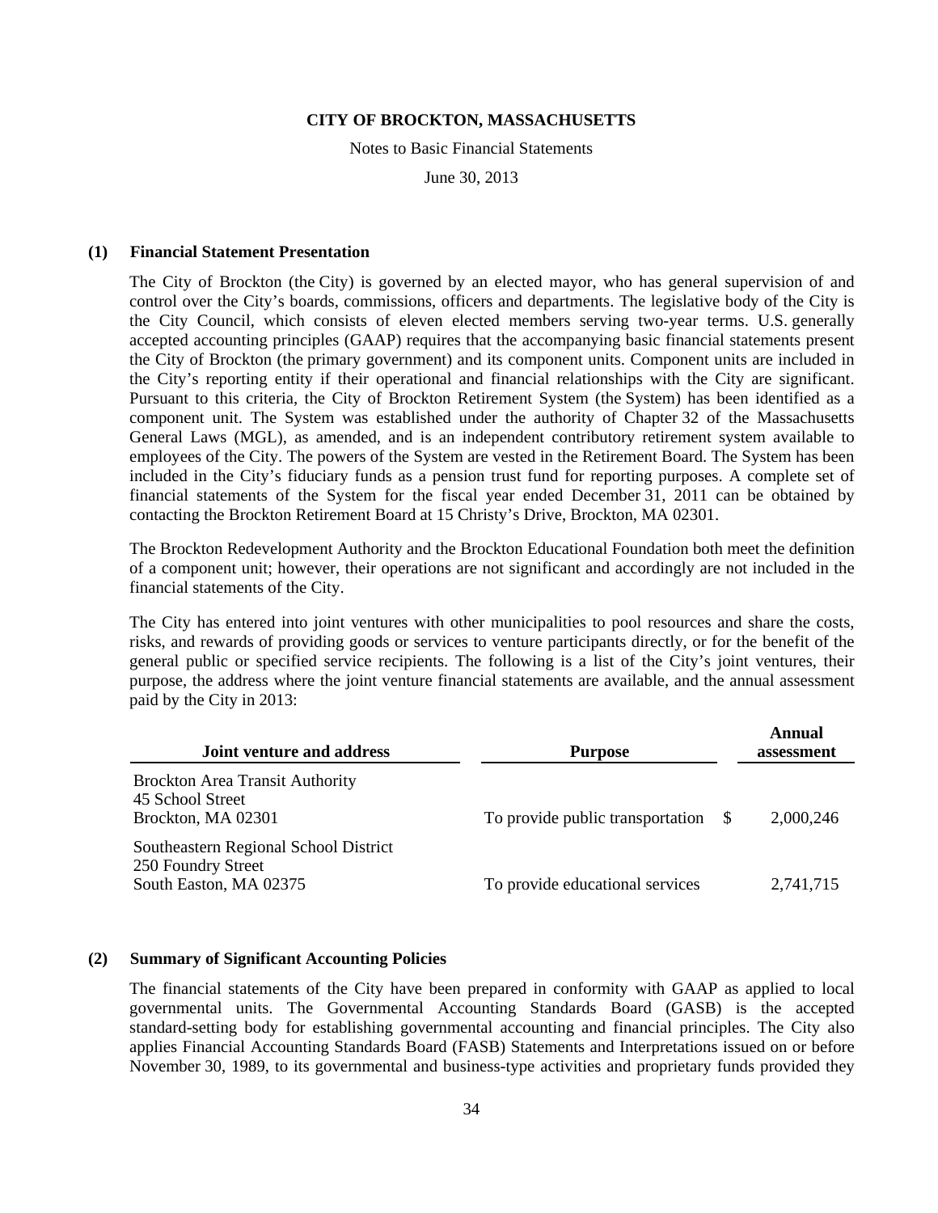**CITY OF BROCKTON, MASSACHUSETTS**

Notes to Basic Financial Statements

June 30, 2013

## (1) Financial Statement Presentation

The City of Brockton (the City) is governed by an elected mayor, who has general supervision of and control over the City's boards, commissions, officers and departments. The legislative body of the City is the City Council, which consists of eleven elected members serving two-year terms. U.S. generally accepted accounting principles (GAAP) requires that the accompanying basic financial statements present the City of Brockton (the primary government) and its component units. Component units are included in the City's reporting entity if their operational and financial relationships with the City are significant. Pursuant to this criteria, the City of Brockton Retirement System (the System) has been identified as a component unit. The System was established under the authority of Chapter 32 of the Massachusetts General Laws (MGL), as amended, and is an independent contributory retirement system available to employees of the City. The powers of the System are vested in the Retirement Board. The System has been included in the City's fiduciary funds as a pension trust fund for reporting purposes. A complete set of financial statements of the System for the fiscal year ended December 31, 2011 can be obtained by contacting the Brockton Retirement Board at 15 Christy's Drive, Brockton, MA 02301.

The Brockton Redevelopment Authority and the Brockton Educational Foundation both meet the definition of a component unit; however, their operations are not significant and accordingly are not included in the financial statements of the City.

The City has entered into joint ventures with other municipalities to pool resources and share the costs, risks, and rewards of providing goods or services to venture participants directly, or for the benefit of the general public or specified service recipients. The following is a list of the City's joint ventures, their purpose, the address where the joint venture financial statements are available, and the annual assessment paid by the City in 2013:

| Joint venture and address | Purpose | Annual assessment |
|---|---|---|
| Brockton Area Transit Authority<br>45 School Street<br>Brockton, MA 02301 | To provide public transportation | $ 2,000,246 |
| Southeastern Regional School District<br>250 Foundry Street<br>South Easton, MA 02375 | To provide educational services | 2,741,715 |

## (2) Summary of Significant Accounting Policies

The financial statements of the City have been prepared in conformity with GAAP as applied to local governmental units. The Governmental Accounting Standards Board (GASB) is the accepted standard-setting body for establishing governmental accounting and financial principles. The City also applies Financial Accounting Standards Board (FASB) Statements and Interpretations issued on or before November 30, 1989, to its governmental and business-type activities and proprietary funds provided they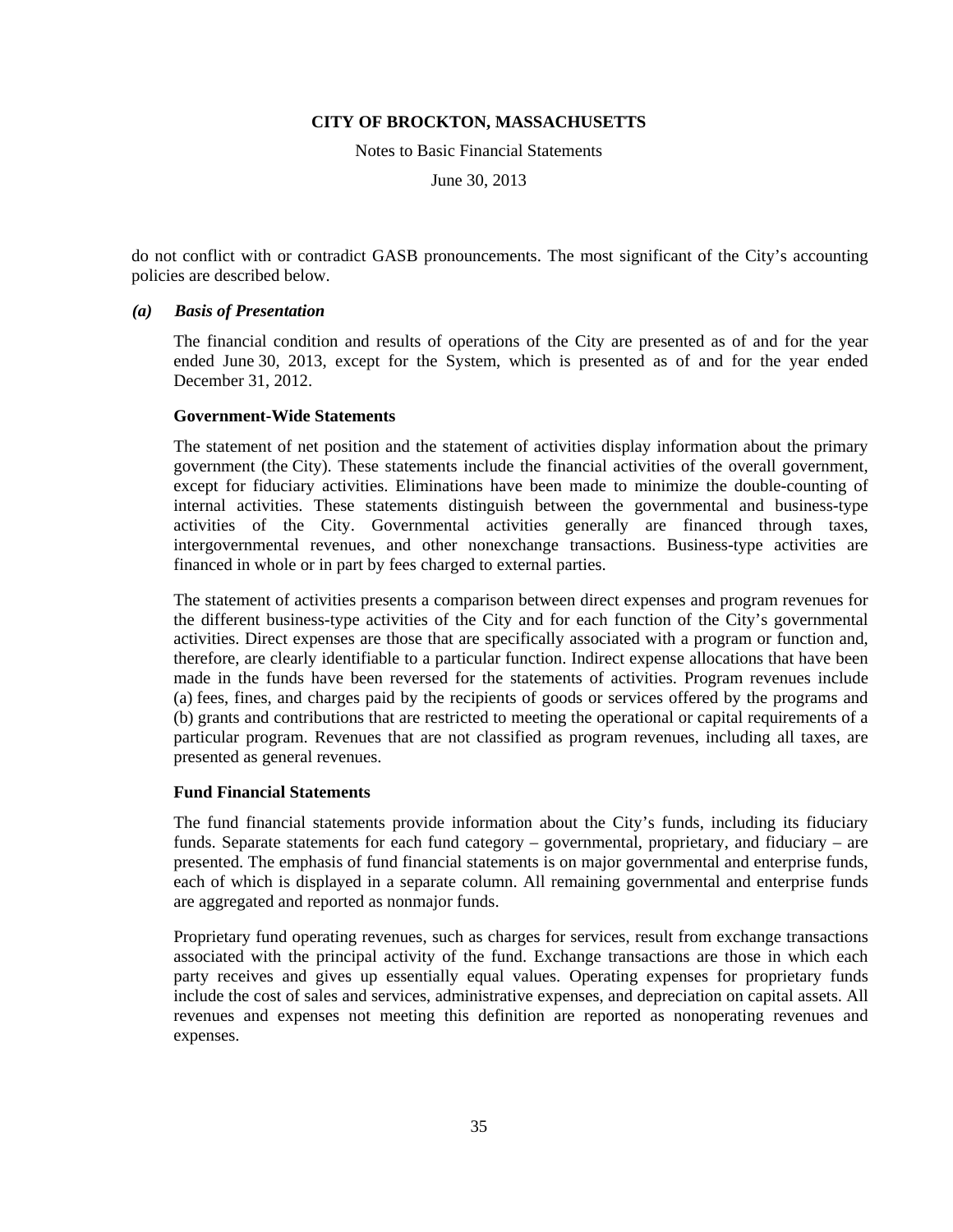do not conflict with or contradict GASB pronouncements. The most significant of the City's accounting policies are described below.

### *(a) Basis of Presentation*

The financial condition and results of operations of the City are presented as of and for the year ended June 30, 2013, except for the System, which is presented as of and for the year ended December 31, 2012.

**Government-Wide Statements**

The statement of net position and the statement of activities display information about the primary government (the City). These statements include the financial activities of the overall government, except for fiduciary activities. Eliminations have been made to minimize the double-counting of internal activities. These statements distinguish between the governmental and business-type activities of the City. Governmental activities generally are financed through taxes, intergovernmental revenues, and other nonexchange transactions. Business-type activities are financed in whole or in part by fees charged to external parties.

The statement of activities presents a comparison between direct expenses and program revenues for the different business-type activities of the City and for each function of the City's governmental activities. Direct expenses are those that are specifically associated with a program or function and, therefore, are clearly identifiable to a particular function. Indirect expense allocations that have been made in the funds have been reversed for the statements of activities. Program revenues include (a) fees, fines, and charges paid by the recipients of goods or services offered by the programs and (b) grants and contributions that are restricted to meeting the operational or capital requirements of a particular program. Revenues that are not classified as program revenues, including all taxes, are presented as general revenues.

**Fund Financial Statements**

The fund financial statements provide information about the City's funds, including its fiduciary funds. Separate statements for each fund category – governmental, proprietary, and fiduciary – are presented. The emphasis of fund financial statements is on major governmental and enterprise funds, each of which is displayed in a separate column. All remaining governmental and enterprise funds are aggregated and reported as nonmajor funds.

Proprietary fund operating revenues, such as charges for services, result from exchange transactions associated with the principal activity of the fund. Exchange transactions are those in which each party receives and gives up essentially equal values. Operating expenses for proprietary funds include the cost of sales and services, administrative expenses, and depreciation on capital assets. All revenues and expenses not meeting this definition are reported as nonoperating revenues and expenses.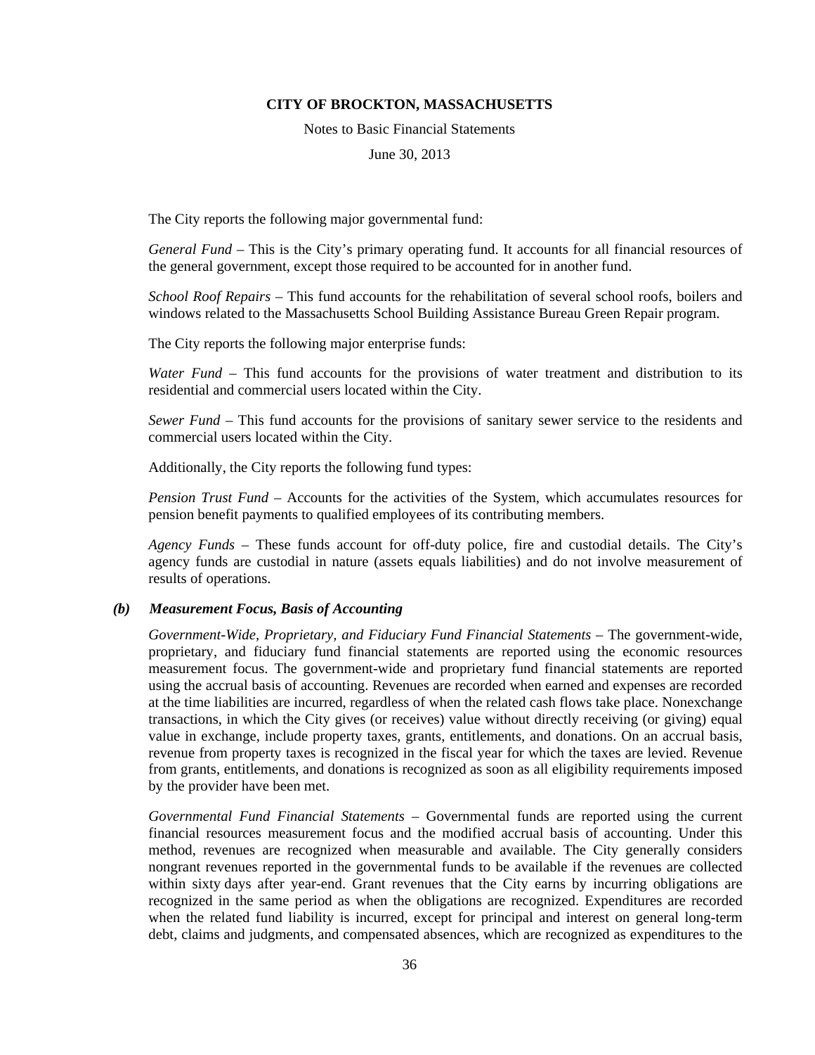The City reports the following major governmental fund:

*General Fund* – This is the City's primary operating fund. It accounts for all financial resources of the general government, except those required to be accounted for in another fund.

*School Roof Repairs* – This fund accounts for the rehabilitation of several school roofs, boilers and windows related to the Massachusetts School Building Assistance Bureau Green Repair program.

The City reports the following major enterprise funds:

*Water Fund* – This fund accounts for the provisions of water treatment and distribution to its residential and commercial users located within the City.

*Sewer Fund* – This fund accounts for the provisions of sanitary sewer service to the residents and commercial users located within the City.

Additionally, the City reports the following fund types:

*Pension Trust Fund* – Accounts for the activities of the System, which accumulates resources for pension benefit payments to qualified employees of its contributing members.

*Agency Funds* – These funds account for off-duty police, fire and custodial details. The City's agency funds are custodial in nature (assets equals liabilities) and do not involve measurement of results of operations.

### *(b) Measurement Focus, Basis of Accounting*

*Government-Wide, Proprietary, and Fiduciary Fund Financial Statements* – The government-wide, proprietary, and fiduciary fund financial statements are reported using the economic resources measurement focus. The government-wide and proprietary fund financial statements are reported using the accrual basis of accounting. Revenues are recorded when earned and expenses are recorded at the time liabilities are incurred, regardless of when the related cash flows take place. Nonexchange transactions, in which the City gives (or receives) value without directly receiving (or giving) equal value in exchange, include property taxes, grants, entitlements, and donations. On an accrual basis, revenue from property taxes is recognized in the fiscal year for which the taxes are levied. Revenue from grants, entitlements, and donations is recognized as soon as all eligibility requirements imposed by the provider have been met.

*Governmental Fund Financial Statements* – Governmental funds are reported using the current financial resources measurement focus and the modified accrual basis of accounting. Under this method, revenues are recognized when measurable and available. The City generally considers nongrant revenues reported in the governmental funds to be available if the revenues are collected within sixty days after year-end. Grant revenues that the City earns by incurring obligations are recognized in the same period as when the obligations are recognized. Expenditures are recorded when the related fund liability is incurred, except for principal and interest on general long-term debt, claims and judgments, and compensated absences, which are recognized as expenditures to the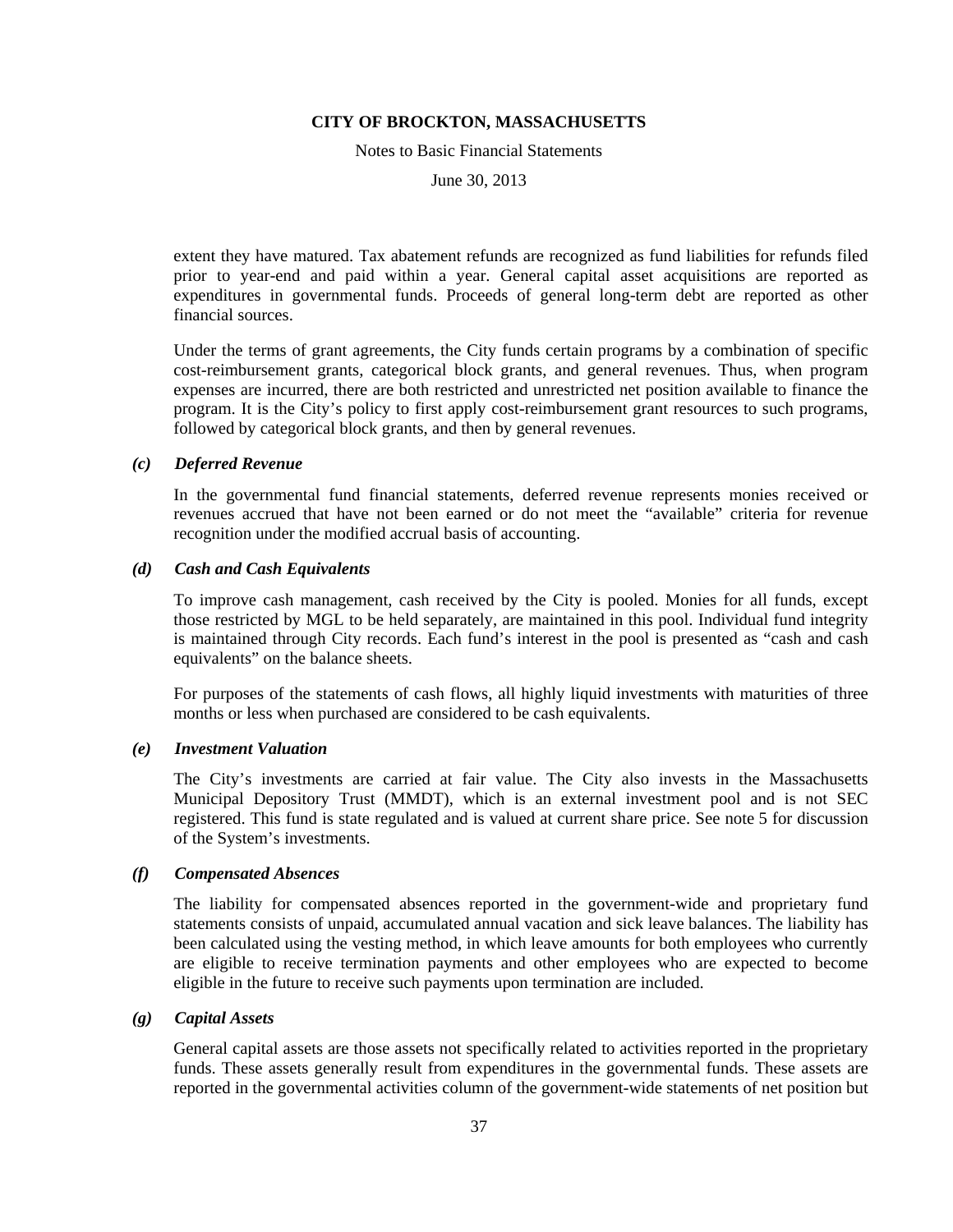extent they have matured. Tax abatement refunds are recognized as fund liabilities for refunds filed prior to year-end and paid within a year. General capital asset acquisitions are reported as expenditures in governmental funds. Proceeds of general long-term debt are reported as other financial sources.

Under the terms of grant agreements, the City funds certain programs by a combination of specific cost-reimbursement grants, categorical block grants, and general revenues. Thus, when program expenses are incurred, there are both restricted and unrestricted net position available to finance the program. It is the City's policy to first apply cost-reimbursement grant resources to such programs, followed by categorical block grants, and then by general revenues.

### *(c) Deferred Revenue*

In the governmental fund financial statements, deferred revenue represents monies received or revenues accrued that have not been earned or do not meet the "available" criteria for revenue recognition under the modified accrual basis of accounting.

### *(d) Cash and Cash Equivalents*

To improve cash management, cash received by the City is pooled. Monies for all funds, except those restricted by MGL to be held separately, are maintained in this pool. Individual fund integrity is maintained through City records. Each fund's interest in the pool is presented as "cash and cash equivalents" on the balance sheets.

For purposes of the statements of cash flows, all highly liquid investments with maturities of three months or less when purchased are considered to be cash equivalents.

### *(e) Investment Valuation*

The City's investments are carried at fair value. The City also invests in the Massachusetts Municipal Depository Trust (MMDT), which is an external investment pool and is not SEC registered. This fund is state regulated and is valued at current share price. See note 5 for discussion of the System's investments.

### *(f) Compensated Absences*

The liability for compensated absences reported in the government-wide and proprietary fund statements consists of unpaid, accumulated annual vacation and sick leave balances. The liability has been calculated using the vesting method, in which leave amounts for both employees who currently are eligible to receive termination payments and other employees who are expected to become eligible in the future to receive such payments upon termination are included.

### *(g) Capital Assets*

General capital assets are those assets not specifically related to activities reported in the proprietary funds. These assets generally result from expenditures in the governmental funds. These assets are reported in the governmental activities column of the government-wide statements of net position but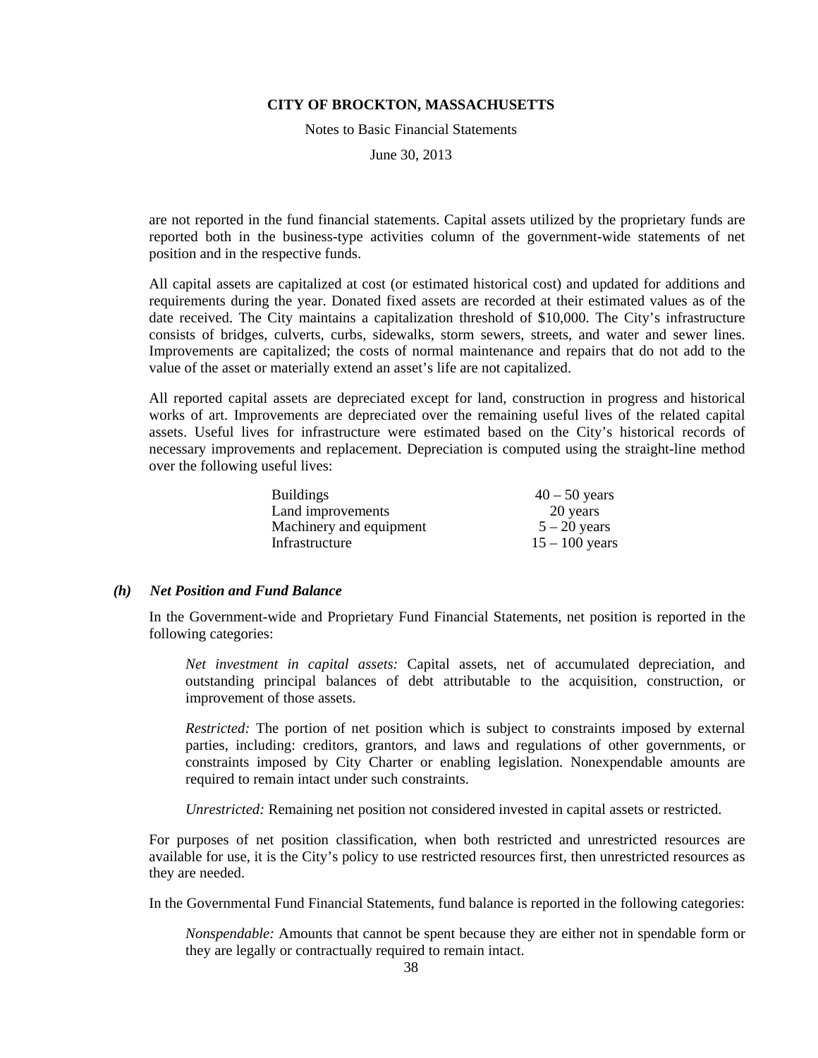are not reported in the fund financial statements. Capital assets utilized by the proprietary funds are reported both in the business-type activities column of the government-wide statements of net position and in the respective funds.

All capital assets are capitalized at cost (or estimated historical cost) and updated for additions and requirements during the year. Donated fixed assets are recorded at their estimated values as of the date received. The City maintains a capitalization threshold of $10,000. The City's infrastructure consists of bridges, culverts, curbs, sidewalks, storm sewers, streets, and water and sewer lines. Improvements are capitalized; the costs of normal maintenance and repairs that do not add to the value of the asset or materially extend an asset's life are not capitalized.

All reported capital assets are depreciated except for land, construction in progress and historical works of art. Improvements are depreciated over the remaining useful lives of the related capital assets. Useful lives for infrastructure were estimated based on the City's historical records of necessary improvements and replacement. Depreciation is computed using the straight-line method over the following useful lives:

| | |
|---|---|
| Buildings | 40 – 50 years |
| Land improvements | 20 years |
| Machinery and equipment | 5 – 20 years |
| Infrastructure | 15 – 100 years |

### *(h) Net Position and Fund Balance*

In the Government-wide and Proprietary Fund Financial Statements, net position is reported in the following categories:

*Net investment in capital assets:* Capital assets, net of accumulated depreciation, and outstanding principal balances of debt attributable to the acquisition, construction, or improvement of those assets.

*Restricted:* The portion of net position which is subject to constraints imposed by external parties, including: creditors, grantors, and laws and regulations of other governments, or constraints imposed by City Charter or enabling legislation. Nonexpendable amounts are required to remain intact under such constraints.

*Unrestricted:* Remaining net position not considered invested in capital assets or restricted.

For purposes of net position classification, when both restricted and unrestricted resources are available for use, it is the City's policy to use restricted resources first, then unrestricted resources as they are needed.

In the Governmental Fund Financial Statements, fund balance is reported in the following categories:

*Nonspendable:* Amounts that cannot be spent because they are either not in spendable form or they are legally or contractually required to remain intact.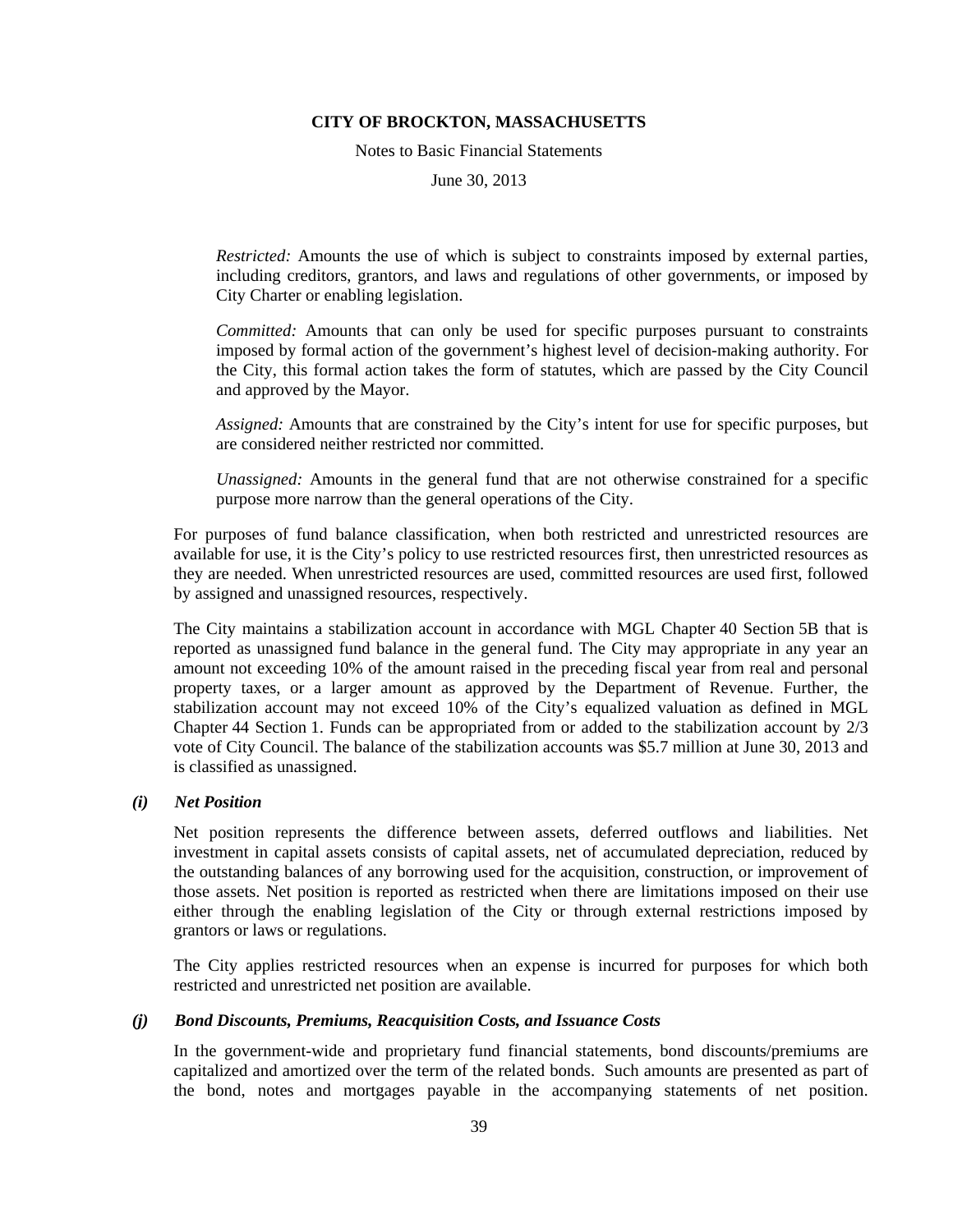*Restricted:* Amounts the use of which is subject to constraints imposed by external parties, including creditors, grantors, and laws and regulations of other governments, or imposed by City Charter or enabling legislation.

*Committed:* Amounts that can only be used for specific purposes pursuant to constraints imposed by formal action of the government's highest level of decision-making authority. For the City, this formal action takes the form of statutes, which are passed by the City Council and approved by the Mayor.

*Assigned:* Amounts that are constrained by the City's intent for use for specific purposes, but are considered neither restricted nor committed.

*Unassigned:* Amounts in the general fund that are not otherwise constrained for a specific purpose more narrow than the general operations of the City.

For purposes of fund balance classification, when both restricted and unrestricted resources are available for use, it is the City's policy to use restricted resources first, then unrestricted resources as they are needed. When unrestricted resources are used, committed resources are used first, followed by assigned and unassigned resources, respectively.

The City maintains a stabilization account in accordance with MGL Chapter 40 Section 5B that is reported as unassigned fund balance in the general fund. The City may appropriate in any year an amount not exceeding 10% of the amount raised in the preceding fiscal year from real and personal property taxes, or a larger amount as approved by the Department of Revenue. Further, the stabilization account may not exceed 10% of the City's equalized valuation as defined in MGL Chapter 44 Section 1. Funds can be appropriated from or added to the stabilization account by 2/3 vote of City Council. The balance of the stabilization accounts was $5.7 million at June 30, 2013 and is classified as unassigned.

### *(i) Net Position*

Net position represents the difference between assets, deferred outflows and liabilities. Net investment in capital assets consists of capital assets, net of accumulated depreciation, reduced by the outstanding balances of any borrowing used for the acquisition, construction, or improvement of those assets. Net position is reported as restricted when there are limitations imposed on their use either through the enabling legislation of the City or through external restrictions imposed by grantors or laws or regulations.

The City applies restricted resources when an expense is incurred for purposes for which both restricted and unrestricted net position are available.

### *(j) Bond Discounts, Premiums, Reacquisition Costs, and Issuance Costs*

In the government-wide and proprietary fund financial statements, bond discounts/premiums are capitalized and amortized over the term of the related bonds. Such amounts are presented as part of the bond, notes and mortgages payable in the accompanying statements of net position.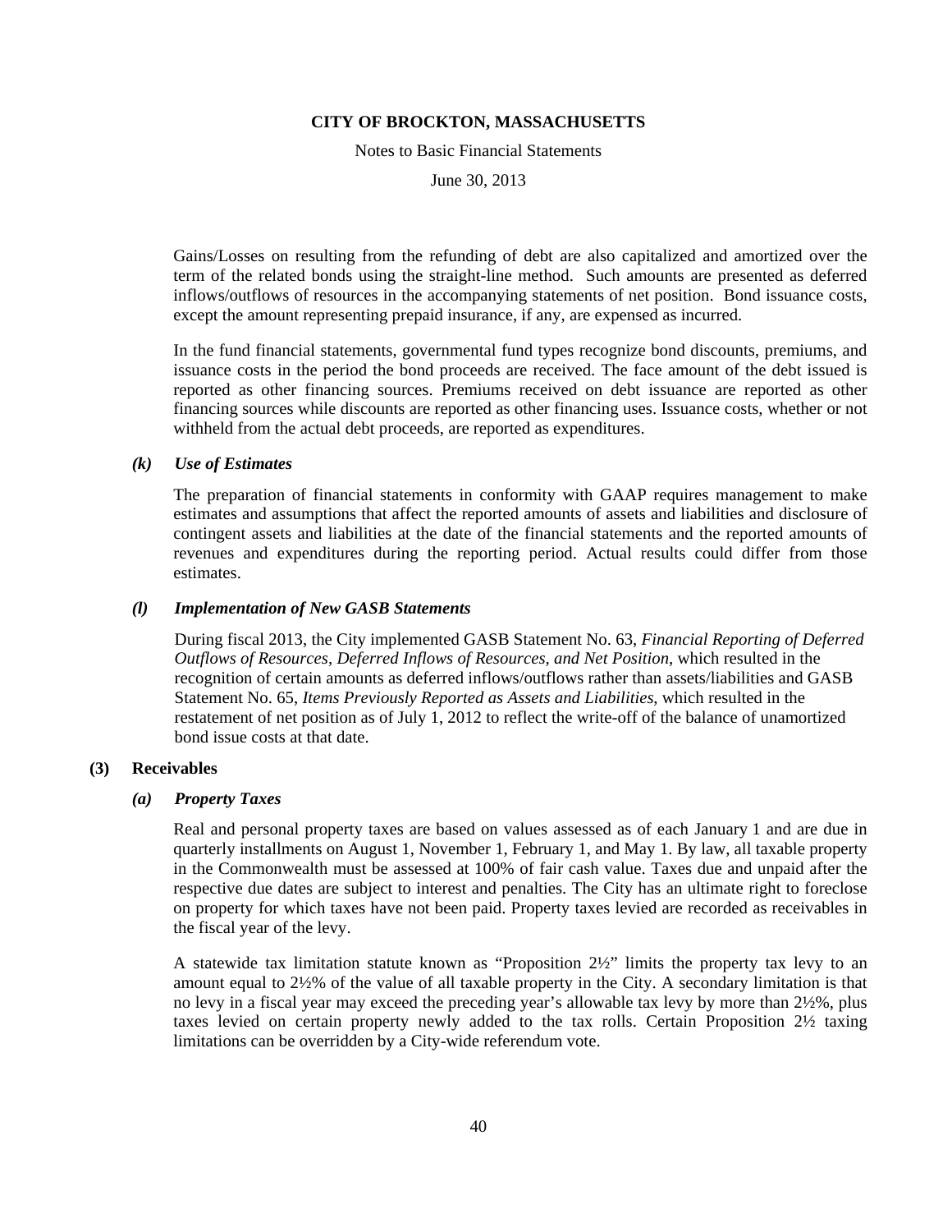Gains/Losses on resulting from the refunding of debt are also capitalized and amortized over the term of the related bonds using the straight-line method. Such amounts are presented as deferred inflows/outflows of resources in the accompanying statements of net position. Bond issuance costs, except the amount representing prepaid insurance, if any, are expensed as incurred.

In the fund financial statements, governmental fund types recognize bond discounts, premiums, and issuance costs in the period the bond proceeds are received. The face amount of the debt issued is reported as other financing sources. Premiums received on debt issuance are reported as other financing sources while discounts are reported as other financing uses. Issuance costs, whether or not withheld from the actual debt proceeds, are reported as expenditures.

#### *(k) Use of Estimates*

The preparation of financial statements in conformity with GAAP requires management to make estimates and assumptions that affect the reported amounts of assets and liabilities and disclosure of contingent assets and liabilities at the date of the financial statements and the reported amounts of revenues and expenditures during the reporting period. Actual results could differ from those estimates.

#### *(l) Implementation of New GASB Statements*

During fiscal 2013, the City implemented GASB Statement No. 63, *Financial Reporting of Deferred Outflows of Resources, Deferred Inflows of Resources, and Net Position*, which resulted in the recognition of certain amounts as deferred inflows/outflows rather than assets/liabilities and GASB Statement No. 65, *Items Previously Reported as Assets and Liabilities,* which resulted in the restatement of net position as of July 1, 2012 to reflect the write-off of the balance of unamortized bond issue costs at that date.

### (3) Receivables

#### *(a) Property Taxes*

Real and personal property taxes are based on values assessed as of each January 1 and are due in quarterly installments on August 1, November 1, February 1, and May 1. By law, all taxable property in the Commonwealth must be assessed at 100% of fair cash value. Taxes due and unpaid after the respective due dates are subject to interest and penalties. The City has an ultimate right to foreclose on property for which taxes have not been paid. Property taxes levied are recorded as receivables in the fiscal year of the levy.

A statewide tax limitation statute known as “Proposition 2½” limits the property tax levy to an amount equal to 2½% of the value of all taxable property in the City. A secondary limitation is that no levy in a fiscal year may exceed the preceding year’s allowable tax levy by more than 2½%, plus taxes levied on certain property newly added to the tax rolls. Certain Proposition 2½ taxing limitations can be overridden by a City-wide referendum vote.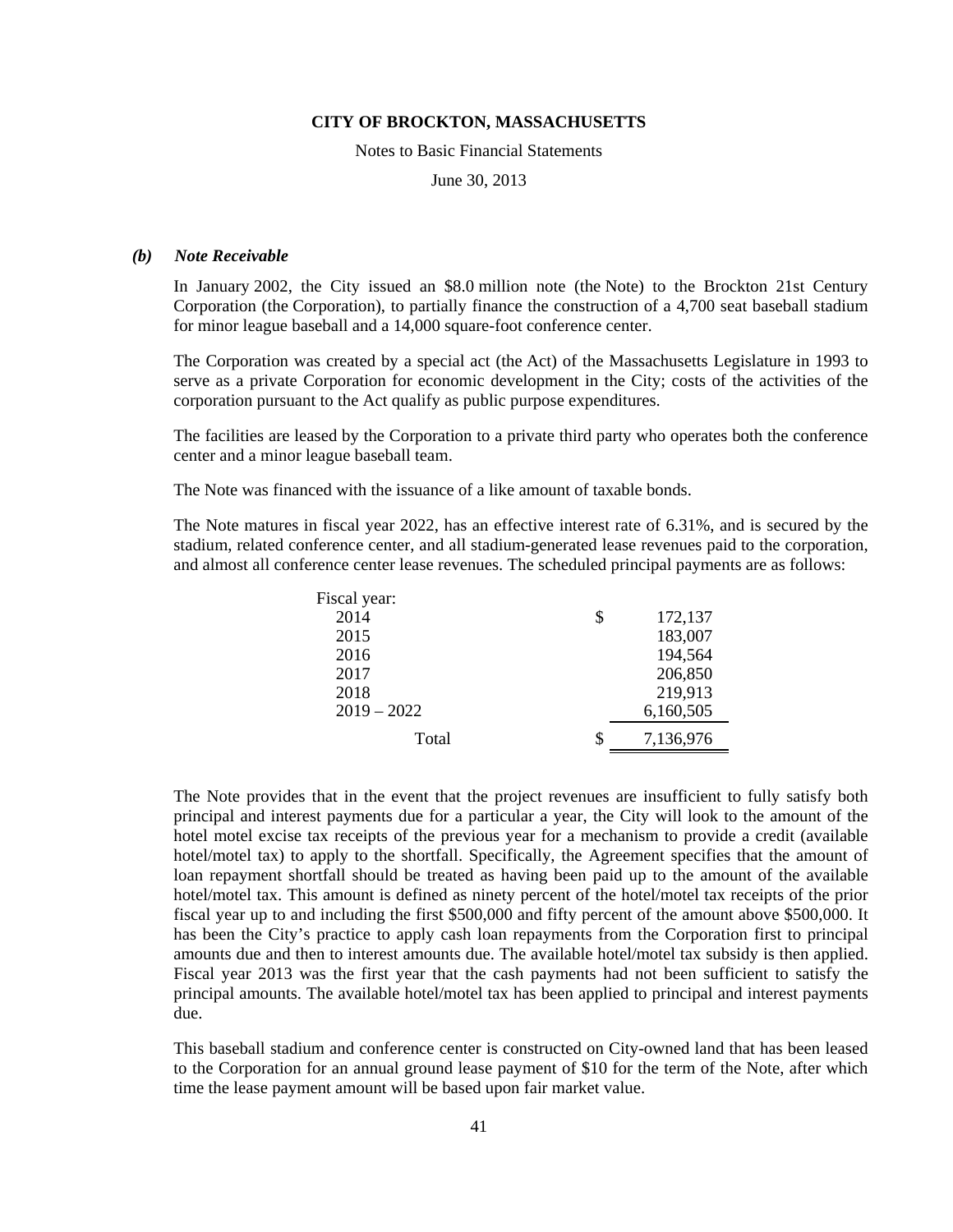### *(b) Note Receivable*

In January 2002, the City issued an $8.0 million note (the Note) to the Brockton 21st Century Corporation (the Corporation), to partially finance the construction of a 4,700 seat baseball stadium for minor league baseball and a 14,000 square-foot conference center.

The Corporation was created by a special act (the Act) of the Massachusetts Legislature in 1993 to serve as a private Corporation for economic development in the City; costs of the activities of the corporation pursuant to the Act qualify as public purpose expenditures.

The facilities are leased by the Corporation to a private third party who operates both the conference center and a minor league baseball team.

The Note was financed with the issuance of a like amount of taxable bonds.

The Note matures in fiscal year 2022, has an effective interest rate of 6.31%, and is secured by the stadium, related conference center, and all stadium-generated lease revenues paid to the corporation, and almost all conference center lease revenues. The scheduled principal payments are as follows:

| Fiscal year: | | |
|---|---|---|
| 2014 | $ | 172,137 |
| 2015 | | 183,007 |
| 2016 | | 194,564 |
| 2017 | | 206,850 |
| 2018 | | 219,913 |
| 2019 – 2022 | | 6,160,505 |
| Total | $ | 7,136,976 |

The Note provides that in the event that the project revenues are insufficient to fully satisfy both principal and interest payments due for a particular a year, the City will look to the amount of the hotel motel excise tax receipts of the previous year for a mechanism to provide a credit (available hotel/motel tax) to apply to the shortfall. Specifically, the Agreement specifies that the amount of loan repayment shortfall should be treated as having been paid up to the amount of the available hotel/motel tax. This amount is defined as ninety percent of the hotel/motel tax receipts of the prior fiscal year up to and including the first $500,000 and fifty percent of the amount above $500,000. It has been the City's practice to apply cash loan repayments from the Corporation first to principal amounts due and then to interest amounts due. The available hotel/motel tax subsidy is then applied. Fiscal year 2013 was the first year that the cash payments had not been sufficient to satisfy the principal amounts. The available hotel/motel tax has been applied to principal and interest payments due.

This baseball stadium and conference center is constructed on City-owned land that has been leased to the Corporation for an annual ground lease payment of $10 for the term of the Note, after which time the lease payment amount will be based upon fair market value.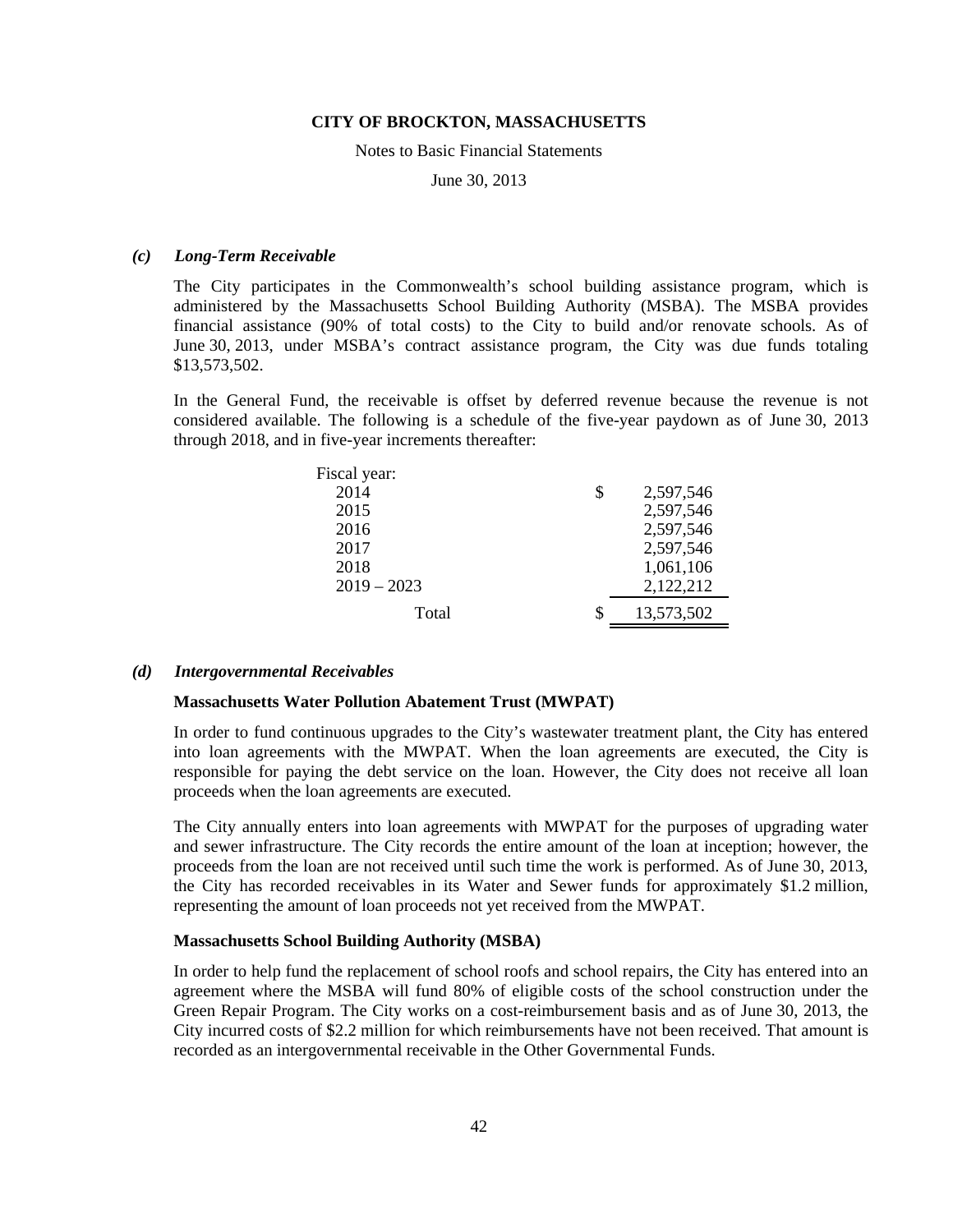### *(c) Long-Term Receivable*

The City participates in the Commonwealth's school building assistance program, which is administered by the Massachusetts School Building Authority (MSBA). The MSBA provides financial assistance (90% of total costs) to the City to build and/or renovate schools. As of June 30, 2013, under MSBA's contract assistance program, the City was due funds totaling $13,573,502.

In the General Fund, the receivable is offset by deferred revenue because the revenue is not considered available. The following is a schedule of the five-year paydown as of June 30, 2013 through 2018, and in five-year increments thereafter:

| Fiscal year: | | |
|---|---|---|
| 2014 | $ | 2,597,546 |
| 2015 | | 2,597,546 |
| 2016 | | 2,597,546 |
| 2017 | | 2,597,546 |
| 2018 | | 1,061,106 |
| 2019 – 2023 | | 2,122,212 |
| Total | $ | 13,573,502 |

### *(d) Intergovernmental Receivables*

**Massachusetts Water Pollution Abatement Trust (MWPAT)**

In order to fund continuous upgrades to the City's wastewater treatment plant, the City has entered into loan agreements with the MWPAT. When the loan agreements are executed, the City is responsible for paying the debt service on the loan. However, the City does not receive all loan proceeds when the loan agreements are executed.

The City annually enters into loan agreements with MWPAT for the purposes of upgrading water and sewer infrastructure. The City records the entire amount of the loan at inception; however, the proceeds from the loan are not received until such time the work is performed. As of June 30, 2013, the City has recorded receivables in its Water and Sewer funds for approximately $1.2 million, representing the amount of loan proceeds not yet received from the MWPAT.

**Massachusetts School Building Authority (MSBA)**

In order to help fund the replacement of school roofs and school repairs, the City has entered into an agreement where the MSBA will fund 80% of eligible costs of the school construction under the Green Repair Program. The City works on a cost-reimbursement basis and as of June 30, 2013, the City incurred costs of $2.2 million for which reimbursements have not been received. That amount is recorded as an intergovernmental receivable in the Other Governmental Funds.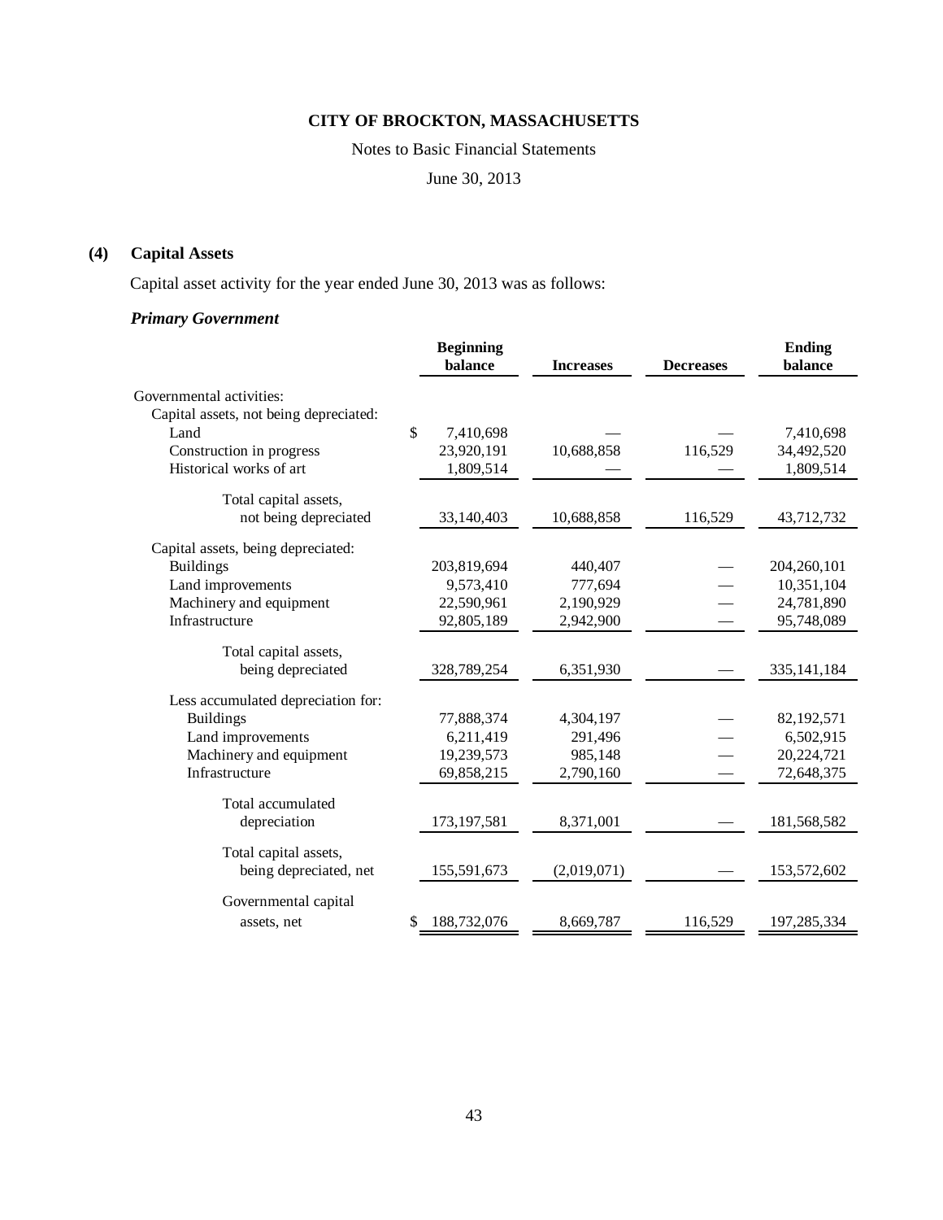# CITY OF BROCKTON, MASSACHUSETTS

Notes to Basic Financial Statements

June 30, 2013

## (4) Capital Assets

Capital asset activity for the year ended June 30, 2013 was as follows:

### *Primary Government*

| | Beginning balance | Increases | Decreases | Ending balance |
|---|---|---|---|---|
| Governmental activities: | | | | |
| Capital assets, not being depreciated: | | | | |
| Land | $ 7,410,698 | — | — | 7,410,698 |
| Construction in progress | 23,920,191 | 10,688,858 | 116,529 | 34,492,520 |
| Historical works of art | 1,809,514 | — | — | 1,809,514 |
| Total capital assets, not being depreciated | 33,140,403 | 10,688,858 | 116,529 | 43,712,732 |
| Capital assets, being depreciated: | | | | |
| Buildings | 203,819,694 | 440,407 | — | 204,260,101 |
| Land improvements | 9,573,410 | 777,694 | — | 10,351,104 |
| Machinery and equipment | 22,590,961 | 2,190,929 | — | 24,781,890 |
| Infrastructure | 92,805,189 | 2,942,900 | — | 95,748,089 |
| Total capital assets, being depreciated | 328,789,254 | 6,351,930 | — | 335,141,184 |
| Less accumulated depreciation for: | | | | |
| Buildings | 77,888,374 | 4,304,197 | — | 82,192,571 |
| Land improvements | 6,211,419 | 291,496 | — | 6,502,915 |
| Machinery and equipment | 19,239,573 | 985,148 | — | 20,224,721 |
| Infrastructure | 69,858,215 | 2,790,160 | — | 72,648,375 |
| Total accumulated depreciation | 173,197,581 | 8,371,001 | — | 181,568,582 |
| Total capital assets, being depreciated, net | 155,591,673 | (2,019,071) | — | 153,572,602 |
| Governmental capital assets, net | $ 188,732,076 | 8,669,787 | 116,529 | 197,285,334 |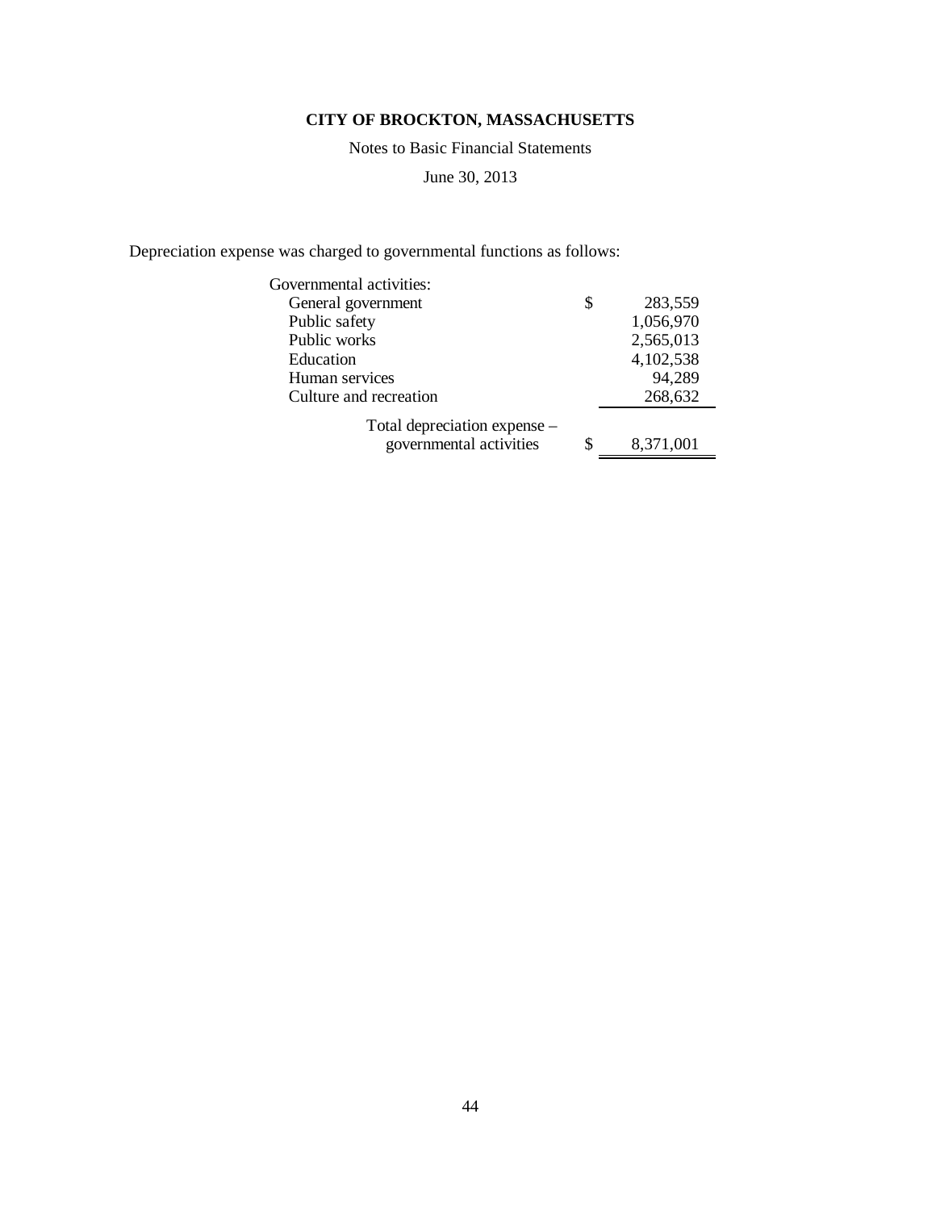**CITY OF BROCKTON, MASSACHUSETTS**

Notes to Basic Financial Statements

June 30, 2013

Depreciation expense was charged to governmental functions as follows:

| | |
|---|---|
| Governmental activities: | |
| General government | $ 283,559 |
| Public safety | 1,056,970 |
| Public works | 2,565,013 |
| Education | 4,102,538 |
| Human services | 94,289 |
| Culture and recreation | 268,632 |
| Total depreciation expense – governmental activities | $ 8,371,001 |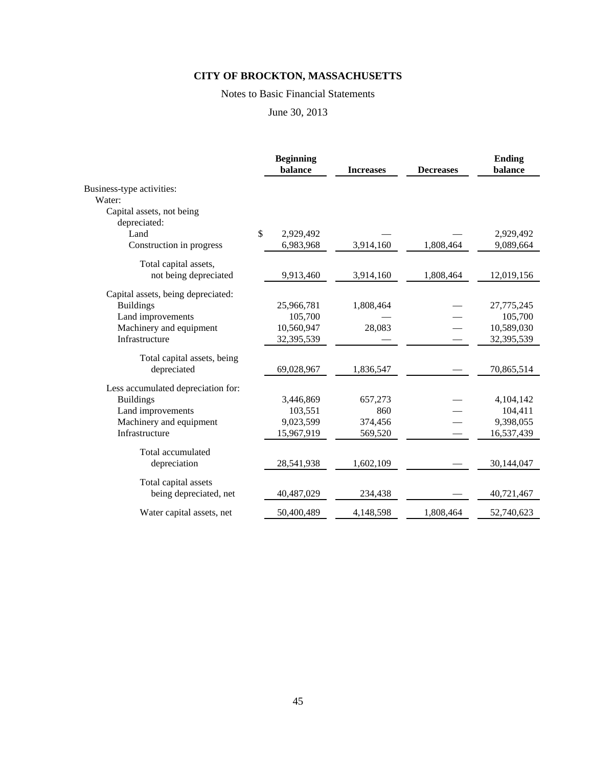# CITY OF BROCKTON, MASSACHUSETTS

Notes to Basic Financial Statements

June 30, 2013

| | Beginning balance | Increases | Decreases | Ending balance |
|---|---|---|---|---|
| Business-type activities: | | | | |
| Water: | | | | |
| Capital assets, not being depreciated: | | | | |
| Land | $ 2,929,492 | — | — | 2,929,492 |
| Construction in progress | 6,983,968 | 3,914,160 | 1,808,464 | 9,089,664 |
| Total capital assets, not being depreciated | 9,913,460 | 3,914,160 | 1,808,464 | 12,019,156 |
| Capital assets, being depreciated: | | | | |
| Buildings | 25,966,781 | 1,808,464 | — | 27,775,245 |
| Land improvements | 105,700 | — | — | 105,700 |
| Machinery and equipment | 10,560,947 | 28,083 | — | 10,589,030 |
| Infrastructure | 32,395,539 | — | — | 32,395,539 |
| Total capital assets, being depreciated | 69,028,967 | 1,836,547 | — | 70,865,514 |
| Less accumulated depreciation for: | | | | |
| Buildings | 3,446,869 | 657,273 | — | 4,104,142 |
| Land improvements | 103,551 | 860 | — | 104,411 |
| Machinery and equipment | 9,023,599 | 374,456 | — | 9,398,055 |
| Infrastructure | 15,967,919 | 569,520 | — | 16,537,439 |
| Total accumulated depreciation | 28,541,938 | 1,602,109 | — | 30,144,047 |
| Total capital assets being depreciated, net | 40,487,029 | 234,438 | — | 40,721,467 |
| Water capital assets, net | 50,400,489 | 4,148,598 | 1,808,464 | 52,740,623 |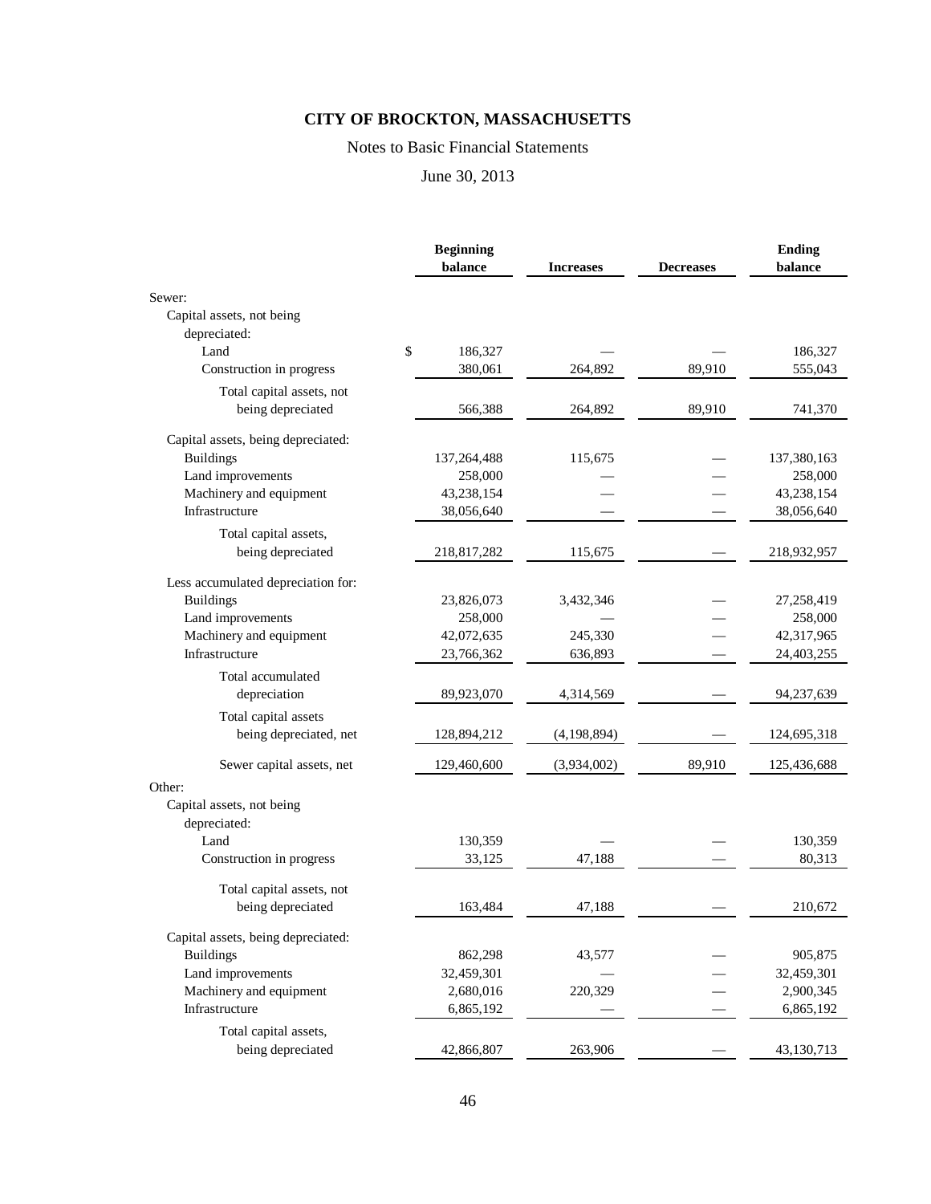# CITY OF BROCKTON, MASSACHUSETTS

Notes to Basic Financial Statements

June 30, 2013

| | Beginning balance | Increases | Decreases | Ending balance |
|---|---|---|---|---|
| Sewer: | | | | |
| Capital assets, not being depreciated: | | | | |
| Land | $ 186,327 | — | — | 186,327 |
| Construction in progress | 380,061 | 264,892 | 89,910 | 555,043 |
| Total capital assets, not being depreciated | 566,388 | 264,892 | 89,910 | 741,370 |
| Capital assets, being depreciated: | | | | |
| Buildings | 137,264,488 | 115,675 | — | 137,380,163 |
| Land improvements | 258,000 | — | — | 258,000 |
| Machinery and equipment | 43,238,154 | — | — | 43,238,154 |
| Infrastructure | 38,056,640 | — | — | 38,056,640 |
| Total capital assets, being depreciated | 218,817,282 | 115,675 | — | 218,932,957 |
| Less accumulated depreciation for: | | | | |
| Buildings | 23,826,073 | 3,432,346 | — | 27,258,419 |
| Land improvements | 258,000 | — | — | 258,000 |
| Machinery and equipment | 42,072,635 | 245,330 | — | 42,317,965 |
| Infrastructure | 23,766,362 | 636,893 | — | 24,403,255 |
| Total accumulated depreciation | 89,923,070 | 4,314,569 | — | 94,237,639 |
| Total capital assets being depreciated, net | 128,894,212 | (4,198,894) | — | 124,695,318 |
| Sewer capital assets, net | 129,460,600 | (3,934,002) | 89,910 | 125,436,688 |
| Other: | | | | |
| Capital assets, not being depreciated: | | | | |
| Land | 130,359 | — | — | 130,359 |
| Construction in progress | 33,125 | 47,188 | — | 80,313 |
| Total capital assets, not being depreciated | 163,484 | 47,188 | — | 210,672 |
| Capital assets, being depreciated: | | | | |
| Buildings | 862,298 | 43,577 | — | 905,875 |
| Land improvements | 32,459,301 | — | — | 32,459,301 |
| Machinery and equipment | 2,680,016 | 220,329 | — | 2,900,345 |
| Infrastructure | 6,865,192 | — | — | 6,865,192 |
| Total capital assets, being depreciated | 42,866,807 | 263,906 | — | 43,130,713 |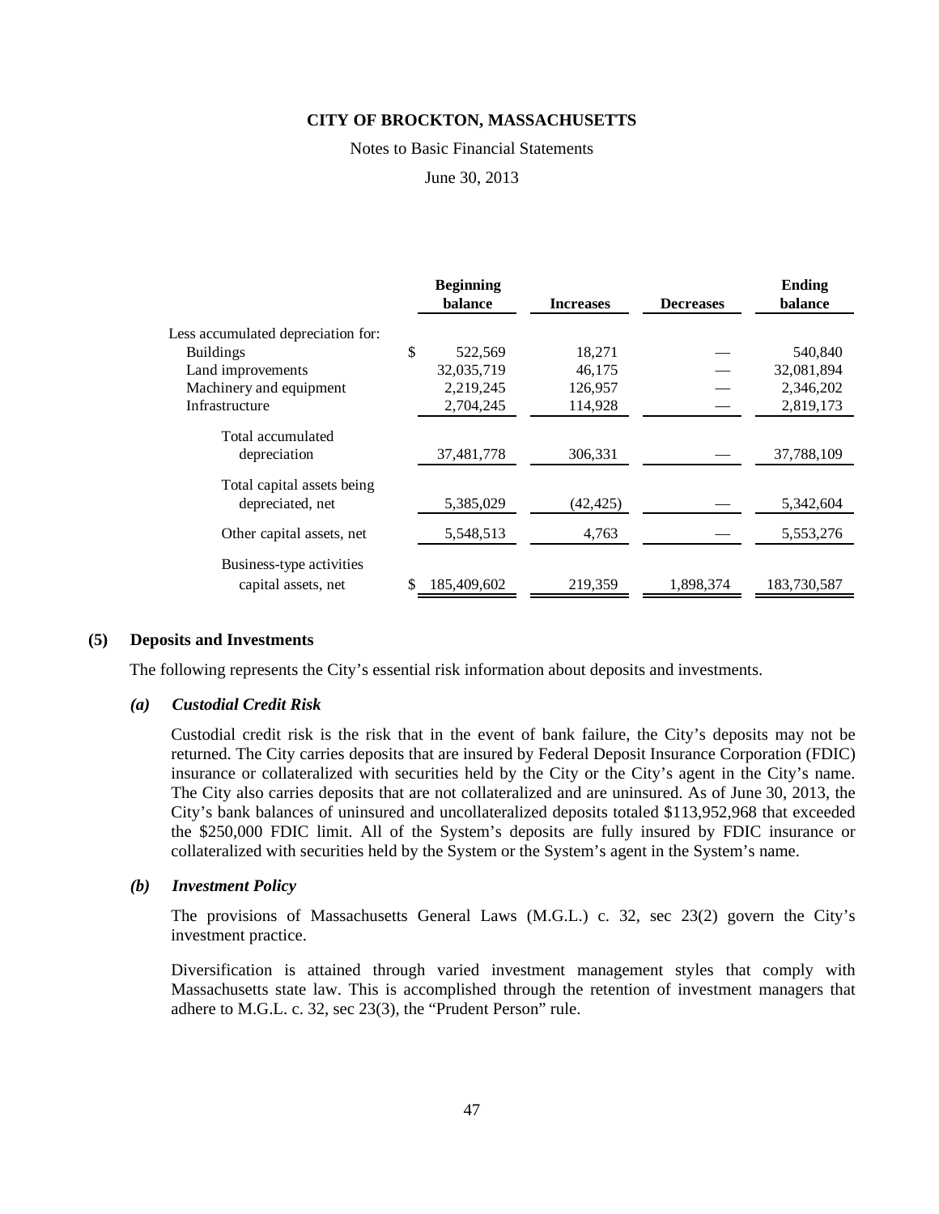**CITY OF BROCKTON, MASSACHUSETTS**

Notes to Basic Financial Statements

June 30, 2013

| | Beginning balance | Increases | Decreases | Ending balance |
|---|---|---|---|---|
| Less accumulated depreciation for: | | | | |
| Buildings | $ 522,569 | 18,271 | — | 540,840 |
| Land improvements | 32,035,719 | 46,175 | — | 32,081,894 |
| Machinery and equipment | 2,219,245 | 126,957 | — | 2,346,202 |
| Infrastructure | 2,704,245 | 114,928 | — | 2,819,173 |
| Total accumulated depreciation | 37,481,778 | 306,331 | — | 37,788,109 |
| Total capital assets being depreciated, net | 5,385,029 | (42,425) | — | 5,342,604 |
| Other capital assets, net | 5,548,513 | 4,763 | — | 5,553,276 |
| Business-type activities capital assets, net | $ 185,409,602 | 219,359 | 1,898,374 | 183,730,587 |

## (5) Deposits and Investments

The following represents the City's essential risk information about deposits and investments.

### *(a) Custodial Credit Risk*

Custodial credit risk is the risk that in the event of bank failure, the City's deposits may not be returned. The City carries deposits that are insured by Federal Deposit Insurance Corporation (FDIC) insurance or collateralized with securities held by the City or the City's agent in the City's name. The City also carries deposits that are not collateralized and are uninsured. As of June 30, 2013, the City's bank balances of uninsured and uncollateralized deposits totaled $113,952,968 that exceeded the $250,000 FDIC limit. All of the System's deposits are fully insured by FDIC insurance or collateralized with securities held by the System or the System's agent in the System's name.

### *(b) Investment Policy*

The provisions of Massachusetts General Laws (M.G.L.) c. 32, sec 23(2) govern the City's investment practice.

Diversification is attained through varied investment management styles that comply with Massachusetts state law. This is accomplished through the retention of investment managers that adhere to M.G.L. c. 32, sec 23(3), the "Prudent Person" rule.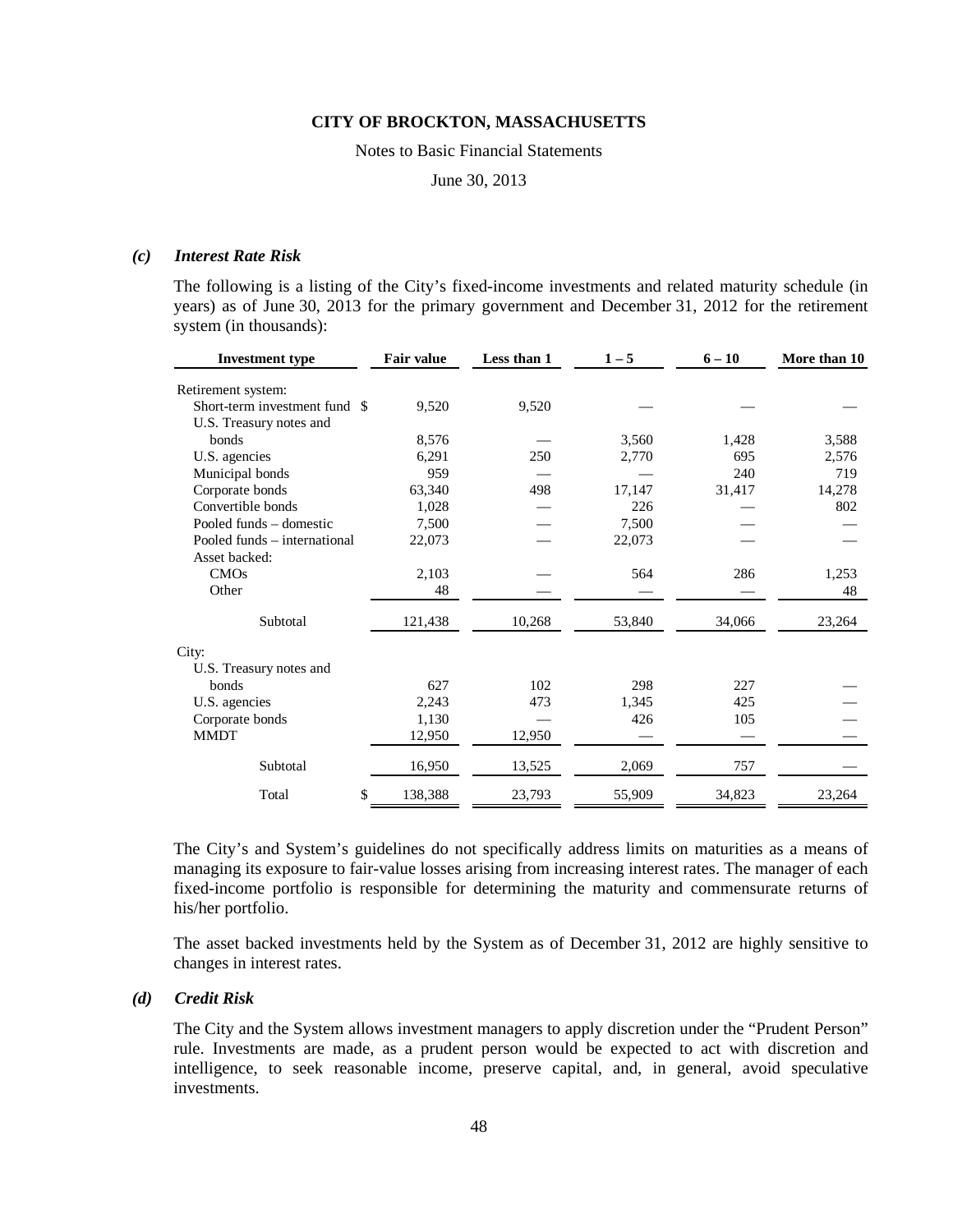### *(c) Interest Rate Risk*

The following is a listing of the City's fixed-income investments and related maturity schedule (in years) as of June 30, 2013 for the primary government and December 31, 2012 for the retirement system (in thousands):

| Investment type | Fair value | Less than 1 | 1 – 5 | 6 – 10 | More than 10 |
|---|---|---|---|---|---|
| Retirement system: | | | | | |
| Short-term investment fund | $ 9,520 | 9,520 | — | — | — |
| U.S. Treasury notes and bonds | 8,576 | — | 3,560 | 1,428 | 3,588 |
| U.S. agencies | 6,291 | 250 | 2,770 | 695 | 2,576 |
| Municipal bonds | 959 | — | — | 240 | 719 |
| Corporate bonds | 63,340 | 498 | 17,147 | 31,417 | 14,278 |
| Convertible bonds | 1,028 | — | 226 | — | 802 |
| Pooled funds – domestic | 7,500 | — | 7,500 | — | — |
| Pooled funds – international | 22,073 | — | 22,073 | — | — |
| Asset backed: | | | | | |
| CMOs | 2,103 | — | 564 | 286 | 1,253 |
| Other | 48 | — | — | — | 48 |
| Subtotal | 121,438 | 10,268 | 53,840 | 34,066 | 23,264 |
| City: | | | | | |
| U.S. Treasury notes and bonds | 627 | 102 | 298 | 227 | — |
| U.S. agencies | 2,243 | 473 | 1,345 | 425 | — |
| Corporate bonds | 1,130 | — | 426 | 105 | — |
| MMDT | 12,950 | 12,950 | — | — | — |
| Subtotal | 16,950 | 13,525 | 2,069 | 757 | — |
| Total | $ 138,388 | 23,793 | 55,909 | 34,823 | 23,264 |

The City's and System's guidelines do not specifically address limits on maturities as a means of managing its exposure to fair-value losses arising from increasing interest rates. The manager of each fixed-income portfolio is responsible for determining the maturity and commensurate returns of his/her portfolio.

The asset backed investments held by the System as of December 31, 2012 are highly sensitive to changes in interest rates.

### *(d) Credit Risk*

The City and the System allows investment managers to apply discretion under the "Prudent Person" rule. Investments are made, as a prudent person would be expected to act with discretion and intelligence, to seek reasonable income, preserve capital, and, in general, avoid speculative investments.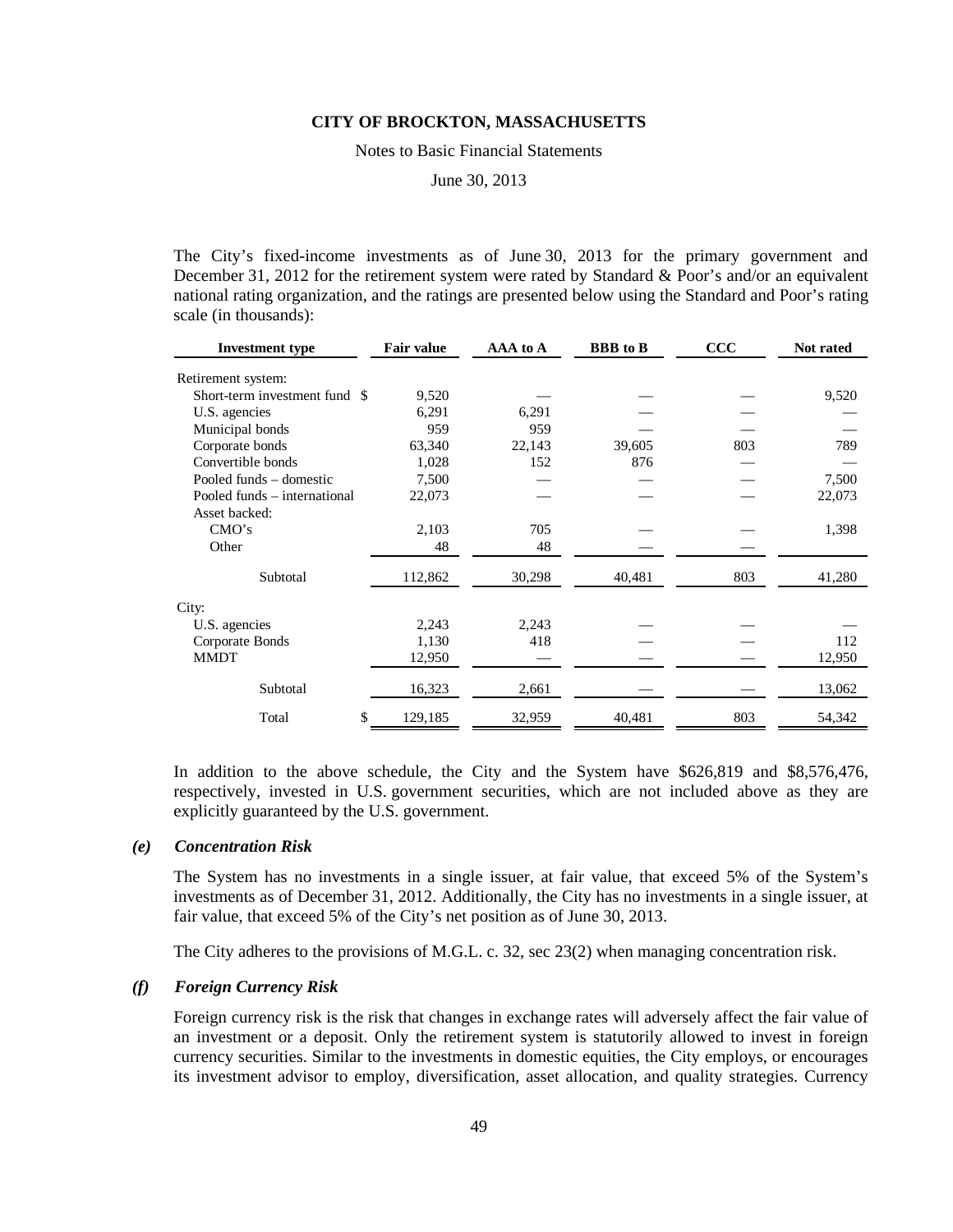The City's fixed-income investments as of June 30, 2013 for the primary government and December 31, 2012 for the retirement system were rated by Standard & Poor's and/or an equivalent national rating organization, and the ratings are presented below using the Standard and Poor's rating scale (in thousands):

| Investment type | Fair value | AAA to A | BBB to B | CCC | Not rated |
|---|---|---|---|---|---|
| Retirement system: | | | | | |
| Short-term investment fund | $ 9,520 | — | — | — | 9,520 |
| U.S. agencies | 6,291 | 6,291 | — | — | — |
| Municipal bonds | 959 | 959 | — | — | — |
| Corporate bonds | 63,340 | 22,143 | 39,605 | 803 | 789 |
| Convertible bonds | 1,028 | 152 | 876 | — | — |
| Pooled funds – domestic | 7,500 | — | — | — | 7,500 |
| Pooled funds – international | 22,073 | — | — | — | 22,073 |
| Asset backed: | | | | | |
| CMO's | 2,103 | 705 | — | — | 1,398 |
| Other | 48 | 48 | — | — | |
| Subtotal | 112,862 | 30,298 | 40,481 | 803 | 41,280 |
| City: | | | | | |
| U.S. agencies | 2,243 | 2,243 | — | — | — |
| Corporate Bonds | 1,130 | 418 | — | — | 112 |
| MMDT | 12,950 | — | — | — | 12,950 |
| Subtotal | 16,323 | 2,661 | — | — | 13,062 |
| Total | $ 129,185 | 32,959 | 40,481 | 803 | 54,342 |

In addition to the above schedule, the City and the System have $626,819 and $8,576,476, respectively, invested in U.S. government securities, which are not included above as they are explicitly guaranteed by the U.S. government.

### *(e) Concentration Risk*

The System has no investments in a single issuer, at fair value, that exceed 5% of the System's investments as of December 31, 2012. Additionally, the City has no investments in a single issuer, at fair value, that exceed 5% of the City's net position as of June 30, 2013.

The City adheres to the provisions of M.G.L. c. 32, sec 23(2) when managing concentration risk.

### *(f) Foreign Currency Risk*

Foreign currency risk is the risk that changes in exchange rates will adversely affect the fair value of an investment or a deposit. Only the retirement system is statutorily allowed to invest in foreign currency securities. Similar to the investments in domestic equities, the City employs, or encourages its investment advisor to employ, diversification, asset allocation, and quality strategies. Currency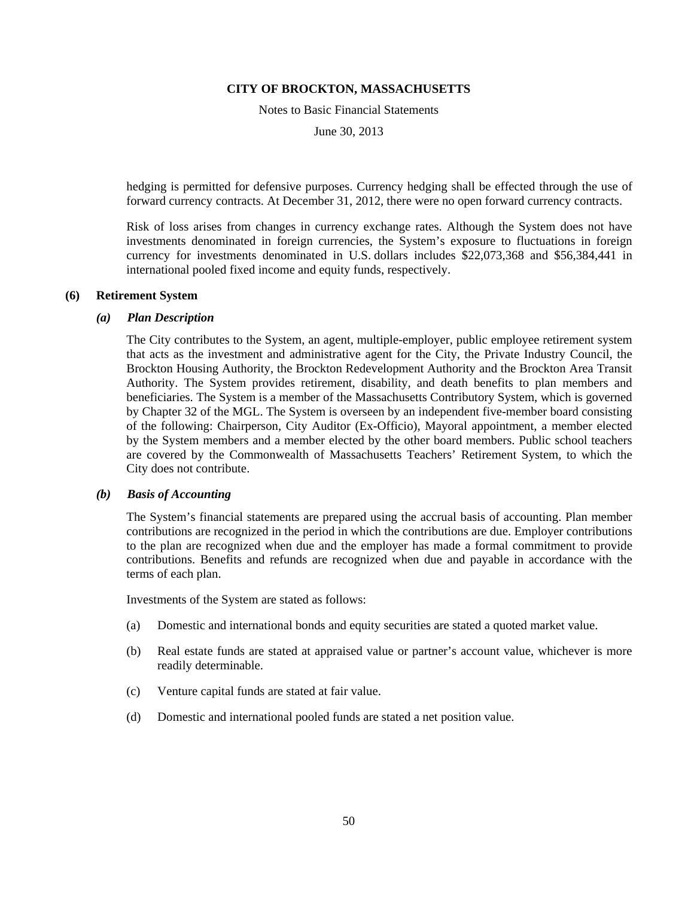hedging is permitted for defensive purposes. Currency hedging shall be effected through the use of forward currency contracts. At December 31, 2012, there were no open forward currency contracts.

Risk of loss arises from changes in currency exchange rates. Although the System does not have investments denominated in foreign currencies, the System's exposure to fluctuations in foreign currency for investments denominated in U.S. dollars includes $22,073,368 and $56,384,441 in international pooled fixed income and equity funds, respectively.

## (6) Retirement System

### *(a) Plan Description*

The City contributes to the System, an agent, multiple-employer, public employee retirement system that acts as the investment and administrative agent for the City, the Private Industry Council, the Brockton Housing Authority, the Brockton Redevelopment Authority and the Brockton Area Transit Authority. The System provides retirement, disability, and death benefits to plan members and beneficiaries. The System is a member of the Massachusetts Contributory System, which is governed by Chapter 32 of the MGL. The System is overseen by an independent five-member board consisting of the following: Chairperson, City Auditor (Ex-Officio), Mayoral appointment, a member elected by the System members and a member elected by the other board members. Public school teachers are covered by the Commonwealth of Massachusetts Teachers' Retirement System, to which the City does not contribute.

### *(b) Basis of Accounting*

The System's financial statements are prepared using the accrual basis of accounting. Plan member contributions are recognized in the period in which the contributions are due. Employer contributions to the plan are recognized when due and the employer has made a formal commitment to provide contributions. Benefits and refunds are recognized when due and payable in accordance with the terms of each plan.

Investments of the System are stated as follows:

(a) Domestic and international bonds and equity securities are stated a quoted market value.

(b) Real estate funds are stated at appraised value or partner's account value, whichever is more readily determinable.

(c) Venture capital funds are stated at fair value.

(d) Domestic and international pooled funds are stated a net position value.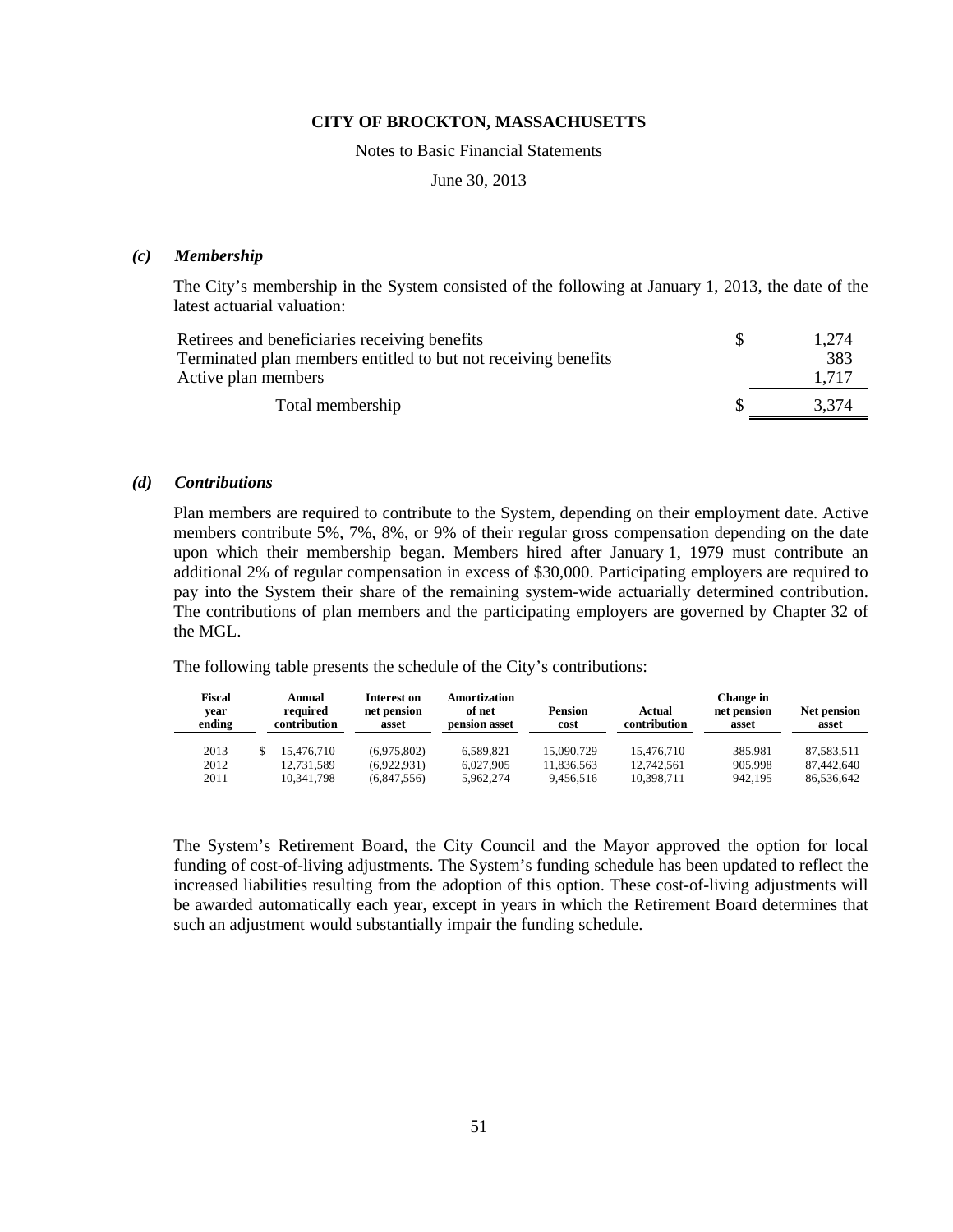CITY OF BROCKTON, MASSACHUSETTS

Notes to Basic Financial Statements

June 30, 2013

### *(c) Membership*

The City's membership in the System consisted of the following at January 1, 2013, the date of the latest actuarial valuation:

| | |
|---|---|
| Retirees and beneficiaries receiving benefits | $ 1,274 |
| Terminated plan members entitled to but not receiving benefits | 383 |
| Active plan members | 1,717 |
| Total membership | $ 3,374 |

### *(d) Contributions*

Plan members are required to contribute to the System, depending on their employment date. Active members contribute 5%, 7%, 8%, or 9% of their regular gross compensation depending on the date upon which their membership began. Members hired after January 1, 1979 must contribute an additional 2% of regular compensation in excess of $30,000. Participating employers are required to pay into the System their share of the remaining system-wide actuarially determined contribution. The contributions of plan members and the participating employers are governed by Chapter 32 of the MGL.

The following table presents the schedule of the City's contributions:

| Fiscal year ending | Annual required contribution | Interest on net pension asset | Amortization of net pension asset | Pension cost | Actual contribution | Change in net pension asset | Net pension asset |
|---|---|---|---|---|---|---|---|
| 2013 | $ 15,476,710 | (6,975,802) | 6,589,821 | 15,090,729 | 15,476,710 | 385,981 | 87,583,511 |
| 2012 | 12,731,589 | (6,922,931) | 6,027,905 | 11,836,563 | 12,742,561 | 905,998 | 87,442,640 |
| 2011 | 10,341,798 | (6,847,556) | 5,962,274 | 9,456,516 | 10,398,711 | 942,195 | 86,536,642 |

The System's Retirement Board, the City Council and the Mayor approved the option for local funding of cost-of-living adjustments. The System's funding schedule has been updated to reflect the increased liabilities resulting from the adoption of this option. These cost-of-living adjustments will be awarded automatically each year, except in years in which the Retirement Board determines that such an adjustment would substantially impair the funding schedule.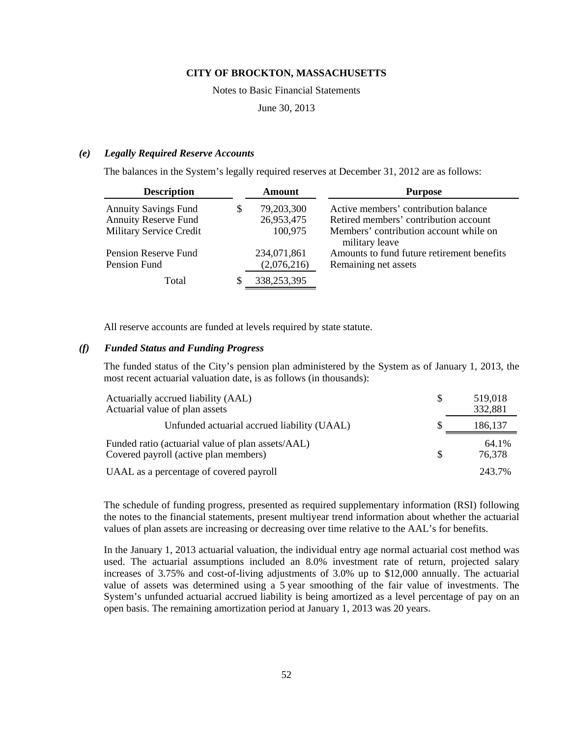**CITY OF BROCKTON, MASSACHUSETTS**

Notes to Basic Financial Statements

June 30, 2013

### *(e) Legally Required Reserve Accounts*

The balances in the System's legally required reserves at December 31, 2012 are as follows:

| Description | Amount | Purpose |
|---|---|---|
| Annuity Savings Fund | $ 79,203,300 | Active members' contribution balance |
| Annuity Reserve Fund | 26,953,475 | Retired members' contribution account |
| Military Service Credit | 100,975 | Members' contribution account while on military leave |
| Pension Reserve Fund | 234,071,861 | Amounts to fund future retirement benefits |
| Pension Fund | (2,076,216) | Remaining net assets |
| Total | $ 338,253,395 | |

All reserve accounts are funded at levels required by state statute.

### *(f) Funded Status and Funding Progress*

The funded status of the City's pension plan administered by the System as of January 1, 2013, the most recent actuarial valuation date, is as follows (in thousands):

| | |
|---|---|
| Actuarially accrued liability (AAL) | $ 519,018 |
| Actuarial value of plan assets | 332,881 |
| Unfunded actuarial accrued liability (UAAL) | $ 186,137 |
| Funded ratio (actuarial value of plan assets/AAL) | 64.1% |
| Covered payroll (active plan members) | $ 76,378 |
| UAAL as a percentage of covered payroll | 243.7% |

The schedule of funding progress, presented as required supplementary information (RSI) following the notes to the financial statements, present multiyear trend information about whether the actuarial values of plan assets are increasing or decreasing over time relative to the AAL's for benefits.

In the January 1, 2013 actuarial valuation, the individual entry age normal actuarial cost method was used. The actuarial assumptions included an 8.0% investment rate of return, projected salary increases of 3.75% and cost-of-living adjustments of 3.0% up to $12,000 annually. The actuarial value of assets was determined using a 5 year smoothing of the fair value of investments. The System's unfunded actuarial accrued liability is being amortized as a level percentage of pay on an open basis. The remaining amortization period at January 1, 2013 was 20 years.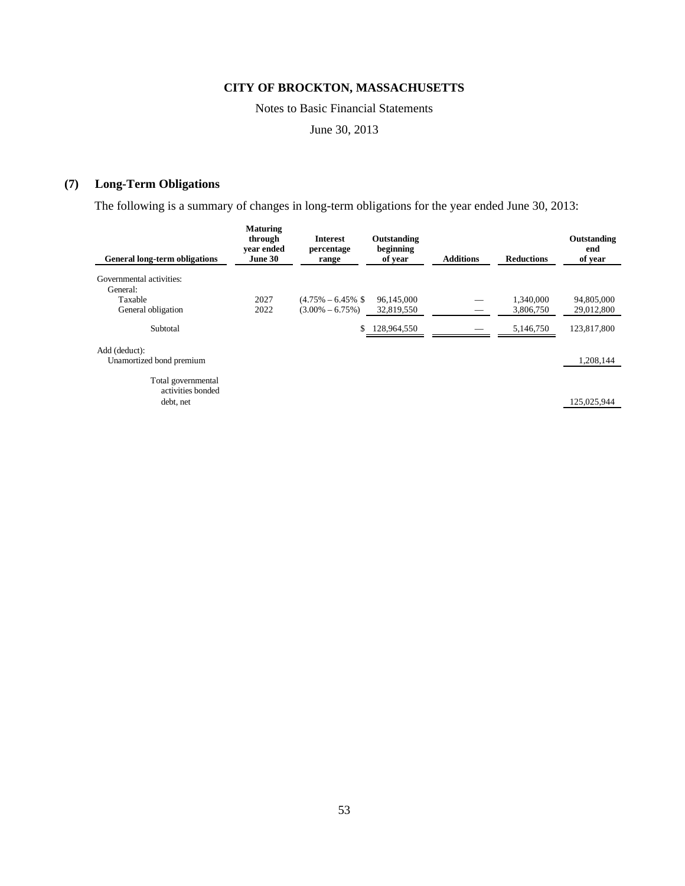## (7) Long-Term Obligations

The following is a summary of changes in long-term obligations for the year ended June 30, 2013:

| General long-term obligations | Maturing through year ended June 30 | Interest percentage range | Outstanding beginning of year | Additions | Reductions | Outstanding end of year |
|---|---|---|---|---|---|---|
| Governmental activities: | | | | | | |
| General: | | | | | | |
| Taxable | 2027 | (4.75% – 6.45% | $ 96,145,000 | — | 1,340,000 | 94,805,000 |
| General obligation | 2022 | (3.00% – 6.75%) | 32,819,550 | — | 3,806,750 | 29,012,800 |
| Subtotal | | | $ 128,964,550 | — | 5,146,750 | 123,817,800 |
| Add (deduct): | | | | | | |
| Unamortized bond premium | | | | | | 1,208,144 |
| Total governmental activities bonded debt, net | | | | | | 125,025,944 |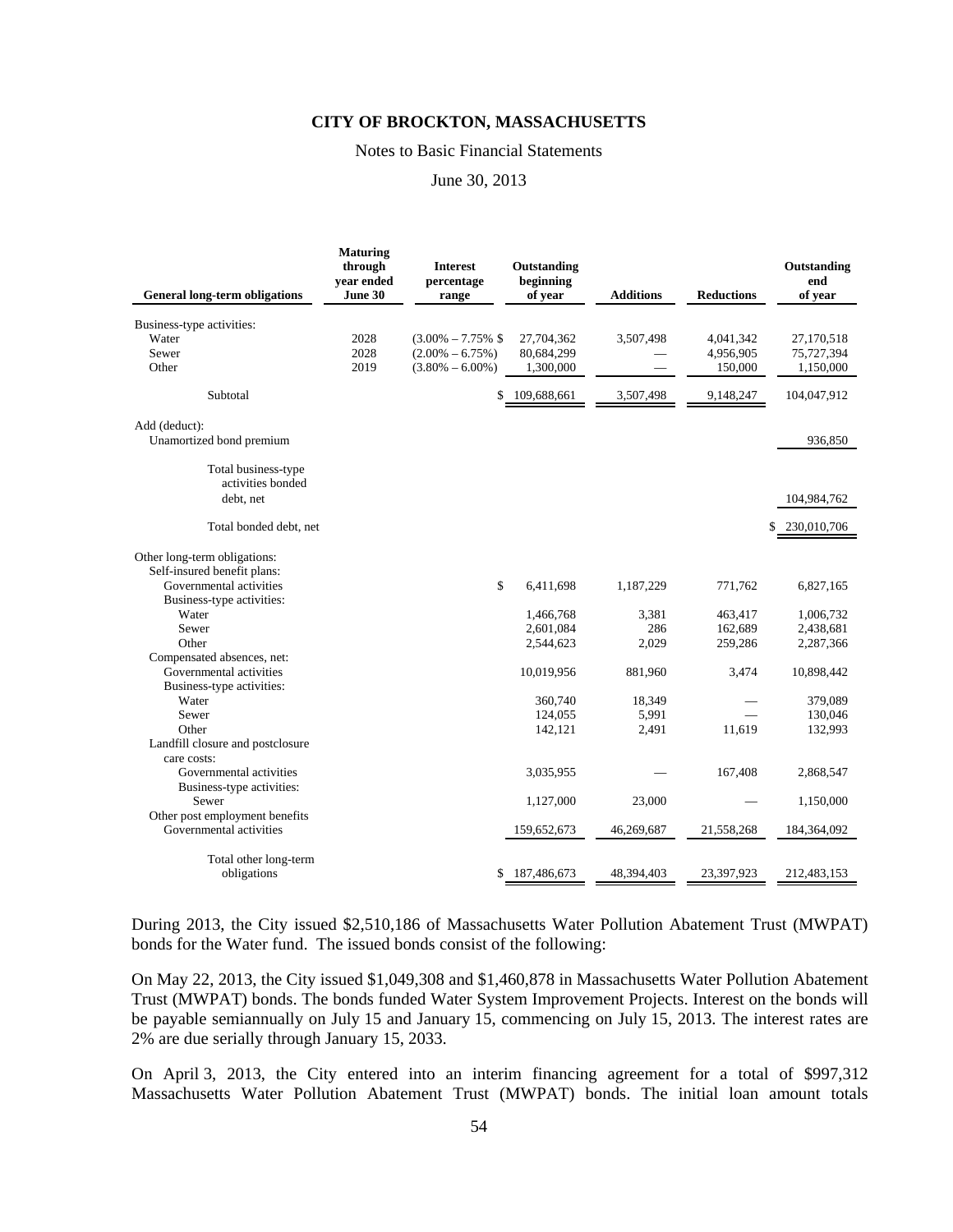**CITY OF BROCKTON, MASSACHUSETTS**

Notes to Basic Financial Statements

June 30, 2013

| General long-term obligations | Maturing through year ended June 30 | Interest percentage range | Outstanding beginning of year | Additions | Reductions | Outstanding end of year |
|---|---|---|---|---|---|---|
| Business-type activities: | | | | | | |
| Water | 2028 | (3.00% – 7.75% | $ 27,704,362 | 3,507,498 | 4,041,342 | 27,170,518 |
| Sewer | 2028 | (2.00% – 6.75%) | 80,684,299 | — | 4,956,905 | 75,727,394 |
| Other | 2019 | (3.80% – 6.00%) | 1,300,000 | — | 150,000 | 1,150,000 |
| Subtotal | | | $ 109,688,661 | 3,507,498 | 9,148,247 | 104,047,912 |
| Add (deduct): | | | | | | |
| Unamortized bond premium | | | | | | 936,850 |
| Total business-type activities bonded debt, net | | | | | | 104,984,762 |
| Total bonded debt, net | | | | | | $ 230,010,706 |
| Other long-term obligations: | | | | | | |
| Self-insured benefit plans: | | | | | | |
| Governmental activities | | | $ 6,411,698 | 1,187,229 | 771,762 | 6,827,165 |
| Business-type activities: | | | | | | |
| Water | | | 1,466,768 | 3,381 | 463,417 | 1,006,732 |
| Sewer | | | 2,601,084 | 286 | 162,689 | 2,438,681 |
| Other | | | 2,544,623 | 2,029 | 259,286 | 2,287,366 |
| Compensated absences, net: | | | | | | |
| Governmental activities | | | 10,019,956 | 881,960 | 3,474 | 10,898,442 |
| Business-type activities: | | | | | | |
| Water | | | 360,740 | 18,349 | — | 379,089 |
| Sewer | | | 124,055 | 5,991 | — | 130,046 |
| Other | | | 142,121 | 2,491 | 11,619 | 132,993 |
| Landfill closure and postclosure care costs: | | | | | | |
| Governmental activities | | | 3,035,955 | — | 167,408 | 2,868,547 |
| Business-type activities: | | | | | | |
| Sewer | | | 1,127,000 | 23,000 | — | 1,150,000 |
| Other post employment benefits | | | | | | |
| Governmental activities | | | 159,652,673 | 46,269,687 | 21,558,268 | 184,364,092 |
| Total other long-term obligations | | | $ 187,486,673 | 48,394,403 | 23,397,923 | 212,483,153 |

During 2013, the City issued $2,510,186 of Massachusetts Water Pollution Abatement Trust (MWPAT) bonds for the Water fund. The issued bonds consist of the following:

On May 22, 2013, the City issued $1,049,308 and $1,460,878 in Massachusetts Water Pollution Abatement Trust (MWPAT) bonds. The bonds funded Water System Improvement Projects. Interest on the bonds will be payable semiannually on July 15 and January 15, commencing on July 15, 2013. The interest rates are 2% are due serially through January 15, 2033.

On April 3, 2013, the City entered into an interim financing agreement for a total of $997,312 Massachusetts Water Pollution Abatement Trust (MWPAT) bonds. The initial loan amount totals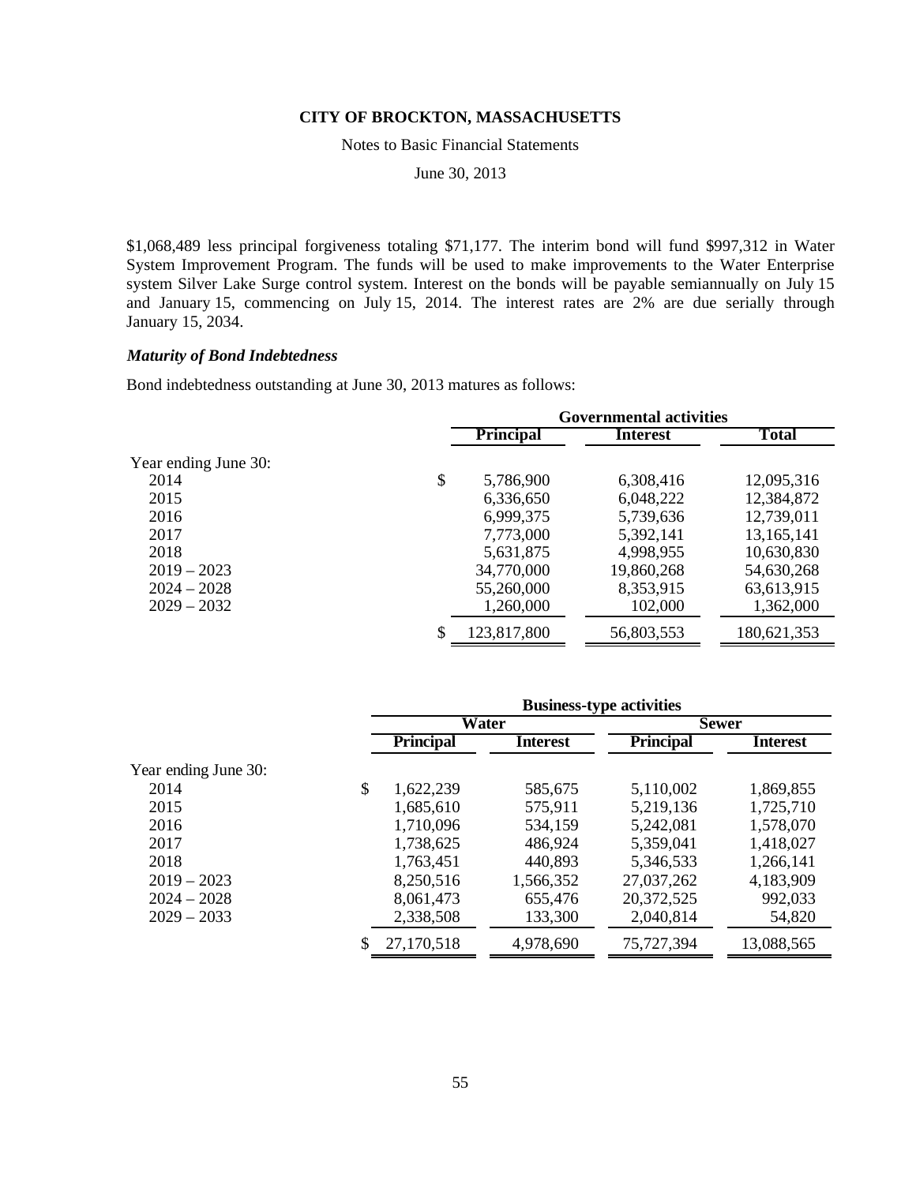**CITY OF BROCKTON, MASSACHUSETTS**

Notes to Basic Financial Statements

June 30, 2013

$1,068,489 less principal forgiveness totaling $71,177. The interim bond will fund $997,312 in Water System Improvement Program. The funds will be used to make improvements to the Water Enterprise system Silver Lake Surge control system. Interest on the bonds will be payable semiannually on July 15 and January 15, commencing on July 15, 2014. The interest rates are 2% are due serially through January 15, 2034.

***Maturity of Bond Indebtedness***

Bond indebtedness outstanding at June 30, 2013 matures as follows:

| | Governmental activities | | |
|---|---|---|---|
| | **Principal** | **Interest** | **Total** |
| Year ending June 30: | | | |
| 2014 | $ 5,786,900 | 6,308,416 | 12,095,316 |
| 2015 | 6,336,650 | 6,048,222 | 12,384,872 |
| 2016 | 6,999,375 | 5,739,636 | 12,739,011 |
| 2017 | 7,773,000 | 5,392,141 | 13,165,141 |
| 2018 | 5,631,875 | 4,998,955 | 10,630,830 |
| 2019 – 2023 | 34,770,000 | 19,860,268 | 54,630,268 |
| 2024 – 2028 | 55,260,000 | 8,353,915 | 63,613,915 |
| 2029 – 2032 | 1,260,000 | 102,000 | 1,362,000 |
| | $ 123,817,800 | 56,803,553 | 180,621,353 |

| | Business-type activities | | | |
|---|---|---|---|---|
| | **Water** | | **Sewer** | |
| | **Principal** | **Interest** | **Principal** | **Interest** |
| Year ending June 30: | | | | |
| 2014 | $ 1,622,239 | 585,675 | 5,110,002 | 1,869,855 |
| 2015 | 1,685,610 | 575,911 | 5,219,136 | 1,725,710 |
| 2016 | 1,710,096 | 534,159 | 5,242,081 | 1,578,070 |
| 2017 | 1,738,625 | 486,924 | 5,359,041 | 1,418,027 |
| 2018 | 1,763,451 | 440,893 | 5,346,533 | 1,266,141 |
| 2019 – 2023 | 8,250,516 | 1,566,352 | 27,037,262 | 4,183,909 |
| 2024 – 2028 | 8,061,473 | 655,476 | 20,372,525 | 992,033 |
| 2029 – 2033 | 2,338,508 | 133,300 | 2,040,814 | 54,820 |
| | $ 27,170,518 | 4,978,690 | 75,727,394 | 13,088,565 |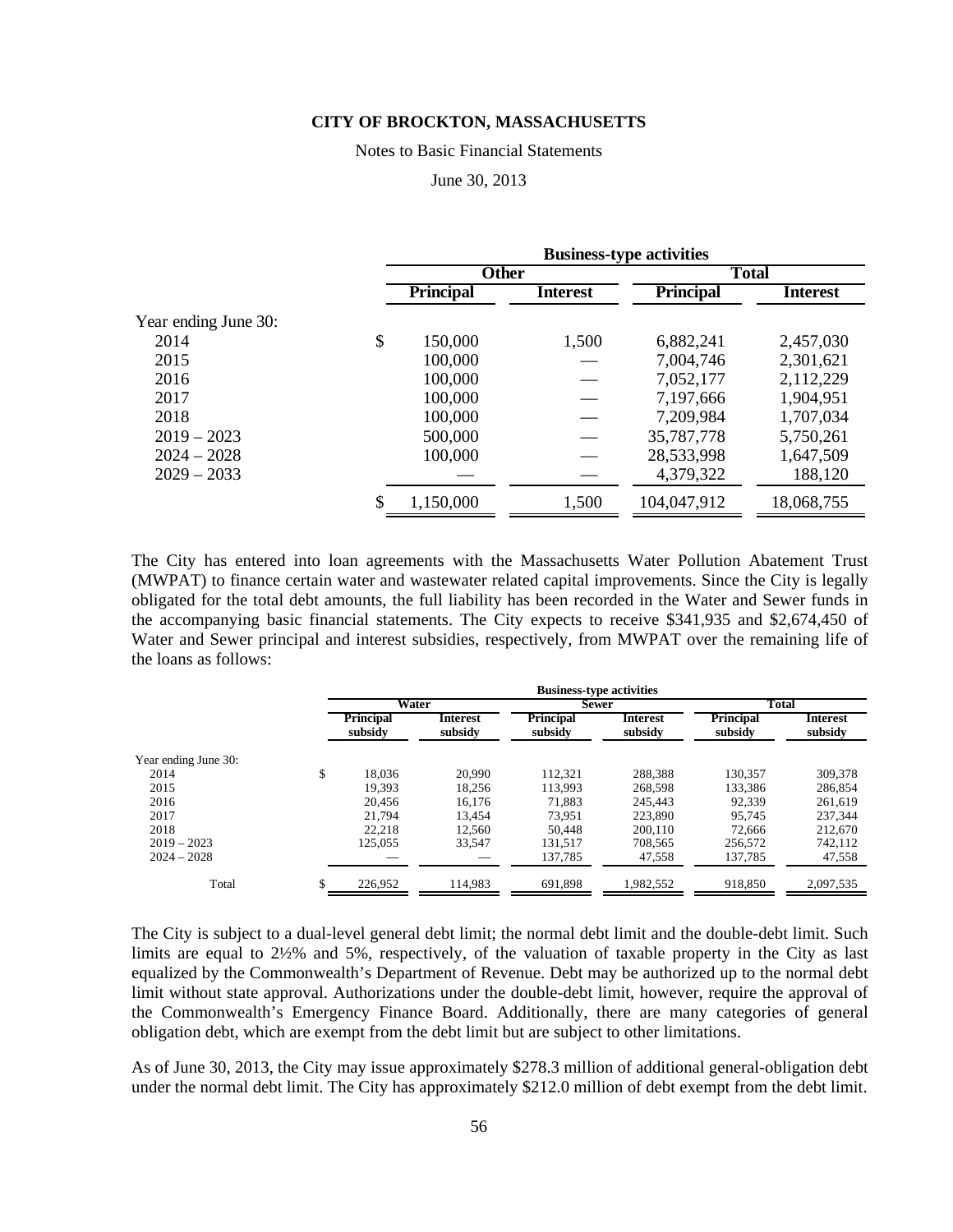**CITY OF BROCKTON, MASSACHUSETTS**

Notes to Basic Financial Statements

June 30, 2013

| | Business-type activities | | | |
|---|---|---|---|---|
| | Other | | Total | |
| | Principal | Interest | Principal | Interest |
| Year ending June 30: | | | | |
| 2014 | $ 150,000 | 1,500 | 6,882,241 | 2,457,030 |
| 2015 | 100,000 | — | 7,004,746 | 2,301,621 |
| 2016 | 100,000 | — | 7,052,177 | 2,112,229 |
| 2017 | 100,000 | — | 7,197,666 | 1,904,951 |
| 2018 | 100,000 | — | 7,209,984 | 1,707,034 |
| 2019 – 2023 | 500,000 | — | 35,787,778 | 5,750,261 |
| 2024 – 2028 | 100,000 | — | 28,533,998 | 1,647,509 |
| 2029 – 2033 | — | — | 4,379,322 | 188,120 |
| | $ 1,150,000 | 1,500 | 104,047,912 | 18,068,755 |

The City has entered into loan agreements with the Massachusetts Water Pollution Abatement Trust (MWPAT) to finance certain water and wastewater related capital improvements. Since the City is legally obligated for the total debt amounts, the full liability has been recorded in the Water and Sewer funds in the accompanying basic financial statements. The City expects to receive \$341,935 and \$2,674,450 of Water and Sewer principal and interest subsidies, respectively, from MWPAT over the remaining life of the loans as follows:

| | Business-type activities | | | | | |
|---|---|---|---|---|---|---|
| | Water | | Sewer | | Total | |
| | Principal subsidy | Interest subsidy | Principal subsidy | Interest subsidy | Principal subsidy | Interest subsidy |
| Year ending June 30: | | | | | | |
| 2014 | $ 18,036 | 20,990 | 112,321 | 288,388 | 130,357 | 309,378 |
| 2015 | 19,393 | 18,256 | 113,993 | 268,598 | 133,386 | 286,854 |
| 2016 | 20,456 | 16,176 | 71,883 | 245,443 | 92,339 | 261,619 |
| 2017 | 21,794 | 13,454 | 73,951 | 223,890 | 95,745 | 237,344 |
| 2018 | 22,218 | 12,560 | 50,448 | 200,110 | 72,666 | 212,670 |
| 2019 – 2023 | 125,055 | 33,547 | 131,517 | 708,565 | 256,572 | 742,112 |
| 2024 – 2028 | — | — | 137,785 | 47,558 | 137,785 | 47,558 |
| Total | $ 226,952 | 114,983 | 691,898 | 1,982,552 | 918,850 | 2,097,535 |

The City is subject to a dual-level general debt limit; the normal debt limit and the double-debt limit. Such limits are equal to 2½% and 5%, respectively, of the valuation of taxable property in the City as last equalized by the Commonwealth's Department of Revenue. Debt may be authorized up to the normal debt limit without state approval. Authorizations under the double-debt limit, however, require the approval of the Commonwealth's Emergency Finance Board. Additionally, there are many categories of general obligation debt, which are exempt from the debt limit but are subject to other limitations.

As of June 30, 2013, the City may issue approximately \$278.3 million of additional general-obligation debt under the normal debt limit. The City has approximately \$212.0 million of debt exempt from the debt limit.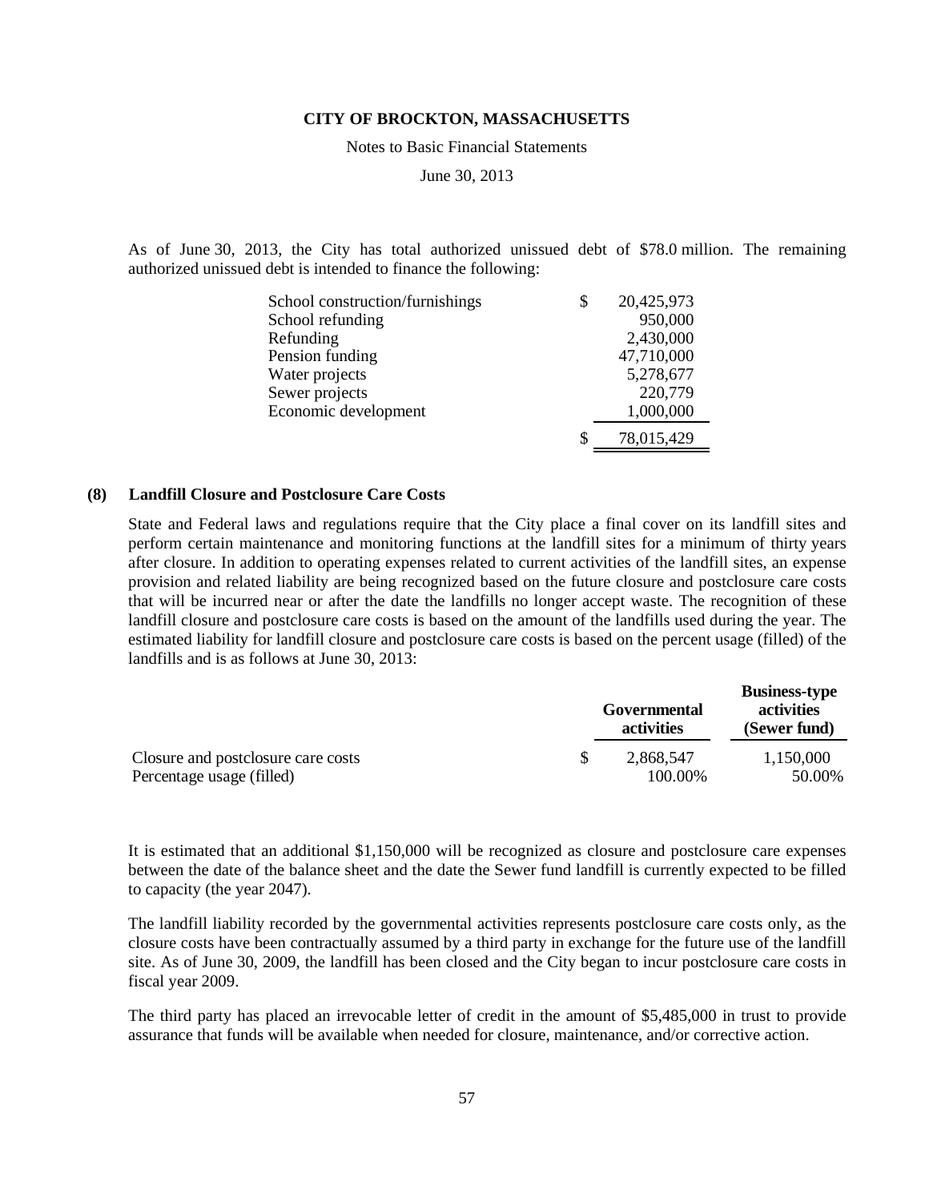As of June 30, 2013, the City has total authorized unissued debt of $78.0 million. The remaining authorized unissued debt is intended to finance the following:

| | |
|---|---|
| School construction/furnishings | $ 20,425,973 |
| School refunding | 950,000 |
| Refunding | 2,430,000 |
| Pension funding | 47,710,000 |
| Water projects | 5,278,677 |
| Sewer projects | 220,779 |
| Economic development | 1,000,000 |
| | $ 78,015,429 |

## (8) Landfill Closure and Postclosure Care Costs

State and Federal laws and regulations require that the City place a final cover on its landfill sites and perform certain maintenance and monitoring functions at the landfill sites for a minimum of thirty years after closure. In addition to operating expenses related to current activities of the landfill sites, an expense provision and related liability are being recognized based on the future closure and postclosure care costs that will be incurred near or after the date the landfills no longer accept waste. The recognition of these landfill closure and postclosure care costs is based on the amount of the landfills used during the year. The estimated liability for landfill closure and postclosure care costs is based on the percent usage (filled) of the landfills and is as follows at June 30, 2013:

| | Governmental activities | Business-type activities (Sewer fund) |
|---|---|---|
| Closure and postclosure care costs | $ 2,868,547 | 1,150,000 |
| Percentage usage (filled) | 100.00% | 50.00% |

It is estimated that an additional $1,150,000 will be recognized as closure and postclosure care expenses between the date of the balance sheet and the date the Sewer fund landfill is currently expected to be filled to capacity (the year 2047).

The landfill liability recorded by the governmental activities represents postclosure care costs only, as the closure costs have been contractually assumed by a third party in exchange for the future use of the landfill site. As of June 30, 2009, the landfill has been closed and the City began to incur postclosure care costs in fiscal year 2009.

The third party has placed an irrevocable letter of credit in the amount of $5,485,000 in trust to provide assurance that funds will be available when needed for closure, maintenance, and/or corrective action.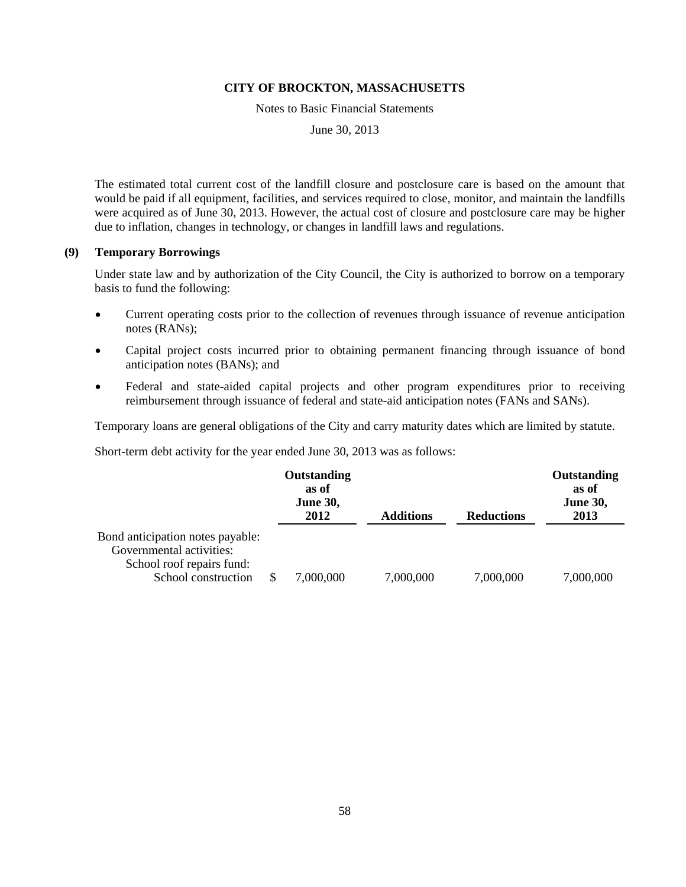The estimated total current cost of the landfill closure and postclosure care is based on the amount that would be paid if all equipment, facilities, and services required to close, monitor, and maintain the landfills were acquired as of June 30, 2013. However, the actual cost of closure and postclosure care may be higher due to inflation, changes in technology, or changes in landfill laws and regulations.

## (9) Temporary Borrowings

Under state law and by authorization of the City Council, the City is authorized to borrow on a temporary basis to fund the following:

- Current operating costs prior to the collection of revenues through issuance of revenue anticipation notes (RANs);
- Capital project costs incurred prior to obtaining permanent financing through issuance of bond anticipation notes (BANs); and
- Federal and state-aided capital projects and other program expenditures prior to receiving reimbursement through issuance of federal and state-aid anticipation notes (FANs and SANs).

Temporary loans are general obligations of the City and carry maturity dates which are limited by statute.

Short-term debt activity for the year ended June 30, 2013 was as follows:

| | Outstanding as of June 30, 2012 | Additions | Reductions | Outstanding as of June 30, 2013 |
|---|---|---|---|---|
| Bond anticipation notes payable: | | | | |
| Governmental activities: | | | | |
| School roof repairs fund: | | | | |
| School construction | $ 7,000,000 | 7,000,000 | 7,000,000 | 7,000,000 |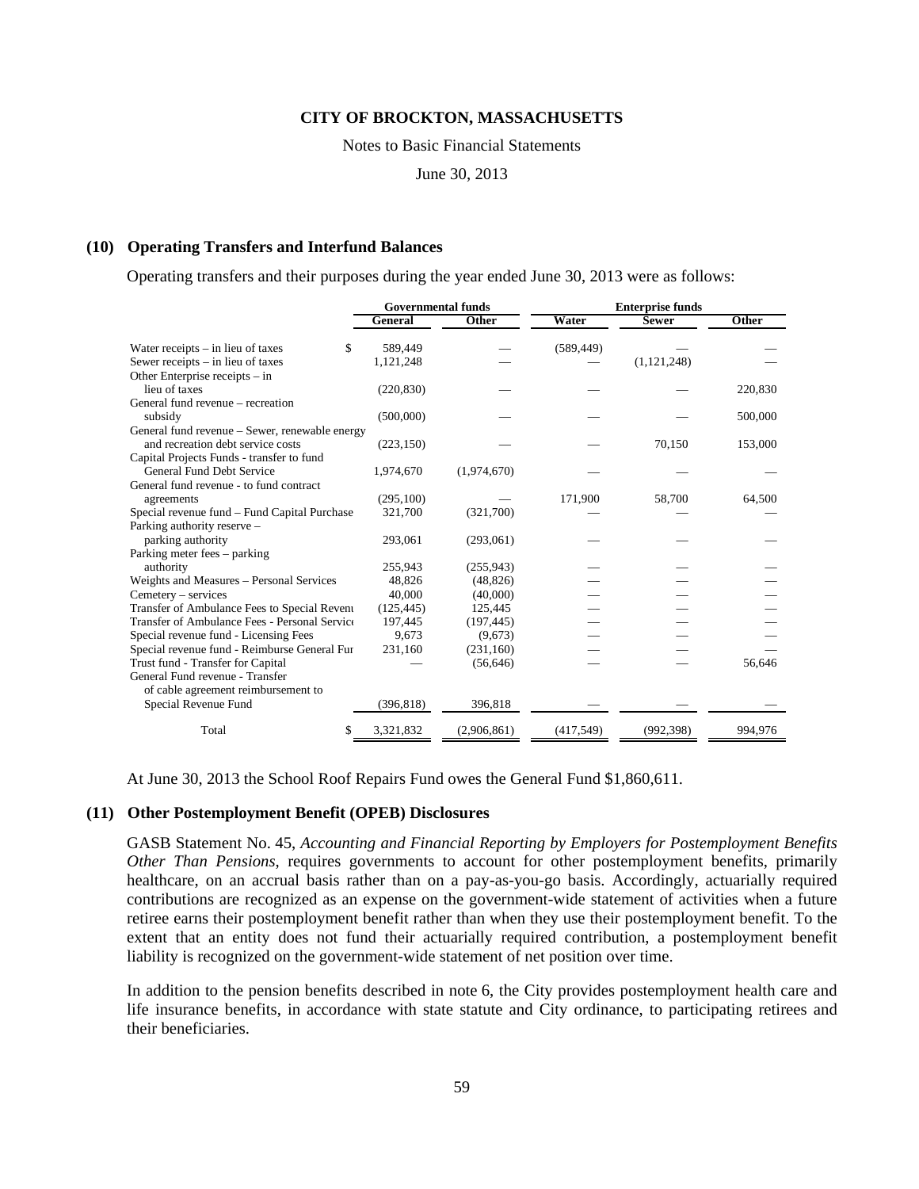**CITY OF BROCKTON, MASSACHUSETTS**

Notes to Basic Financial Statements

June 30, 2013

## (10) Operating Transfers and Interfund Balances

Operating transfers and their purposes during the year ended June 30, 2013 were as follows:

| | Governmental funds | | Enterprise funds | | |
|---|---|---|---|---|---|
| | General | Other | Water | Sewer | Other |
| Water receipts – in lieu of taxes | $ 589,449 | — | (589,449) | — | — |
| Sewer receipts – in lieu of taxes | 1,121,248 | — | — | (1,121,248) | — |
| Other Enterprise receipts – in lieu of taxes | (220,830) | — | — | — | 220,830 |
| General fund revenue – recreation subsidy | (500,000) | — | — | — | 500,000 |
| General fund revenue – Sewer, renewable energy and recreation debt service costs | (223,150) | — | — | 70,150 | 153,000 |
| Capital Projects Funds - transfer to fund General Fund Debt Service | 1,974,670 | (1,974,670) | — | — | — |
| General fund revenue - to fund contract agreements | (295,100) | — | 171,900 | 58,700 | 64,500 |
| Special revenue fund – Fund Capital Purchase | 321,700 | (321,700) | — | — | — |
| Parking authority reserve – parking authority | 293,061 | (293,061) | — | — | — |
| Parking meter fees – parking authority | 255,943 | (255,943) | — | — | — |
| Weights and Measures – Personal Services | 48,826 | (48,826) | — | — | — |
| Cemetery – services | 40,000 | (40,000) | — | — | — |
| Transfer of Ambulance Fees to Special Revenu | (125,445) | 125,445 | — | — | — |
| Transfer of Ambulance Fees - Personal Service | 197,445 | (197,445) | — | — | — |
| Special revenue fund - Licensing Fees | 9,673 | (9,673) | — | — | — |
| Special revenue fund - Reimburse General Fur | 231,160 | (231,160) | — | — | — |
| Trust fund - Transfer for Capital | — | (56,646) | — | — | 56,646 |
| General Fund revenue - Transfer of cable agreement reimbursement to Special Revenue Fund | (396,818) | 396,818 | — | — | — |
| Total | $ 3,321,832 | (2,906,861) | (417,549) | (992,398) | 994,976 |

At June 30, 2013 the School Roof Repairs Fund owes the General Fund $1,860,611.

## (11) Other Postemployment Benefit (OPEB) Disclosures

GASB Statement No. 45, *Accounting and Financial Reporting by Employers for Postemployment Benefits Other Than Pensions*, requires governments to account for other postemployment benefits, primarily healthcare, on an accrual basis rather than on a pay-as-you-go basis. Accordingly, actuarially required contributions are recognized as an expense on the government-wide statement of activities when a future retiree earns their postemployment benefit rather than when they use their postemployment benefit. To the extent that an entity does not fund their actuarially required contribution, a postemployment benefit liability is recognized on the government-wide statement of net position over time.

In addition to the pension benefits described in note 6, the City provides postemployment health care and life insurance benefits, in accordance with state statute and City ordinance, to participating retirees and their beneficiaries.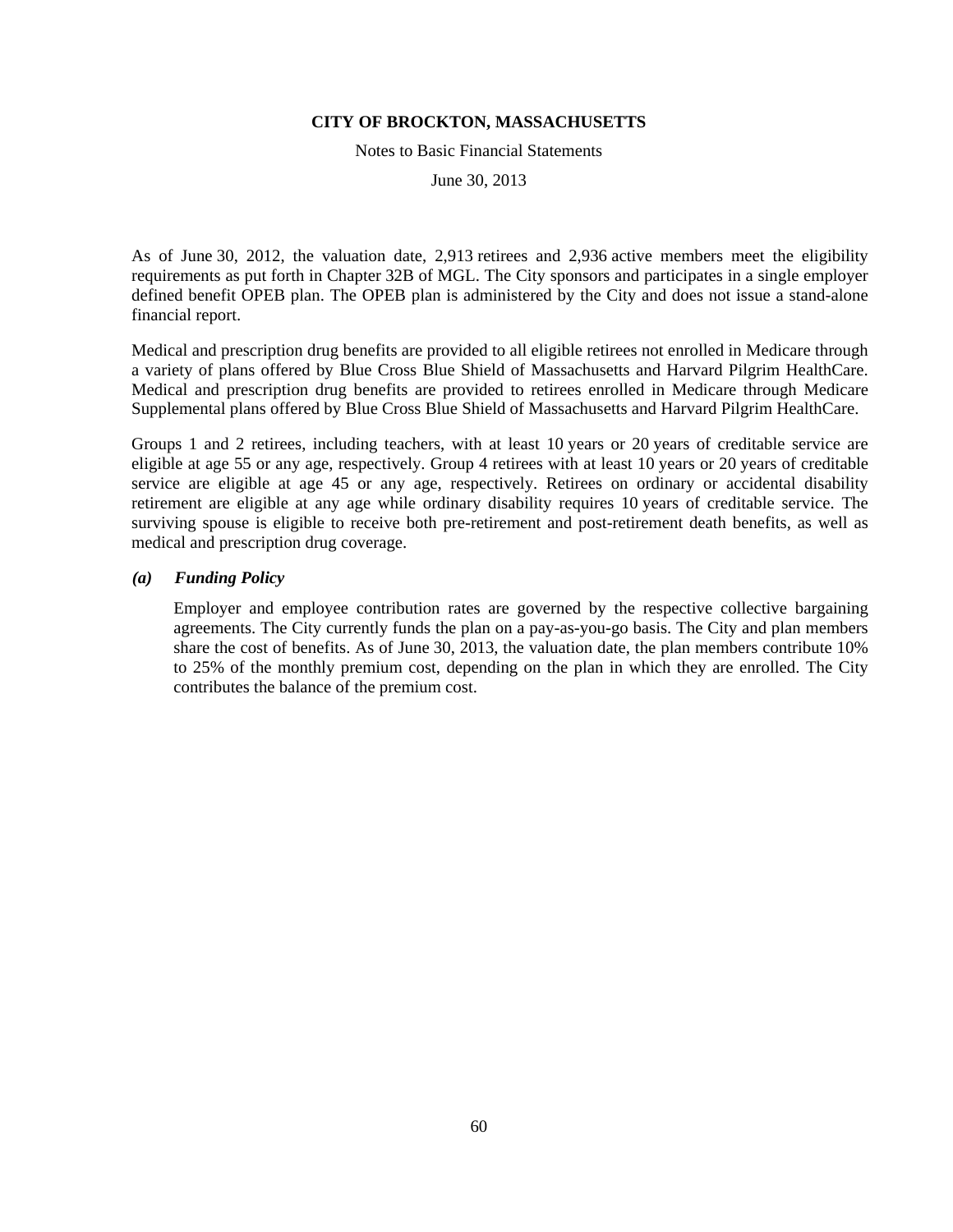As of June 30, 2012, the valuation date, 2,913 retirees and 2,936 active members meet the eligibility requirements as put forth in Chapter 32B of MGL. The City sponsors and participates in a single employer defined benefit OPEB plan. The OPEB plan is administered by the City and does not issue a stand-alone financial report.

Medical and prescription drug benefits are provided to all eligible retirees not enrolled in Medicare through a variety of plans offered by Blue Cross Blue Shield of Massachusetts and Harvard Pilgrim HealthCare. Medical and prescription drug benefits are provided to retirees enrolled in Medicare through Medicare Supplemental plans offered by Blue Cross Blue Shield of Massachusetts and Harvard Pilgrim HealthCare.

Groups 1 and 2 retirees, including teachers, with at least 10 years or 20 years of creditable service are eligible at age 55 or any age, respectively. Group 4 retirees with at least 10 years or 20 years of creditable service are eligible at age 45 or any age, respectively. Retirees on ordinary or accidental disability retirement are eligible at any age while ordinary disability requires 10 years of creditable service. The surviving spouse is eligible to receive both pre-retirement and post-retirement death benefits, as well as medical and prescription drug coverage.

***(a) Funding Policy***

Employer and employee contribution rates are governed by the respective collective bargaining agreements. The City currently funds the plan on a pay-as-you-go basis. The City and plan members share the cost of benefits. As of June 30, 2013, the valuation date, the plan members contribute 10% to 25% of the monthly premium cost, depending on the plan in which they are enrolled. The City contributes the balance of the premium cost.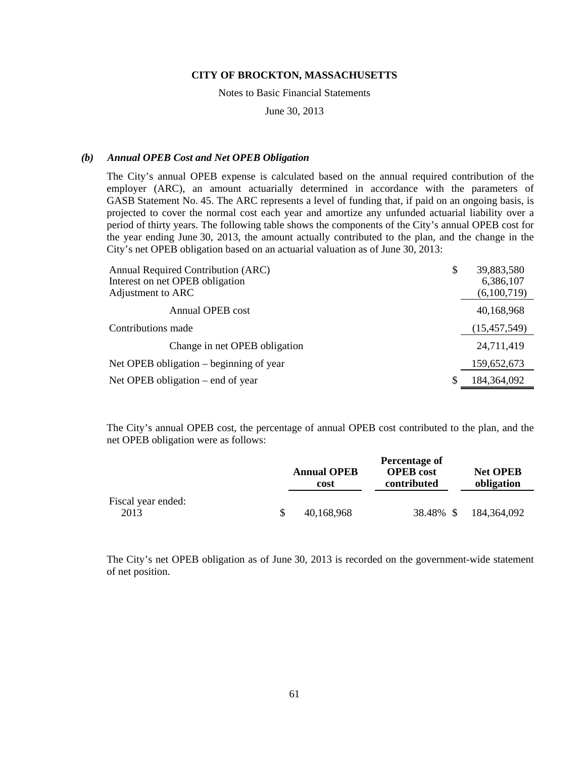### *(b) Annual OPEB Cost and Net OPEB Obligation*

The City's annual OPEB expense is calculated based on the annual required contribution of the employer (ARC), an amount actuarially determined in accordance with the parameters of GASB Statement No. 45. The ARC represents a level of funding that, if paid on an ongoing basis, is projected to cover the normal cost each year and amortize any unfunded actuarial liability over a period of thirty years. The following table shows the components of the City's annual OPEB cost for the year ending June 30, 2013, the amount actually contributed to the plan, and the change in the City's net OPEB obligation based on an actuarial valuation as of June 30, 2013:

| | |
|---|---|
| Annual Required Contribution (ARC) | $ 39,883,580 |
| Interest on net OPEB obligation | 6,386,107 |
| Adjustment to ARC | (6,100,719) |
| Annual OPEB cost | 40,168,968 |
| Contributions made | (15,457,549) |
| Change in net OPEB obligation | 24,711,419 |
| Net OPEB obligation – beginning of year | 159,652,673 |
| Net OPEB obligation – end of year | $ 184,364,092 |

The City's annual OPEB cost, the percentage of annual OPEB cost contributed to the plan, and the net OPEB obligation were as follows:

| | Annual OPEB cost | Percentage of OPEB cost contributed | Net OPEB obligation |
|---|---|---|---|
| Fiscal year ended: | | | |
| 2013 | $ 40,168,968 | 38.48% | $ 184,364,092 |

The City's net OPEB obligation as of June 30, 2013 is recorded on the government-wide statement of net position.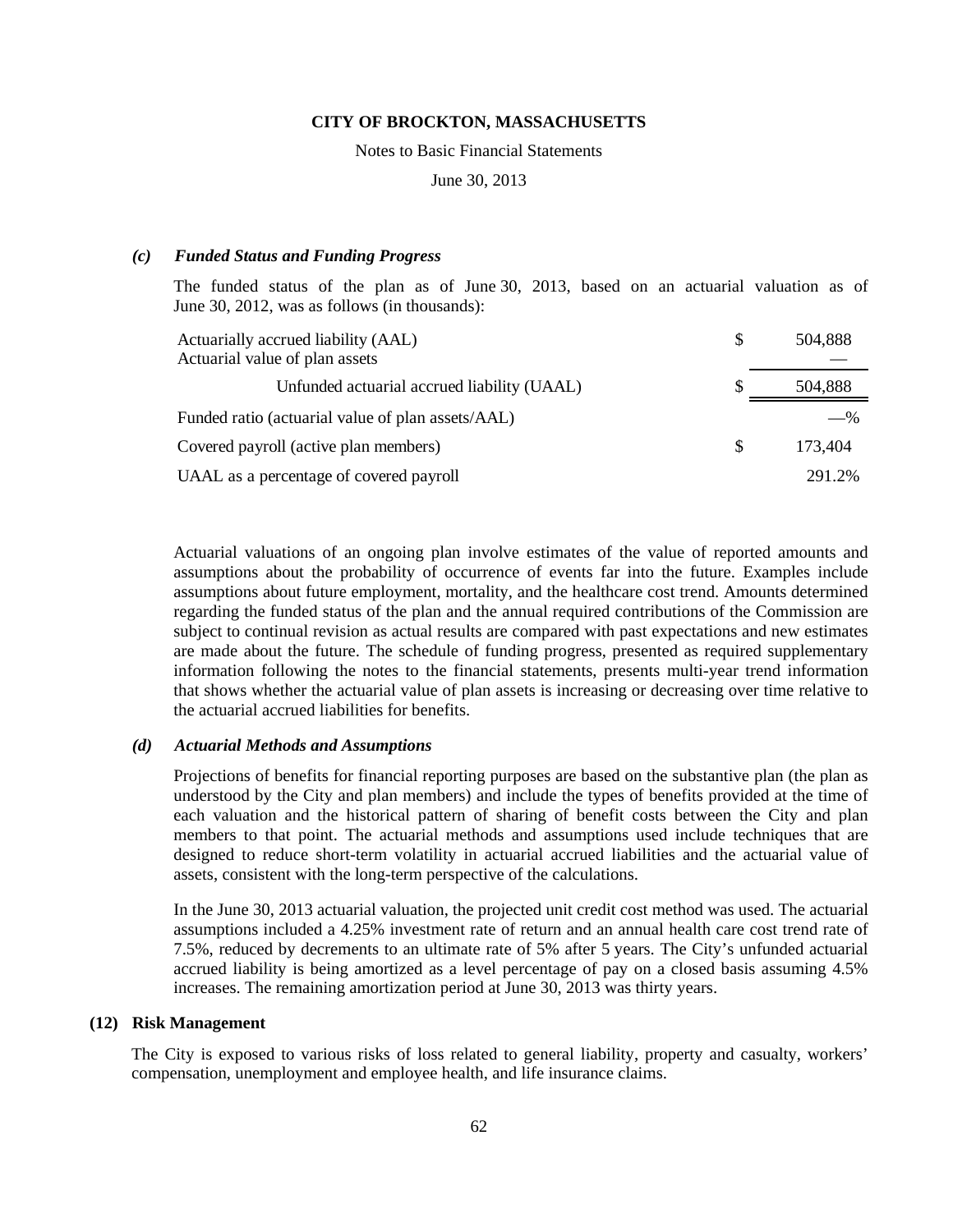### *(c) Funded Status and Funding Progress*

The funded status of the plan as of June 30, 2013, based on an actuarial valuation as of June 30, 2012, was as follows (in thousands):

| | | |
|---|---|---|
| Actuarially accrued liability (AAL) | $ | 504,888 |
| Actuarial value of plan assets | | — |
| Unfunded actuarial accrued liability (UAAL) | $ | 504,888 |
| Funded ratio (actuarial value of plan assets/AAL) | | —% |
| Covered payroll (active plan members) | $ | 173,404 |
| UAAL as a percentage of covered payroll | | 291.2% |

Actuarial valuations of an ongoing plan involve estimates of the value of reported amounts and assumptions about the probability of occurrence of events far into the future. Examples include assumptions about future employment, mortality, and the healthcare cost trend. Amounts determined regarding the funded status of the plan and the annual required contributions of the Commission are subject to continual revision as actual results are compared with past expectations and new estimates are made about the future. The schedule of funding progress, presented as required supplementary information following the notes to the financial statements, presents multi-year trend information that shows whether the actuarial value of plan assets is increasing or decreasing over time relative to the actuarial accrued liabilities for benefits.

### *(d) Actuarial Methods and Assumptions*

Projections of benefits for financial reporting purposes are based on the substantive plan (the plan as understood by the City and plan members) and include the types of benefits provided at the time of each valuation and the historical pattern of sharing of benefit costs between the City and plan members to that point. The actuarial methods and assumptions used include techniques that are designed to reduce short-term volatility in actuarial accrued liabilities and the actuarial value of assets, consistent with the long-term perspective of the calculations.

In the June 30, 2013 actuarial valuation, the projected unit credit cost method was used. The actuarial assumptions included a 4.25% investment rate of return and an annual health care cost trend rate of 7.5%, reduced by decrements to an ultimate rate of 5% after 5 years. The City's unfunded actuarial accrued liability is being amortized as a level percentage of pay on a closed basis assuming 4.5% increases. The remaining amortization period at June 30, 2013 was thirty years.

## (12) Risk Management

The City is exposed to various risks of loss related to general liability, property and casualty, workers' compensation, unemployment and employee health, and life insurance claims.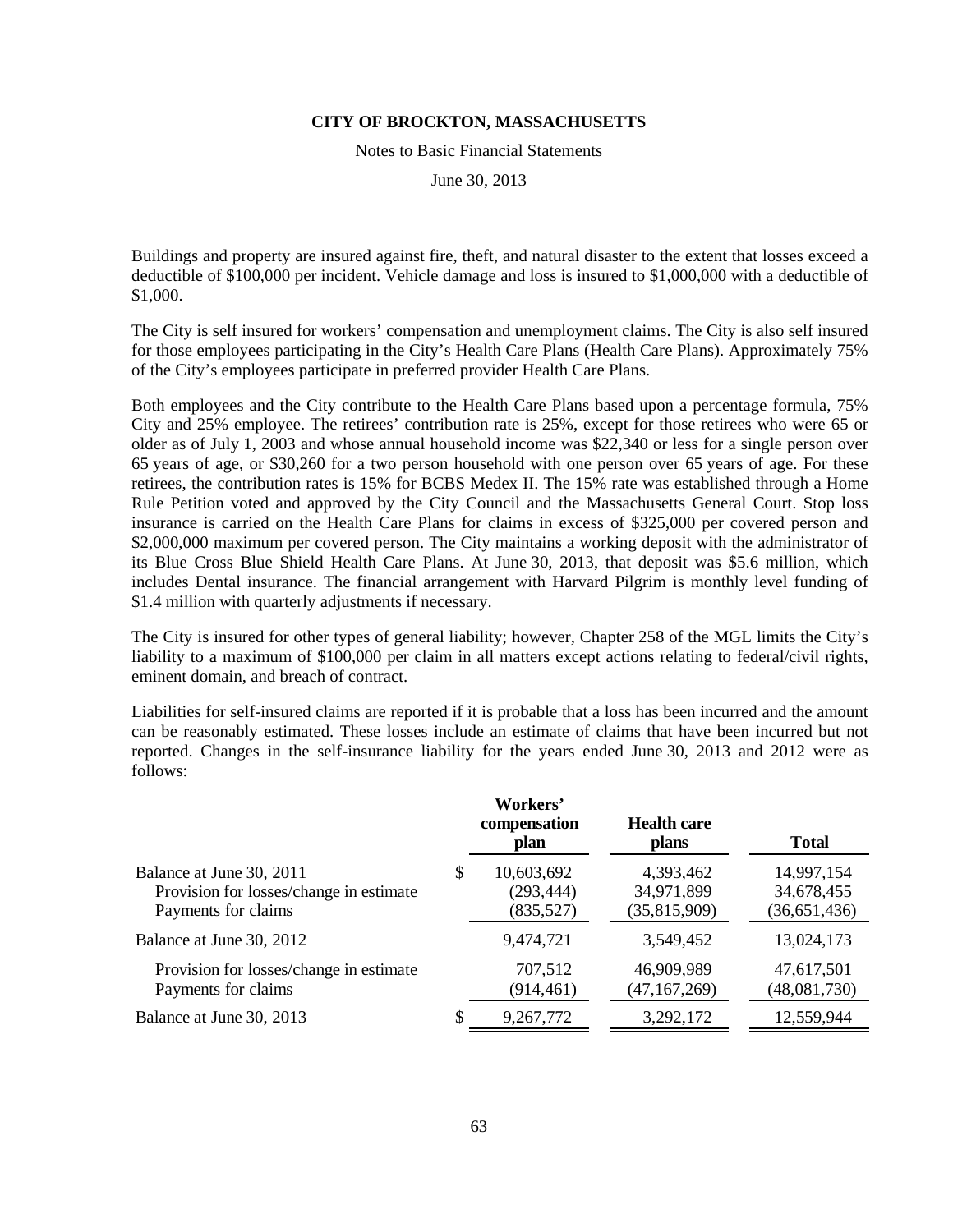Buildings and property are insured against fire, theft, and natural disaster to the extent that losses exceed a deductible of $100,000 per incident. Vehicle damage and loss is insured to $1,000,000 with a deductible of $1,000.

The City is self insured for workers' compensation and unemployment claims. The City is also self insured for those employees participating in the City's Health Care Plans (Health Care Plans). Approximately 75% of the City's employees participate in preferred provider Health Care Plans.

Both employees and the City contribute to the Health Care Plans based upon a percentage formula, 75% City and 25% employee. The retirees' contribution rate is 25%, except for those retirees who were 65 or older as of July 1, 2003 and whose annual household income was $22,340 or less for a single person over 65 years of age, or $30,260 for a two person household with one person over 65 years of age. For these retirees, the contribution rates is 15% for BCBS Medex II. The 15% rate was established through a Home Rule Petition voted and approved by the City Council and the Massachusetts General Court. Stop loss insurance is carried on the Health Care Plans for claims in excess of $325,000 per covered person and $2,000,000 maximum per covered person. The City maintains a working deposit with the administrator of its Blue Cross Blue Shield Health Care Plans. At June 30, 2013, that deposit was $5.6 million, which includes Dental insurance. The financial arrangement with Harvard Pilgrim is monthly level funding of $1.4 million with quarterly adjustments if necessary.

The City is insured for other types of general liability; however, Chapter 258 of the MGL limits the City's liability to a maximum of $100,000 per claim in all matters except actions relating to federal/civil rights, eminent domain, and breach of contract.

Liabilities for self-insured claims are reported if it is probable that a loss has been incurred and the amount can be reasonably estimated. These losses include an estimate of claims that have been incurred but not reported. Changes in the self-insurance liability for the years ended June 30, 2013 and 2012 were as follows:

| | Workers' compensation plan | Health care plans | Total |
|---|---|---|---|
| Balance at June 30, 2011 | $ 10,603,692 | 4,393,462 | 14,997,154 |
| Provision for losses/change in estimate | (293,444) | 34,971,899 | 34,678,455 |
| Payments for claims | (835,527) | (35,815,909) | (36,651,436) |
| Balance at June 30, 2012 | 9,474,721 | 3,549,452 | 13,024,173 |
| Provision for losses/change in estimate | 707,512 | 46,909,989 | 47,617,501 |
| Payments for claims | (914,461) | (47,167,269) | (48,081,730) |
| Balance at June 30, 2013 | $ 9,267,772 | 3,292,172 | 12,559,944 |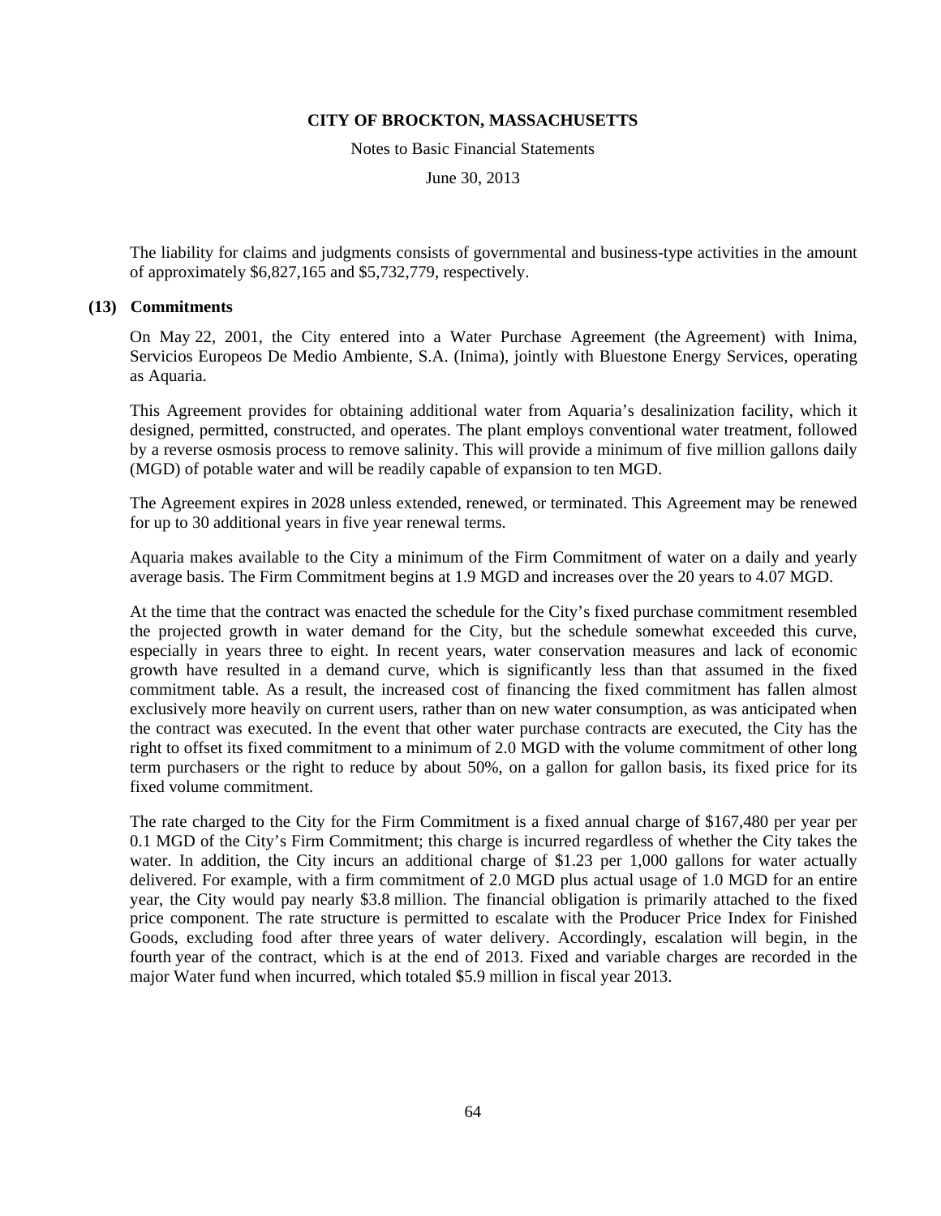The liability for claims and judgments consists of governmental and business-type activities in the amount of approximately $6,827,165 and $5,732,779, respectively.

## (13) Commitments

On May 22, 2001, the City entered into a Water Purchase Agreement (the Agreement) with Inima, Servicios Europeos De Medio Ambiente, S.A. (Inima), jointly with Bluestone Energy Services, operating as Aquaria.

This Agreement provides for obtaining additional water from Aquaria's desalinization facility, which it designed, permitted, constructed, and operates. The plant employs conventional water treatment, followed by a reverse osmosis process to remove salinity. This will provide a minimum of five million gallons daily (MGD) of potable water and will be readily capable of expansion to ten MGD.

The Agreement expires in 2028 unless extended, renewed, or terminated. This Agreement may be renewed for up to 30 additional years in five year renewal terms.

Aquaria makes available to the City a minimum of the Firm Commitment of water on a daily and yearly average basis. The Firm Commitment begins at 1.9 MGD and increases over the 20 years to 4.07 MGD.

At the time that the contract was enacted the schedule for the City's fixed purchase commitment resembled the projected growth in water demand for the City, but the schedule somewhat exceeded this curve, especially in years three to eight. In recent years, water conservation measures and lack of economic growth have resulted in a demand curve, which is significantly less than that assumed in the fixed commitment table. As a result, the increased cost of financing the fixed commitment has fallen almost exclusively more heavily on current users, rather than on new water consumption, as was anticipated when the contract was executed. In the event that other water purchase contracts are executed, the City has the right to offset its fixed commitment to a minimum of 2.0 MGD with the volume commitment of other long term purchasers or the right to reduce by about 50%, on a gallon for gallon basis, its fixed price for its fixed volume commitment.

The rate charged to the City for the Firm Commitment is a fixed annual charge of $167,480 per year per 0.1 MGD of the City's Firm Commitment; this charge is incurred regardless of whether the City takes the water. In addition, the City incurs an additional charge of $1.23 per 1,000 gallons for water actually delivered. For example, with a firm commitment of 2.0 MGD plus actual usage of 1.0 MGD for an entire year, the City would pay nearly $3.8 million. The financial obligation is primarily attached to the fixed price component. The rate structure is permitted to escalate with the Producer Price Index for Finished Goods, excluding food after three years of water delivery. Accordingly, escalation will begin, in the fourth year of the contract, which is at the end of 2013. Fixed and variable charges are recorded in the major Water fund when incurred, which totaled $5.9 million in fiscal year 2013.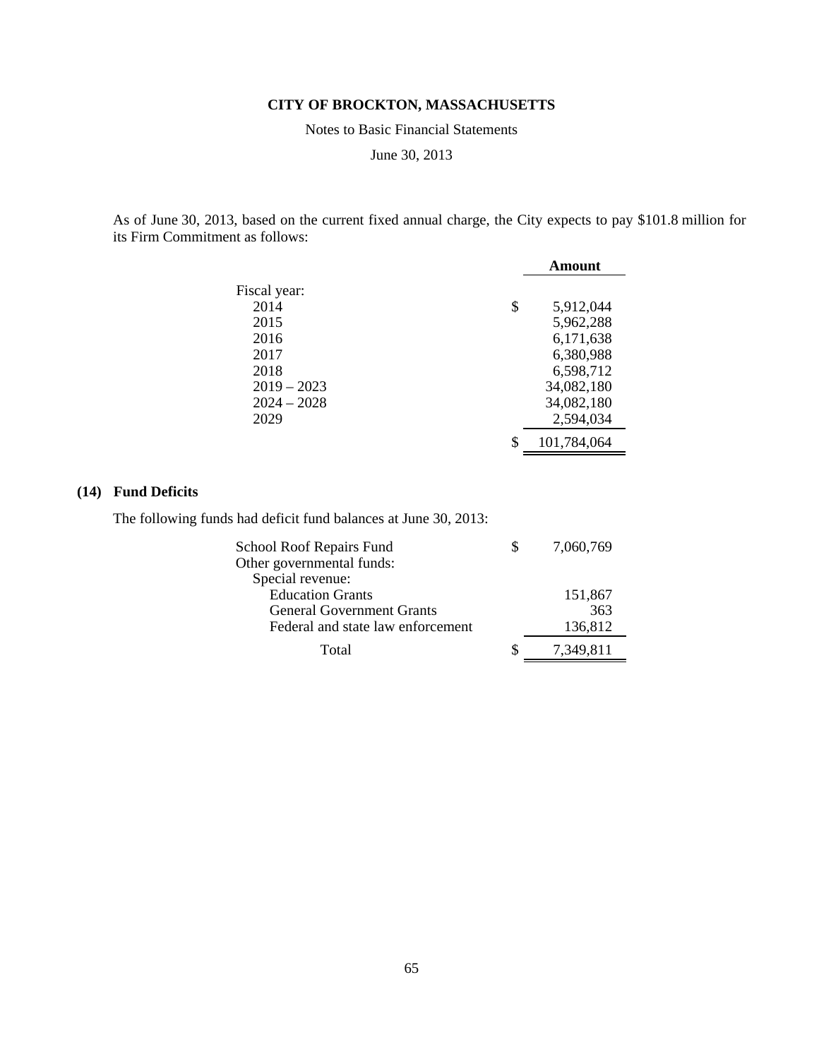As of June 30, 2013, based on the current fixed annual charge, the City expects to pay $101.8 million for its Firm Commitment as follows:

| | | Amount |
|---|---|---|
| Fiscal year: | | |
| 2014 | $ | 5,912,044 |
| 2015 | | 5,962,288 |
| 2016 | | 6,171,638 |
| 2017 | | 6,380,988 |
| 2018 | | 6,598,712 |
| 2019 – 2023 | | 34,082,180 |
| 2024 – 2028 | | 34,082,180 |
| 2029 | | 2,594,034 |
| | $ | 101,784,064 |

## (14) Fund Deficits

The following funds had deficit fund balances at June 30, 2013:

| | | |
|---|---|---|
| School Roof Repairs Fund | $ | 7,060,769 |
| Other governmental funds: | | |
| Special revenue: | | |
| Education Grants | | 151,867 |
| General Government Grants | | 363 |
| Federal and state law enforcement | | 136,812 |
| Total | $ | 7,349,811 |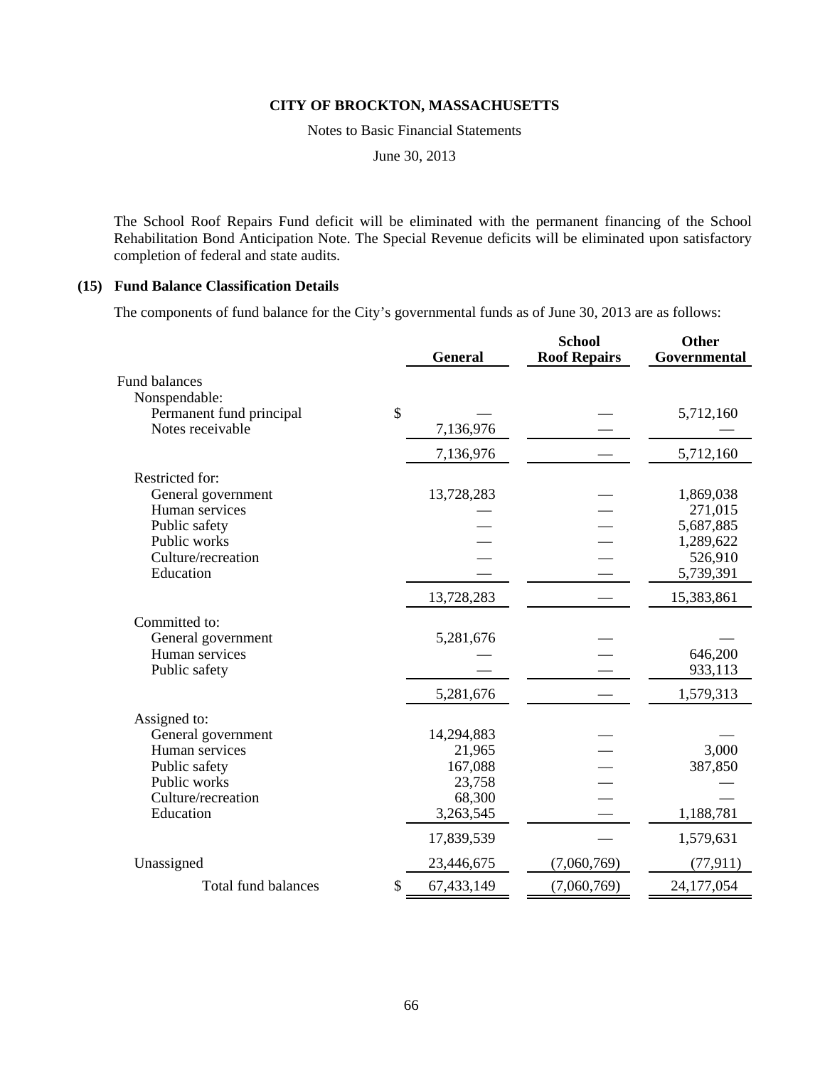The School Roof Repairs Fund deficit will be eliminated with the permanent financing of the School Rehabilitation Bond Anticipation Note. The Special Revenue deficits will be eliminated upon satisfactory completion of federal and state audits.

## (15) Fund Balance Classification Details

The components of fund balance for the City's governmental funds as of June 30, 2013 are as follows:

| | General | School Roof Repairs | Other Governmental |
|---|---|---|---|
| Fund balances | | | |
| Nonspendable: | | | |
| Permanent fund principal | $ — | — | 5,712,160 |
| Notes receivable | 7,136,976 | — | — |
| | 7,136,976 | — | 5,712,160 |
| Restricted for: | | | |
| General government | 13,728,283 | — | 1,869,038 |
| Human services | — | — | 271,015 |
| Public safety | — | — | 5,687,885 |
| Public works | — | — | 1,289,622 |
| Culture/recreation | — | — | 526,910 |
| Education | — | — | 5,739,391 |
| | 13,728,283 | — | 15,383,861 |
| Committed to: | | | |
| General government | 5,281,676 | — | — |
| Human services | — | — | 646,200 |
| Public safety | — | — | 933,113 |
| | 5,281,676 | — | 1,579,313 |
| Assigned to: | | | |
| General government | 14,294,883 | — | — |
| Human services | 21,965 | — | 3,000 |
| Public safety | 167,088 | — | 387,850 |
| Public works | 23,758 | — | — |
| Culture/recreation | 68,300 | — | — |
| Education | 3,263,545 | — | 1,188,781 |
| | 17,839,539 | — | 1,579,631 |
| Unassigned | 23,446,675 | (7,060,769) | (77,911) |
| Total fund balances | $ 67,433,149 | (7,060,769) | 24,177,054 |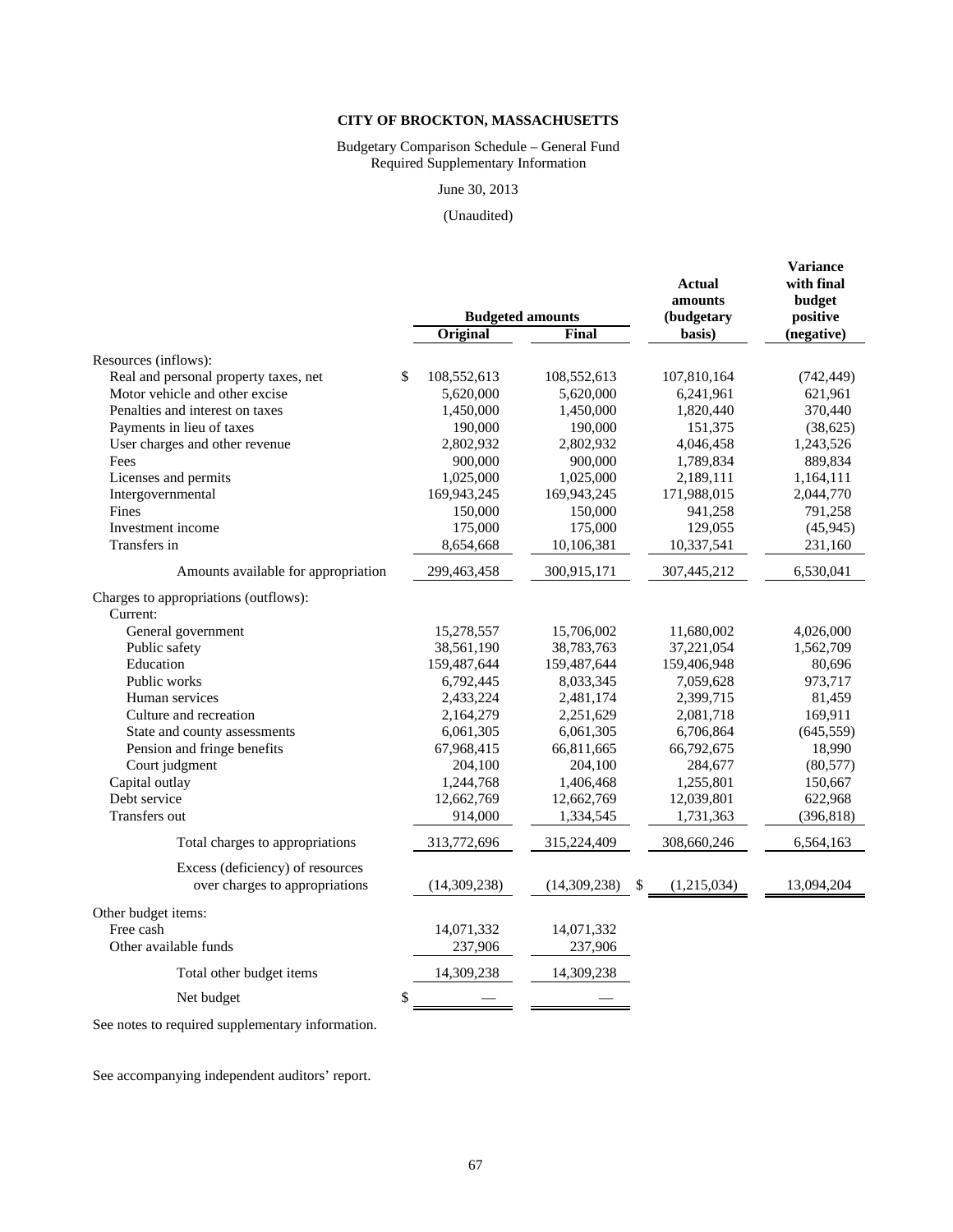**CITY OF BROCKTON, MASSACHUSETTS**

Budgetary Comparison Schedule – General Fund
Required Supplementary Information

June 30, 2013

(Unaudited)

| | Budgeted amounts | | Actual amounts (budgetary basis) | Variance with final budget positive (negative) |
|---|---|---|---|---|
| | Original | Final | | |
| Resources (inflows): | | | | |
| Real and personal property taxes, net | $ 108,552,613 | 108,552,613 | 107,810,164 | (742,449) |
| Motor vehicle and other excise | 5,620,000 | 5,620,000 | 6,241,961 | 621,961 |
| Penalties and interest on taxes | 1,450,000 | 1,450,000 | 1,820,440 | 370,440 |
| Payments in lieu of taxes | 190,000 | 190,000 | 151,375 | (38,625) |
| User charges and other revenue | 2,802,932 | 2,802,932 | 4,046,458 | 1,243,526 |
| Fees | 900,000 | 900,000 | 1,789,834 | 889,834 |
| Licenses and permits | 1,025,000 | 1,025,000 | 2,189,111 | 1,164,111 |
| Intergovernmental | 169,943,245 | 169,943,245 | 171,988,015 | 2,044,770 |
| Fines | 150,000 | 150,000 | 941,258 | 791,258 |
| Investment income | 175,000 | 175,000 | 129,055 | (45,945) |
| Transfers in | 8,654,668 | 10,106,381 | 10,337,541 | 231,160 |
| Amounts available for appropriation | 299,463,458 | 300,915,171 | 307,445,212 | 6,530,041 |
| Charges to appropriations (outflows): | | | | |
| Current: | | | | |
| General government | 15,278,557 | 15,706,002 | 11,680,002 | 4,026,000 |
| Public safety | 38,561,190 | 38,783,763 | 37,221,054 | 1,562,709 |
| Education | 159,487,644 | 159,487,644 | 159,406,948 | 80,696 |
| Public works | 6,792,445 | 8,033,345 | 7,059,628 | 973,717 |
| Human services | 2,433,224 | 2,481,174 | 2,399,715 | 81,459 |
| Culture and recreation | 2,164,279 | 2,251,629 | 2,081,718 | 169,911 |
| State and county assessments | 6,061,305 | 6,061,305 | 6,706,864 | (645,559) |
| Pension and fringe benefits | 67,968,415 | 66,811,665 | 66,792,675 | 18,990 |
| Court judgment | 204,100 | 204,100 | 284,677 | (80,577) |
| Capital outlay | 1,244,768 | 1,406,468 | 1,255,801 | 150,667 |
| Debt service | 12,662,769 | 12,662,769 | 12,039,801 | 622,968 |
| Transfers out | 914,000 | 1,334,545 | 1,731,363 | (396,818) |
| Total charges to appropriations | 313,772,696 | 315,224,409 | 308,660,246 | 6,564,163 |
| Excess (deficiency) of resources over charges to appropriations | (14,309,238) | (14,309,238) | $ (1,215,034) | 13,094,204 |
| Other budget items: | | | | |
| Free cash | 14,071,332 | 14,071,332 | | |
| Other available funds | 237,906 | 237,906 | | |
| Total other budget items | 14,309,238 | 14,309,238 | | |
| Net budget | $ — | — | | |

See notes to required supplementary information.

See accompanying independent auditors' report.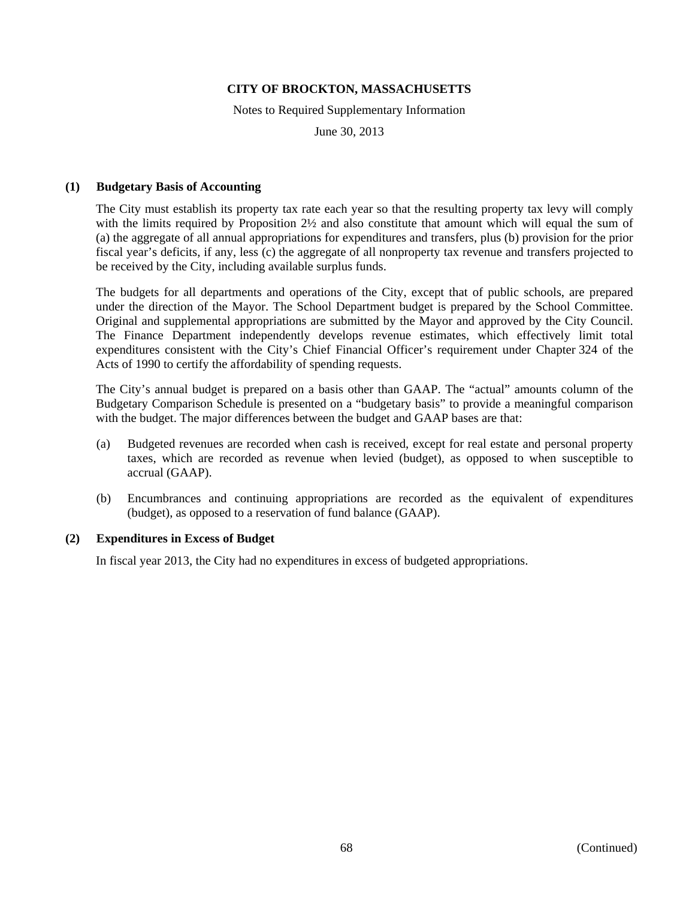**CITY OF BROCKTON, MASSACHUSETTS**

Notes to Required Supplementary Information

June 30, 2013

## (1) Budgetary Basis of Accounting

The City must establish its property tax rate each year so that the resulting property tax levy will comply with the limits required by Proposition 2½ and also constitute that amount which will equal the sum of (a) the aggregate of all annual appropriations for expenditures and transfers, plus (b) provision for the prior fiscal year's deficits, if any, less (c) the aggregate of all nonproperty tax revenue and transfers projected to be received by the City, including available surplus funds.

The budgets for all departments and operations of the City, except that of public schools, are prepared under the direction of the Mayor. The School Department budget is prepared by the School Committee. Original and supplemental appropriations are submitted by the Mayor and approved by the City Council. The Finance Department independently develops revenue estimates, which effectively limit total expenditures consistent with the City's Chief Financial Officer's requirement under Chapter 324 of the Acts of 1990 to certify the affordability of spending requests.

The City's annual budget is prepared on a basis other than GAAP. The "actual" amounts column of the Budgetary Comparison Schedule is presented on a "budgetary basis" to provide a meaningful comparison with the budget. The major differences between the budget and GAAP bases are that:

(a) Budgeted revenues are recorded when cash is received, except for real estate and personal property taxes, which are recorded as revenue when levied (budget), as opposed to when susceptible to accrual (GAAP).

(b) Encumbrances and continuing appropriations are recorded as the equivalent of expenditures (budget), as opposed to a reservation of fund balance (GAAP).

## (2) Expenditures in Excess of Budget

In fiscal year 2013, the City had no expenditures in excess of budgeted appropriations.

(Continued)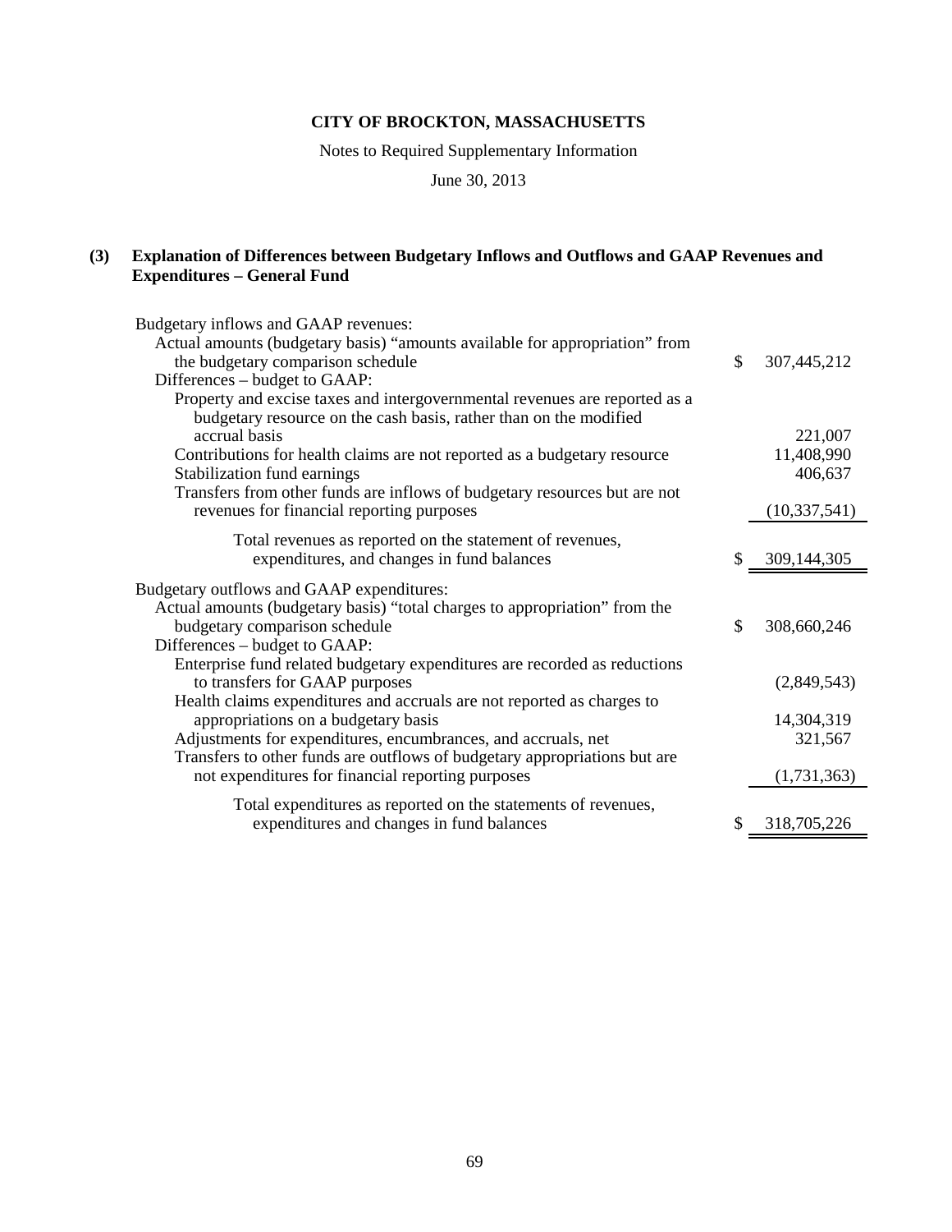# CITY OF BROCKTON, MASSACHUSETTS

Notes to Required Supplementary Information

June 30, 2013

## (3) Explanation of Differences between Budgetary Inflows and Outflows and GAAP Revenues and Expenditures – General Fund

| | |
|---|---|
| Budgetary inflows and GAAP revenues: | |
| Actual amounts (budgetary basis) "amounts available for appropriation" from the budgetary comparison schedule | $ 307,445,212 |
| Differences – budget to GAAP: | |
| Property and excise taxes and intergovernmental revenues are reported as a budgetary resource on the cash basis, rather than on the modified accrual basis | 221,007 |
| Contributions for health claims are not reported as a budgetary resource | 11,408,990 |
| Stabilization fund earnings | 406,637 |
| Transfers from other funds are inflows of budgetary resources but are not revenues for financial reporting purposes | (10,337,541) |
| Total revenues as reported on the statement of revenues, expenditures, and changes in fund balances | $ 309,144,305 |
| Budgetary outflows and GAAP expenditures: | |
| Actual amounts (budgetary basis) "total charges to appropriation" from the budgetary comparison schedule | $ 308,660,246 |
| Differences – budget to GAAP: | |
| Enterprise fund related budgetary expenditures are recorded as reductions to transfers for GAAP purposes | (2,849,543) |
| Health claims expenditures and accruals are not reported as charges to appropriations on a budgetary basis | 14,304,319 |
| Adjustments for expenditures, encumbrances, and accruals, net | 321,567 |
| Transfers to other funds are outflows of budgetary appropriations but are not expenditures for financial reporting purposes | (1,731,363) |
| Total expenditures as reported on the statements of revenues, expenditures and changes in fund balances | $ 318,705,226 |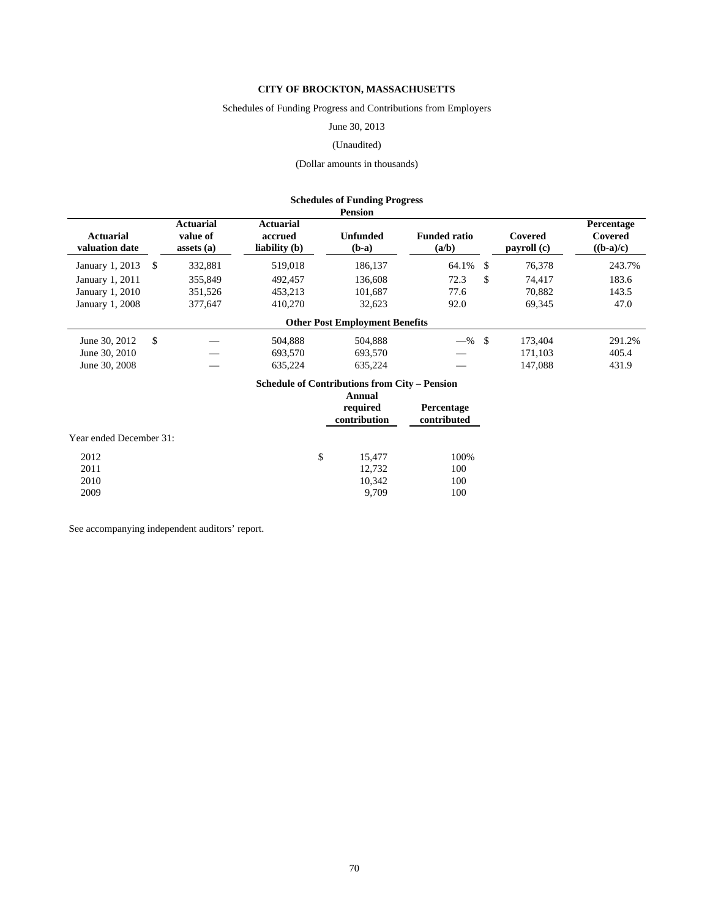**CITY OF BROCKTON, MASSACHUSETTS**

Schedules of Funding Progress and Contributions from Employers

June 30, 2013

(Unaudited)

(Dollar amounts in thousands)

**Schedules of Funding Progress**

**Pension**

| Actuarial valuation date | Actuarial value of assets (a) | Actuarial accrued liability (b) | Unfunded (b-a) | Funded ratio (a/b) | Covered payroll (c) | Percentage Covered ((b-a)/c) |
|---|---|---|---|---|---|---|
| January 1, 2013 | $ 332,881 | 519,018 | 186,137 | 64.1% | $ 76,378 | 243.7% |
| January 1, 2011 | 355,849 | 492,457 | 136,608 | 72.3 | $ 74,417 | 183.6 |
| January 1, 2010 | 351,526 | 453,213 | 101,687 | 77.6 | 70,882 | 143.5 |
| January 1, 2008 | 377,647 | 410,270 | 32,623 | 92.0 | 69,345 | 47.0 |
| **Other Post Employment Benefits** | | | | | | |
| June 30, 2012 | $ — | 504,888 | 504,888 | —% | $ 173,404 | 291.2% |
| June 30, 2010 | — | 693,570 | 693,570 | — | 171,103 | 405.4 |
| June 30, 2008 | — | 635,224 | 635,224 | — | 147,088 | 431.9 |

**Schedule of Contributions from City – Pension**

| | Annual required contribution | Percentage contributed |
|---|---|---|
| Year ended December 31: | | |
| 2012 | $ 15,477 | 100% |
| 2011 | 12,732 | 100 |
| 2010 | 10,342 | 100 |
| 2009 | 9,709 | 100 |

See accompanying independent auditors' report.